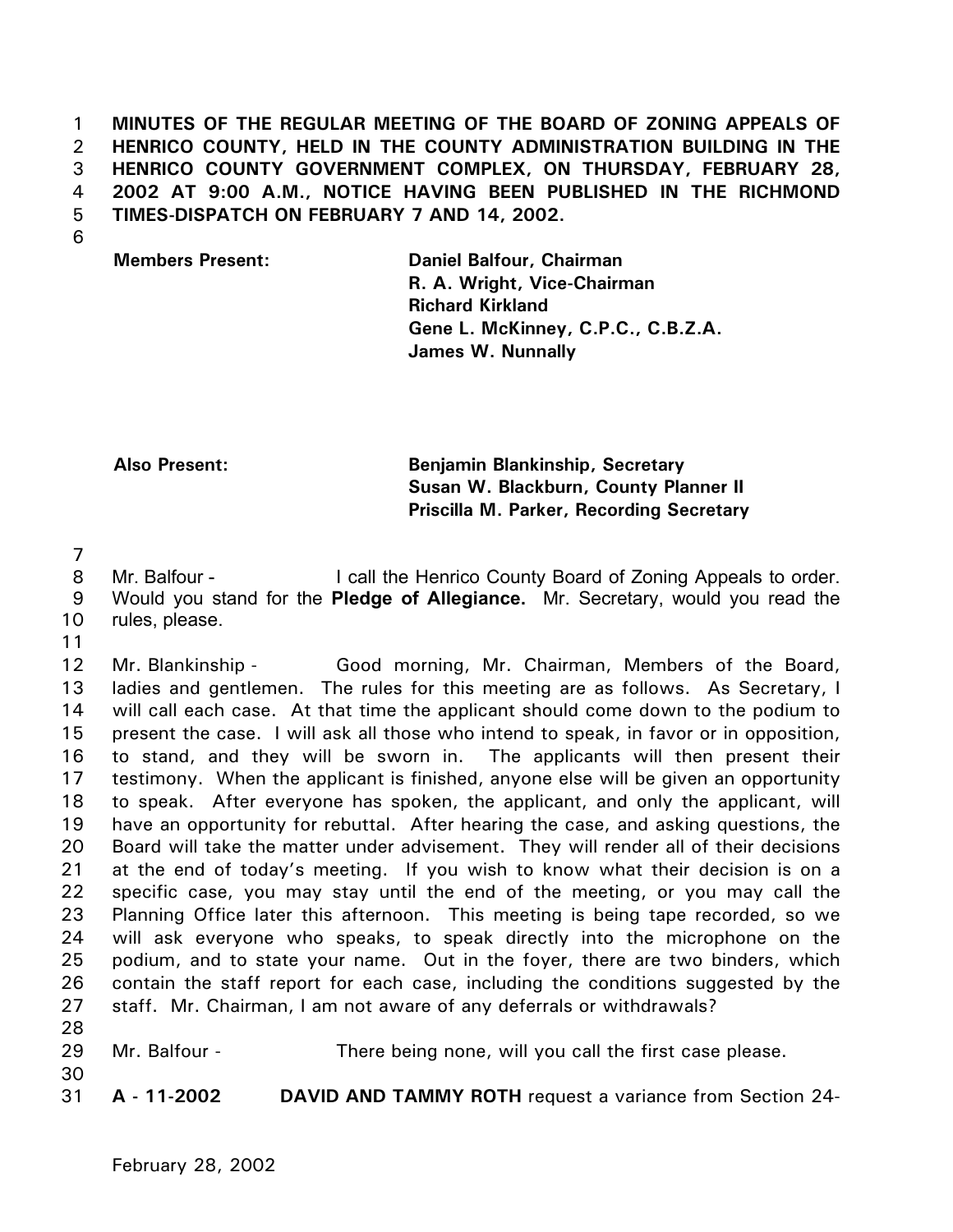**MINUTES OF THE REGULAR MEETING OF THE BOARD OF ZONING APPEALS OF HENRICO COUNTY, HELD IN THE COUNTY ADMINISTRATION BUILDING IN THE HENRICO COUNTY GOVERNMENT COMPLEX, ON THURSDAY, FEBRUARY 28, 2002 AT 9:00 A.M., NOTICE HAVING BEEN PUBLISHED IN THE RICHMOND TIMES-DISPATCH ON FEBRUARY 7 AND 14, 2002.**

**Members Present:**

**Daniel Balfour, Chairman**
**R. A. Wright, Vice-Chairman**
**Richard Kirkland**
**Gene L. McKinney, C.P.C., C.B.Z.A.**
**James W. Nunnally**

**Also Present:**

**Benjamin Blankinship, Secretary**
**Susan W. Blackburn, County Planner II**
**Priscilla M. Parker, Recording Secretary**

Mr. Balfour - I call the Henrico County Board of Zoning Appeals to order. Would you stand for the **Pledge of Allegiance.** Mr. Secretary, would you read the rules, please.

Mr. Blankinship - Good morning, Mr. Chairman, Members of the Board, ladies and gentlemen. The rules for this meeting are as follows. As Secretary, I will call each case. At that time the applicant should come down to the podium to present the case. I will ask all those who intend to speak, in favor or in opposition, to stand, and they will be sworn in. The applicants will then present their testimony. When the applicant is finished, anyone else will be given an opportunity to speak. After everyone has spoken, the applicant, and only the applicant, will have an opportunity for rebuttal. After hearing the case, and asking questions, the Board will take the matter under advisement. They will render all of their decisions at the end of today's meeting. If you wish to know what their decision is on a specific case, you may stay until the end of the meeting, or you may call the Planning Office later this afternoon. This meeting is being tape recorded, so we will ask everyone who speaks, to speak directly into the microphone on the podium, and to state your name. Out in the foyer, there are two binders, which contain the staff report for each case, including the conditions suggested by the staff. Mr. Chairman, I am not aware of any deferrals or withdrawals?

Mr. Balfour - There being none, will you call the first case please.

**A - 11-2002** **DAVID AND TAMMY ROTH** request a variance from Section 24-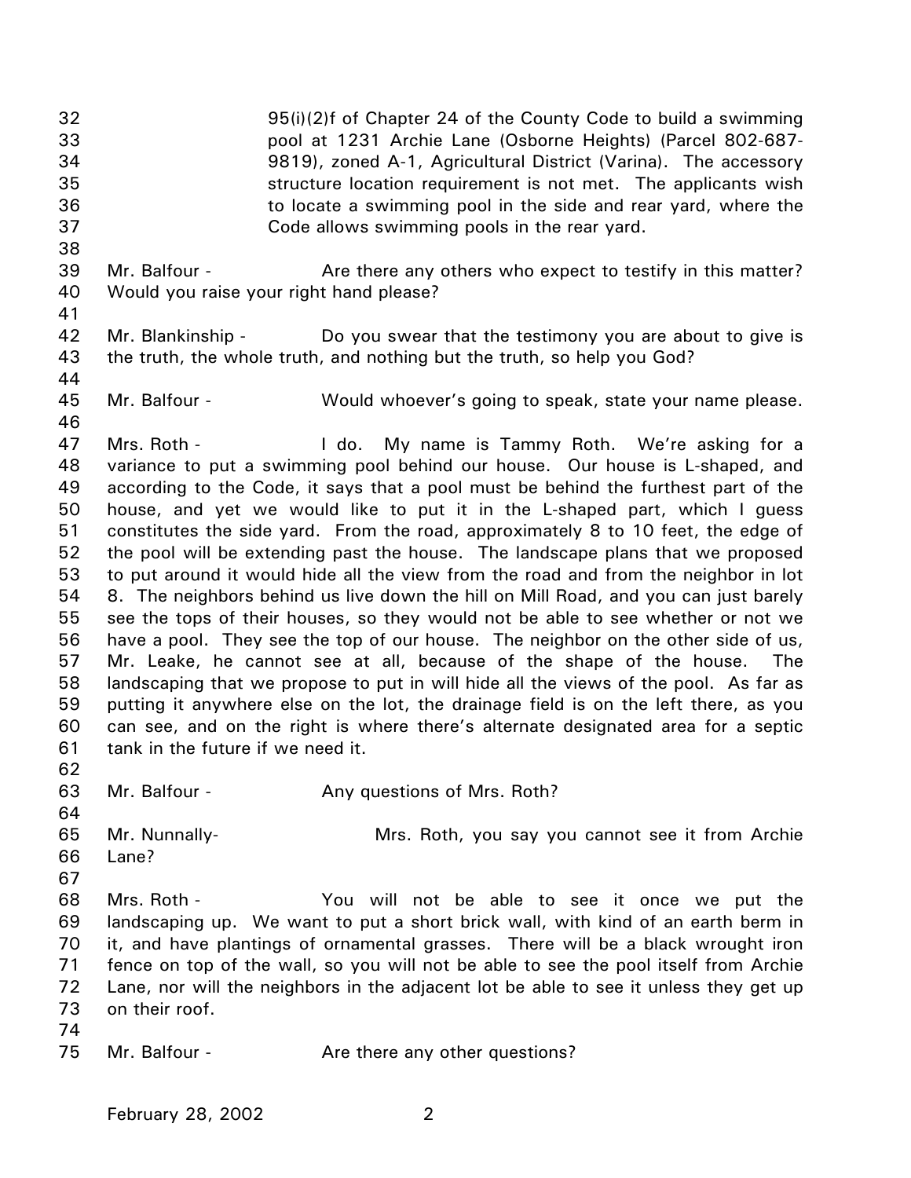95(i)(2)f of Chapter 24 of the County Code to build a swimming pool at 1231 Archie Lane (Osborne Heights) (Parcel 802-687-9819), zoned A-1, Agricultural District (Varina). The accessory structure location requirement is not met. The applicants wish to locate a swimming pool in the side and rear yard, where the Code allows swimming pools in the rear yard.

Mr. Balfour - Are there any others who expect to testify in this matter? Would you raise your right hand please?

Mr. Blankinship - Do you swear that the testimony you are about to give is the truth, the whole truth, and nothing but the truth, so help you God?

Mr. Balfour - Would whoever's going to speak, state your name please.

Mrs. Roth - I do. My name is Tammy Roth. We're asking for a variance to put a swimming pool behind our house. Our house is L-shaped, and according to the Code, it says that a pool must be behind the furthest part of the house, and yet we would like to put it in the L-shaped part, which I guess constitutes the side yard. From the road, approximately 8 to 10 feet, the edge of the pool will be extending past the house. The landscape plans that we proposed to put around it would hide all the view from the road and from the neighbor in lot 8. The neighbors behind us live down the hill on Mill Road, and you can just barely see the tops of their houses, so they would not be able to see whether or not we have a pool. They see the top of our house. The neighbor on the other side of us, Mr. Leake, he cannot see at all, because of the shape of the house. The landscaping that we propose to put in will hide all the views of the pool. As far as putting it anywhere else on the lot, the drainage field is on the left there, as you can see, and on the right is where there's alternate designated area for a septic tank in the future if we need it.

Mr. Balfour - Any questions of Mrs. Roth?

Mr. Nunnally- Mrs. Roth, you say you cannot see it from Archie Lane?

Mrs. Roth - You will not be able to see it once we put the landscaping up. We want to put a short brick wall, with kind of an earth berm in it, and have plantings of ornamental grasses. There will be a black wrought iron fence on top of the wall, so you will not be able to see the pool itself from Archie Lane, nor will the neighbors in the adjacent lot be able to see it unless they get up on their roof.

Mr. Balfour - Are there any other questions?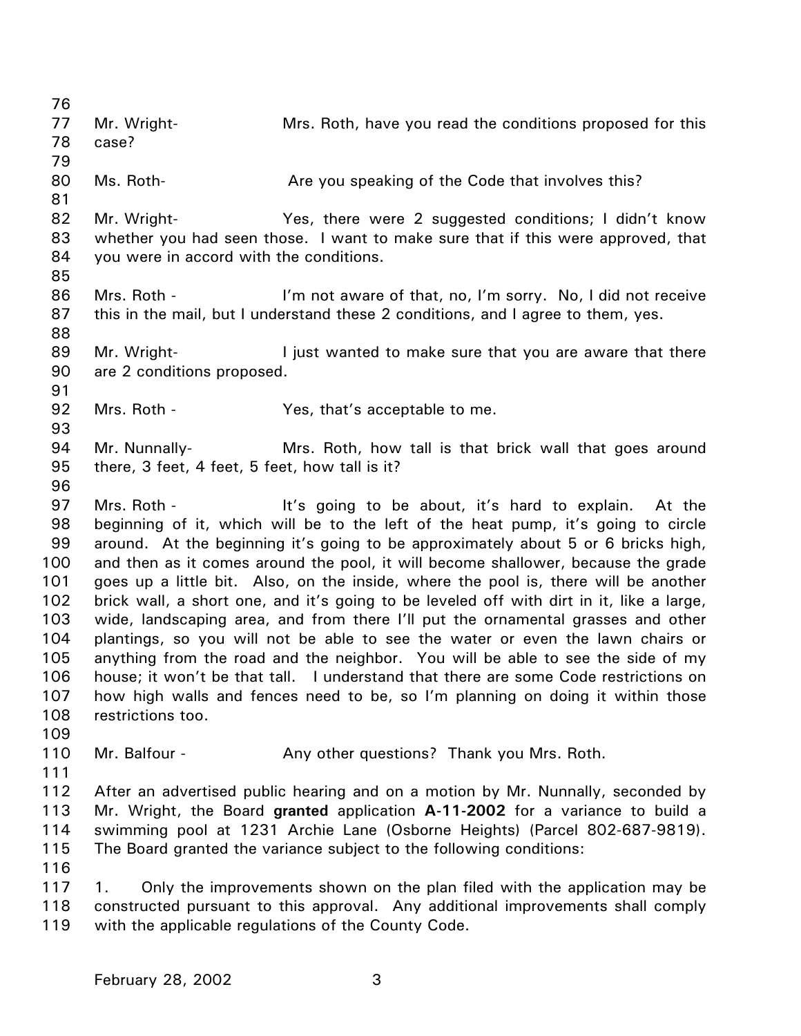Mr. Wright- Mrs. Roth, have you read the conditions proposed for this case?

Ms. Roth- Are you speaking of the Code that involves this?

Mr. Wright- Yes, there were 2 suggested conditions; I didn't know whether you had seen those. I want to make sure that if this were approved, that you were in accord with the conditions.

Mrs. Roth - I'm not aware of that, no, I'm sorry. No, I did not receive this in the mail, but I understand these 2 conditions, and I agree to them, yes.

Mr. Wright- I just wanted to make sure that you are aware that there are 2 conditions proposed.

Mrs. Roth - Yes, that's acceptable to me.

Mr. Nunnally- Mrs. Roth, how tall is that brick wall that goes around there, 3 feet, 4 feet, 5 feet, how tall is it?

Mrs. Roth - It's going to be about, it's hard to explain. At the beginning of it, which will be to the left of the heat pump, it's going to circle around. At the beginning it's going to be approximately about 5 or 6 bricks high, and then as it comes around the pool, it will become shallower, because the grade goes up a little bit. Also, on the inside, where the pool is, there will be another brick wall, a short one, and it's going to be leveled off with dirt in it, like a large, wide, landscaping area, and from there I'll put the ornamental grasses and other plantings, so you will not be able to see the water or even the lawn chairs or anything from the road and the neighbor. You will be able to see the side of my house; it won't be that tall. I understand that there are some Code restrictions on how high walls and fences need to be, so I'm planning on doing it within those restrictions too.

Mr. Balfour - Any other questions? Thank you Mrs. Roth.

After an advertised public hearing and on a motion by Mr. Nunnally, seconded by Mr. Wright, the Board **granted** application **A-11-2002** for a variance to build a swimming pool at 1231 Archie Lane (Osborne Heights) (Parcel 802-687-9819). The Board granted the variance subject to the following conditions:

1. Only the improvements shown on the plan filed with the application may be constructed pursuant to this approval. Any additional improvements shall comply with the applicable regulations of the County Code.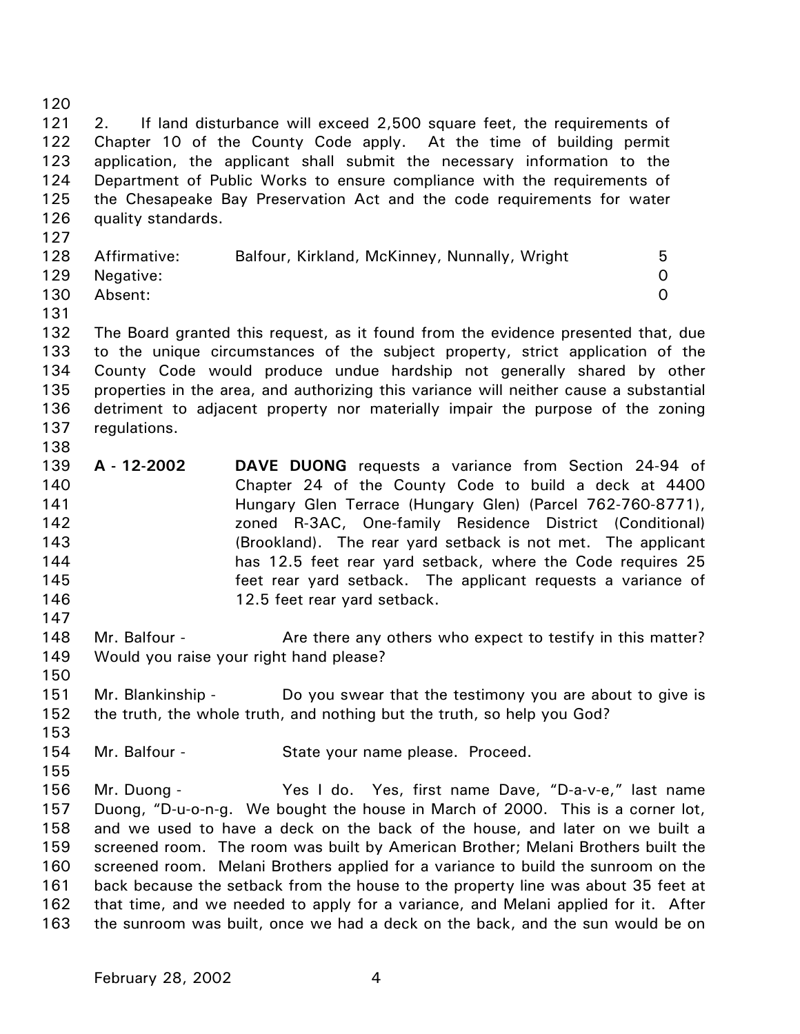2. If land disturbance will exceed 2,500 square feet, the requirements of Chapter 10 of the County Code apply. At the time of building permit application, the applicant shall submit the necessary information to the Department of Public Works to ensure compliance with the requirements of the Chesapeake Bay Preservation Act and the code requirements for water quality standards.

| | | |
|---|---|---|
| Affirmative: | Balfour, Kirkland, McKinney, Nunnally, Wright | 5 |
| Negative: | | 0 |
| Absent: | | 0 |

The Board granted this request, as it found from the evidence presented that, due to the unique circumstances of the subject property, strict application of the County Code would produce undue hardship not generally shared by other properties in the area, and authorizing this variance will neither cause a substantial detriment to adjacent property nor materially impair the purpose of the zoning regulations.

**A - 12-2002** **DAVE DUONG** requests a variance from Section 24-94 of Chapter 24 of the County Code to build a deck at 4400 Hungary Glen Terrace (Hungary Glen) (Parcel 762-760-8771), zoned R-3AC, One-family Residence District (Conditional) (Brookland). The rear yard setback is not met. The applicant has 12.5 feet rear yard setback, where the Code requires 25 feet rear yard setback. The applicant requests a variance of 12.5 feet rear yard setback.

Mr. Balfour - Are there any others who expect to testify in this matter? Would you raise your right hand please?

Mr. Blankinship - Do you swear that the testimony you are about to give is the truth, the whole truth, and nothing but the truth, so help you God?

Mr. Balfour - State your name please. Proceed.

Mr. Duong - Yes I do. Yes, first name Dave, "D-a-v-e," last name Duong, "D-u-o-n-g. We bought the house in March of 2000. This is a corner lot, and we used to have a deck on the back of the house, and later on we built a screened room. The room was built by American Brother; Melani Brothers built the screened room. Melani Brothers applied for a variance to build the sunroom on the back because the setback from the house to the property line was about 35 feet at that time, and we needed to apply for a variance, and Melani applied for it. After the sunroom was built, once we had a deck on the back, and the sun would be on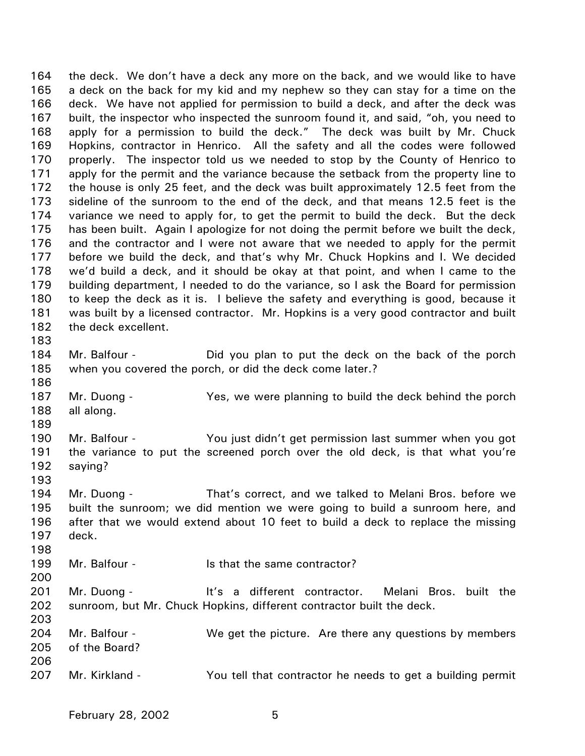the deck. We don't have a deck any more on the back, and we would like to have a deck on the back for my kid and my nephew so they can stay for a time on the deck. We have not applied for permission to build a deck, and after the deck was built, the inspector who inspected the sunroom found it, and said, "oh, you need to apply for a permission to build the deck." The deck was built by Mr. Chuck Hopkins, contractor in Henrico. All the safety and all the codes were followed properly. The inspector told us we needed to stop by the County of Henrico to apply for the permit and the variance because the setback from the property line to the house is only 25 feet, and the deck was built approximately 12.5 feet from the sideline of the sunroom to the end of the deck, and that means 12.5 feet is the variance we need to apply for, to get the permit to build the deck. But the deck has been built. Again I apologize for not doing the permit before we built the deck, and the contractor and I were not aware that we needed to apply for the permit before we build the deck, and that's why Mr. Chuck Hopkins and I. We decided we'd build a deck, and it should be okay at that point, and when I came to the building department, I needed to do the variance, so I ask the Board for permission to keep the deck as it is. I believe the safety and everything is good, because it was built by a licensed contractor. Mr. Hopkins is a very good contractor and built the deck excellent.

Mr. Balfour - Did you plan to put the deck on the back of the porch when you covered the porch, or did the deck come later.?

Mr. Duong - Yes, we were planning to build the deck behind the porch all along.

Mr. Balfour - You just didn't get permission last summer when you got the variance to put the screened porch over the old deck, is that what you're saying?

Mr. Duong - That's correct, and we talked to Melani Bros. before we built the sunroom; we did mention we were going to build a sunroom here, and after that we would extend about 10 feet to build a deck to replace the missing deck.

Mr. Balfour - Is that the same contractor?

Mr. Duong - It's a different contractor. Melani Bros. built the sunroom, but Mr. Chuck Hopkins, different contractor built the deck.

Mr. Balfour - We get the picture. Are there any questions by members of the Board?

Mr. Kirkland - You tell that contractor he needs to get a building permit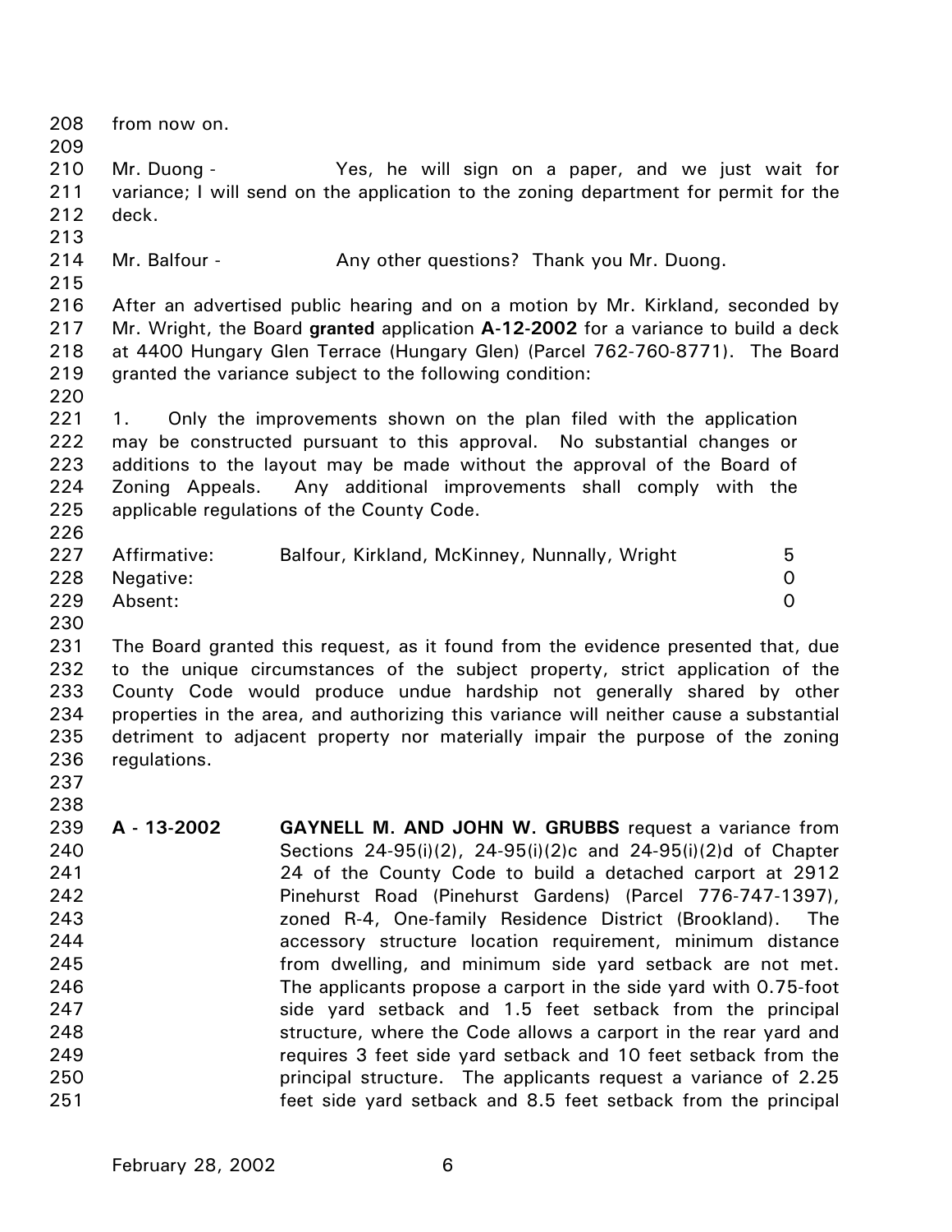from now on.

Mr. Duong - Yes, he will sign on a paper, and we just wait for variance; I will send on the application to the zoning department for permit for the deck.

Mr. Balfour - Any other questions? Thank you Mr. Duong.

After an advertised public hearing and on a motion by Mr. Kirkland, seconded by Mr. Wright, the Board **granted** application **A-12-2002** for a variance to build a deck at 4400 Hungary Glen Terrace (Hungary Glen) (Parcel 762-760-8771). The Board granted the variance subject to the following condition:

1. Only the improvements shown on the plan filed with the application may be constructed pursuant to this approval. No substantial changes or additions to the layout may be made without the approval of the Board of Zoning Appeals. Any additional improvements shall comply with the applicable regulations of the County Code.

| | | |
|---|---|---|
| Affirmative: | Balfour, Kirkland, McKinney, Nunnally, Wright | 5 |
| Negative: | | 0 |
| Absent: | | 0 |

The Board granted this request, as it found from the evidence presented that, due to the unique circumstances of the subject property, strict application of the County Code would produce undue hardship not generally shared by other properties in the area, and authorizing this variance will neither cause a substantial detriment to adjacent property nor materially impair the purpose of the zoning regulations.

**A - 13-2002** **GAYNELL M. AND JOHN W. GRUBBS** request a variance from Sections 24-95(i)(2), 24-95(i)(2)c and 24-95(i)(2)d of Chapter 24 of the County Code to build a detached carport at 2912 Pinehurst Road (Pinehurst Gardens) (Parcel 776-747-1397), zoned R-4, One-family Residence District (Brookland). The accessory structure location requirement, minimum distance from dwelling, and minimum side yard setback are not met. The applicants propose a carport in the side yard with 0.75-foot side yard setback and 1.5 feet setback from the principal structure, where the Code allows a carport in the rear yard and requires 3 feet side yard setback and 10 feet setback from the principal structure. The applicants request a variance of 2.25 feet side yard setback and 8.5 feet setback from the principal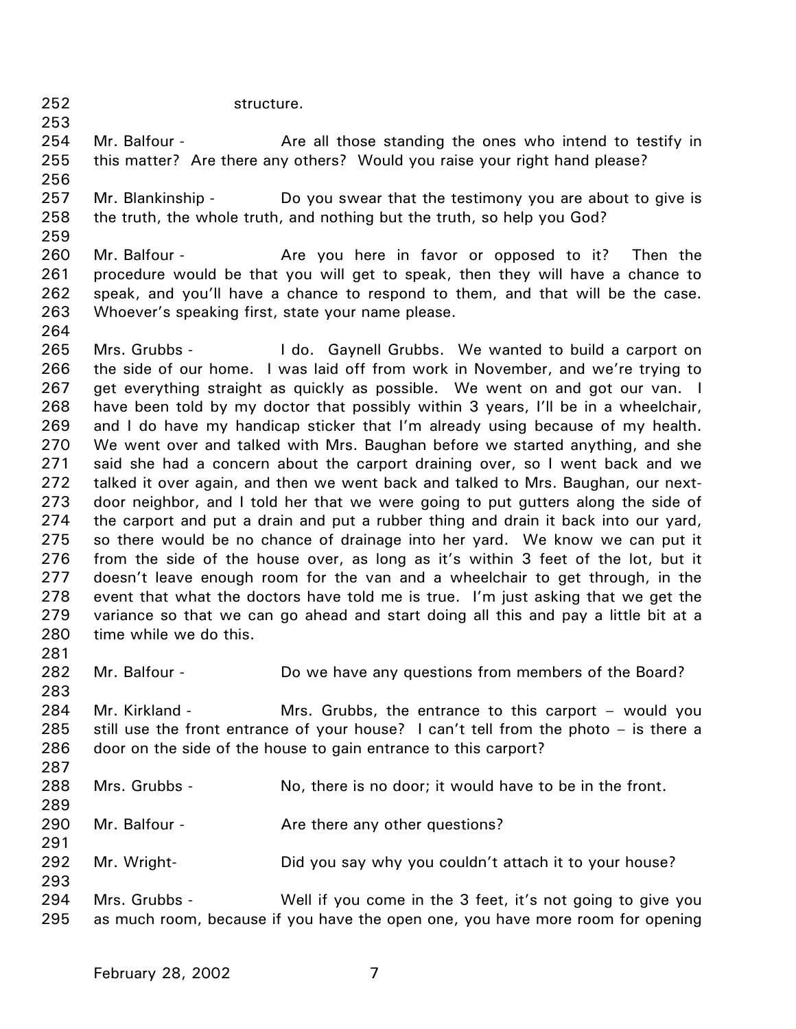structure.

Mr. Balfour - Are all those standing the ones who intend to testify in this matter? Are there any others? Would you raise your right hand please?

Mr. Blankinship - Do you swear that the testimony you are about to give is the truth, the whole truth, and nothing but the truth, so help you God?

Mr. Balfour - Are you here in favor or opposed to it? Then the procedure would be that you will get to speak, then they will have a chance to speak, and you'll have a chance to respond to them, and that will be the case. Whoever's speaking first, state your name please.

Mrs. Grubbs - I do. Gaynell Grubbs. We wanted to build a carport on the side of our home. I was laid off from work in November, and we're trying to get everything straight as quickly as possible. We went on and got our van. I have been told by my doctor that possibly within 3 years, I'll be in a wheelchair, and I do have my handicap sticker that I'm already using because of my health. We went over and talked with Mrs. Baughan before we started anything, and she said she had a concern about the carport draining over, so I went back and we talked it over again, and then we went back and talked to Mrs. Baughan, our next-door neighbor, and I told her that we were going to put gutters along the side of the carport and put a drain and put a rubber thing and drain it back into our yard, so there would be no chance of drainage into her yard. We know we can put it from the side of the house over, as long as it's within 3 feet of the lot, but it doesn't leave enough room for the van and a wheelchair to get through, in the event that what the doctors have told me is true. I'm just asking that we get the variance so that we can go ahead and start doing all this and pay a little bit at a time while we do this.

Mr. Balfour - Do we have any questions from members of the Board?

Mr. Kirkland - Mrs. Grubbs, the entrance to this carport – would you still use the front entrance of your house? I can't tell from the photo – is there a door on the side of the house to gain entrance to this carport?

Mrs. Grubbs - No, there is no door; it would have to be in the front.

Mr. Balfour - Are there any other questions?

Mr. Wright- Did you say why you couldn't attach it to your house?

Mrs. Grubbs - Well if you come in the 3 feet, it's not going to give you as much room, because if you have the open one, you have more room for opening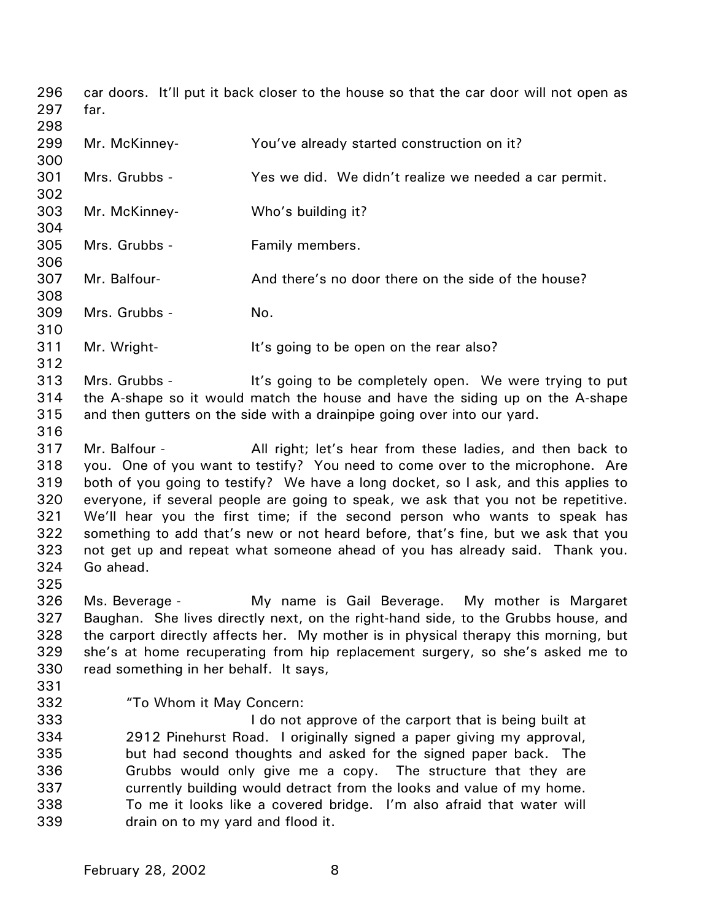car doors. It'll put it back closer to the house so that the car door will not open as far.

Mr. McKinney- You've already started construction on it?

Mrs. Grubbs - Yes we did. We didn't realize we needed a car permit.

Mr. McKinney- Who's building it?

Mrs. Grubbs - Family members.

Mr. Balfour- And there's no door there on the side of the house?

Mrs. Grubbs - No.

Mr. Wright- It's going to be open on the rear also?

Mrs. Grubbs - It's going to be completely open. We were trying to put the A-shape so it would match the house and have the siding up on the A-shape and then gutters on the side with a drainpipe going over into our yard.

Mr. Balfour - All right; let's hear from these ladies, and then back to you. One of you want to testify? You need to come over to the microphone. Are both of you going to testify? We have a long docket, so I ask, and this applies to everyone, if several people are going to speak, we ask that you not be repetitive. We'll hear you the first time; if the second person who wants to speak has something to add that's new or not heard before, that's fine, but we ask that you not get up and repeat what someone ahead of you has already said. Thank you. Go ahead.

Ms. Beverage - My name is Gail Beverage. My mother is Margaret Baughan. She lives directly next, on the right-hand side, to the Grubbs house, and the carport directly affects her. My mother is in physical therapy this morning, but she's at home recuperating from hip replacement surgery, so she's asked me to read something in her behalf. It says,

> "To Whom it May Concern:
>
> I do not approve of the carport that is being built at 2912 Pinehurst Road. I originally signed a paper giving my approval, but had second thoughts and asked for the signed paper back. The Grubbs would only give me a copy. The structure that they are currently building would detract from the looks and value of my home. To me it looks like a covered bridge. I'm also afraid that water will drain on to my yard and flood it.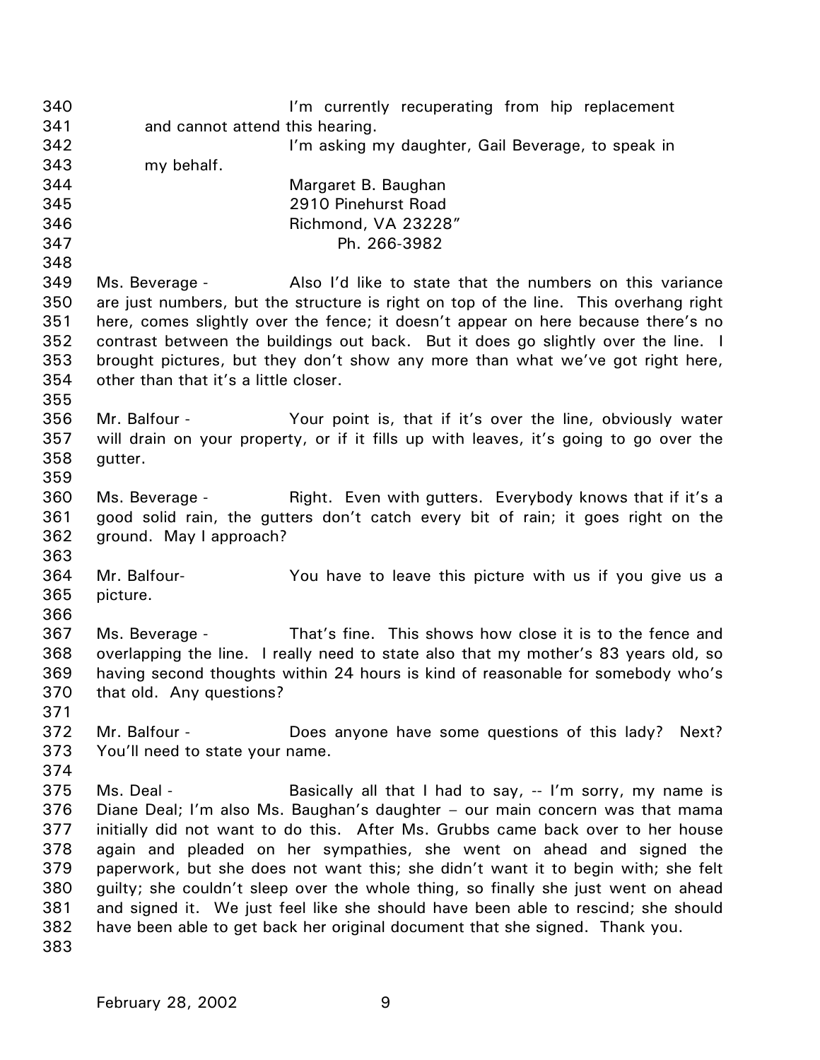I'm currently recuperating from hip replacement and cannot attend this hearing.

I'm asking my daughter, Gail Beverage, to speak in my behalf.

Margaret B. Baughan
2910 Pinehurst Road
Richmond, VA 23228"
Ph. 266-3982

Ms. Beverage - Also I'd like to state that the numbers on this variance are just numbers, but the structure is right on top of the line. This overhang right here, comes slightly over the fence; it doesn't appear on here because there's no contrast between the buildings out back. But it does go slightly over the line. I brought pictures, but they don't show any more than what we've got right here, other than that it's a little closer.

Mr. Balfour - Your point is, that if it's over the line, obviously water will drain on your property, or if it fills up with leaves, it's going to go over the gutter.

Ms. Beverage - Right. Even with gutters. Everybody knows that if it's a good solid rain, the gutters don't catch every bit of rain; it goes right on the ground. May I approach?

Mr. Balfour- You have to leave this picture with us if you give us a picture.

Ms. Beverage - That's fine. This shows how close it is to the fence and overlapping the line. I really need to state also that my mother's 83 years old, so having second thoughts within 24 hours is kind of reasonable for somebody who's that old. Any questions?

Mr. Balfour - Does anyone have some questions of this lady? Next? You'll need to state your name.

Ms. Deal - Basically all that I had to say, -- I'm sorry, my name is Diane Deal; I'm also Ms. Baughan's daughter – our main concern was that mama initially did not want to do this. After Ms. Grubbs came back over to her house again and pleaded on her sympathies, she went on ahead and signed the paperwork, but she does not want this; she didn't want it to begin with; she felt guilty; she couldn't sleep over the whole thing, so finally she just went on ahead and signed it. We just feel like she should have been able to rescind; she should have been able to get back her original document that she signed. Thank you.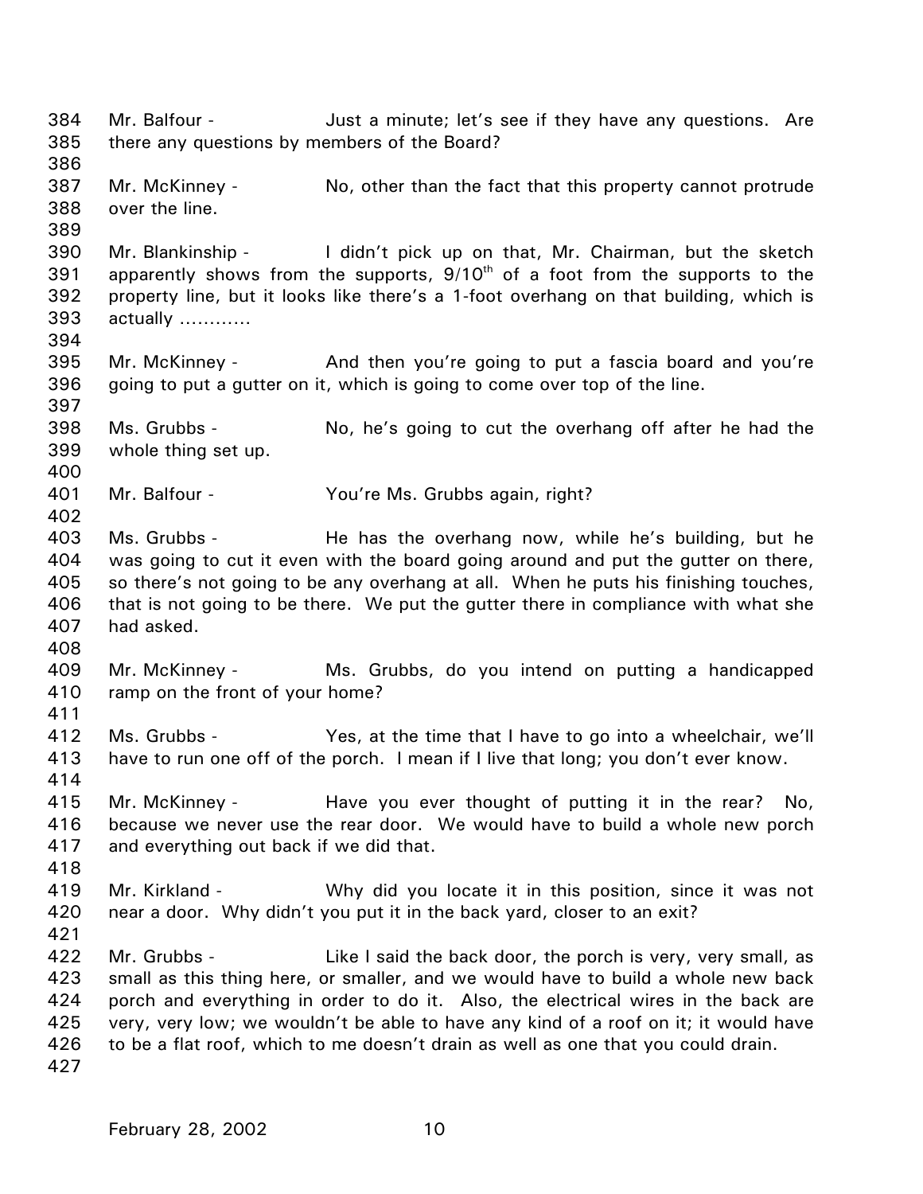384 Mr. Balfour - Just a minute; let's see if they have any questions. Are
385 there any questions by members of the Board?
386
387 Mr. McKinney - No, other than the fact that this property cannot protrude
388 over the line.
389
390 Mr. Blankinship - I didn't pick up on that, Mr. Chairman, but the sketch
391 apparently shows from the supports, 9/10th of a foot from the supports to the
392 property line, but it looks like there's a 1-foot overhang on that building, which is
393 actually …………
394
395 Mr. McKinney - And then you're going to put a fascia board and you're
396 going to put a gutter on it, which is going to come over top of the line.
397
398 Ms. Grubbs - No, he's going to cut the overhang off after he had the
399 whole thing set up.
400
401 Mr. Balfour - You're Ms. Grubbs again, right?
402
403 Ms. Grubbs - He has the overhang now, while he's building, but he
404 was going to cut it even with the board going around and put the gutter on there,
405 so there's not going to be any overhang at all. When he puts his finishing touches,
406 that is not going to be there. We put the gutter there in compliance with what she
407 had asked.
408
409 Mr. McKinney - Ms. Grubbs, do you intend on putting a handicapped
410 ramp on the front of your home?
411
412 Ms. Grubbs - Yes, at the time that I have to go into a wheelchair, we'll
413 have to run one off of the porch. I mean if I live that long; you don't ever know.
414
415 Mr. McKinney - Have you ever thought of putting it in the rear? No,
416 because we never use the rear door. We would have to build a whole new porch
417 and everything out back if we did that.
418
419 Mr. Kirkland - Why did you locate it in this position, since it was not
420 near a door. Why didn't you put it in the back yard, closer to an exit?
421
422 Mr. Grubbs - Like I said the back door, the porch is very, very small, as
423 small as this thing here, or smaller, and we would have to build a whole new back
424 porch and everything in order to do it. Also, the electrical wires in the back are
425 very, very low; we wouldn't be able to have any kind of a roof on it; it would have
426 to be a flat roof, which to me doesn't drain as well as one that you could drain.
427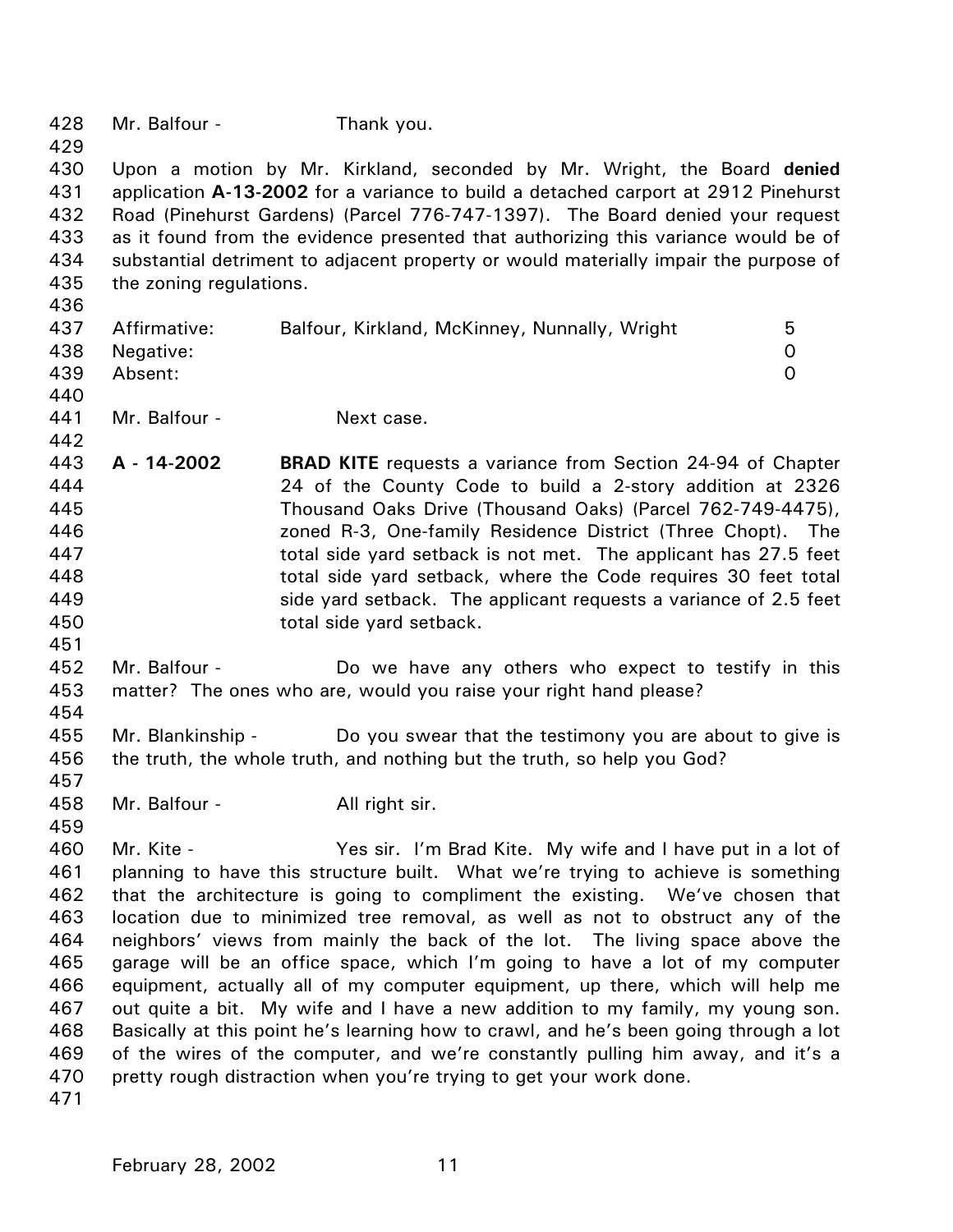Mr. Balfour - Thank you.

Upon a motion by Mr. Kirkland, seconded by Mr. Wright, the Board **denied** application **A-13-2002** for a variance to build a detached carport at 2912 Pinehurst Road (Pinehurst Gardens) (Parcel 776-747-1397). The Board denied your request as it found from the evidence presented that authorizing this variance would be of substantial detriment to adjacent property or would materially impair the purpose of the zoning regulations.

| | | |
|---|---|---|
| Affirmative: | Balfour, Kirkland, McKinney, Nunnally, Wright | 5 |
| Negative: | | 0 |
| Absent: | | 0 |

Mr. Balfour - Next case.

**A - 14-2002** **BRAD KITE** requests a variance from Section 24-94 of Chapter 24 of the County Code to build a 2-story addition at 2326 Thousand Oaks Drive (Thousand Oaks) (Parcel 762-749-4475), zoned R-3, One-family Residence District (Three Chopt). The total side yard setback is not met. The applicant has 27.5 feet total side yard setback, where the Code requires 30 feet total side yard setback. The applicant requests a variance of 2.5 feet total side yard setback.

Mr. Balfour - Do we have any others who expect to testify in this matter? The ones who are, would you raise your right hand please?

Mr. Blankinship - Do you swear that the testimony you are about to give is the truth, the whole truth, and nothing but the truth, so help you God?

Mr. Balfour - All right sir.

Mr. Kite - Yes sir. I'm Brad Kite. My wife and I have put in a lot of planning to have this structure built. What we're trying to achieve is something that the architecture is going to compliment the existing. We've chosen that location due to minimized tree removal, as well as not to obstruct any of the neighbors' views from mainly the back of the lot. The living space above the garage will be an office space, which I'm going to have a lot of my computer equipment, actually all of my computer equipment, up there, which will help me out quite a bit. My wife and I have a new addition to my family, my young son. Basically at this point he's learning how to crawl, and he's been going through a lot of the wires of the computer, and we're constantly pulling him away, and it's a pretty rough distraction when you're trying to get your work done.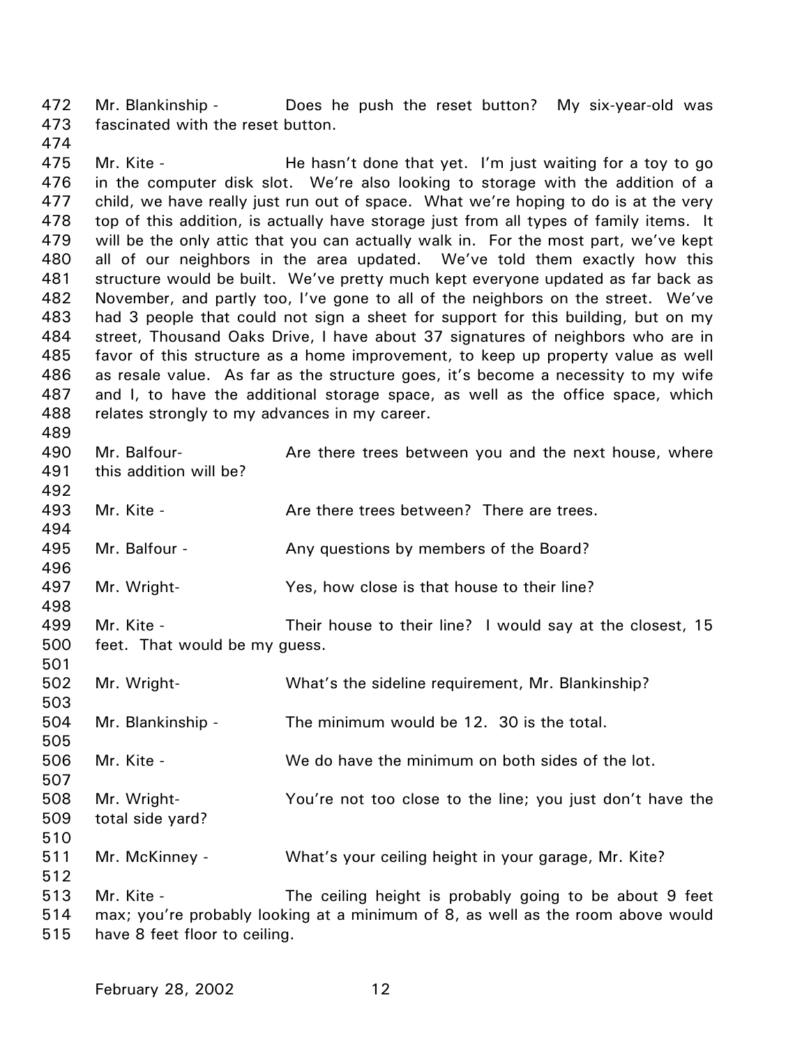Mr. Blankinship - Does he push the reset button? My six-year-old was fascinated with the reset button.

Mr. Kite - He hasn't done that yet. I'm just waiting for a toy to go in the computer disk slot. We're also looking to storage with the addition of a child, we have really just run out of space. What we're hoping to do is at the very top of this addition, is actually have storage just from all types of family items. It will be the only attic that you can actually walk in. For the most part, we've kept all of our neighbors in the area updated. We've told them exactly how this structure would be built. We've pretty much kept everyone updated as far back as November, and partly too, I've gone to all of the neighbors on the street. We've had 3 people that could not sign a sheet for support for this building, but on my street, Thousand Oaks Drive, I have about 37 signatures of neighbors who are in favor of this structure as a home improvement, to keep up property value as well as resale value. As far as the structure goes, it's become a necessity to my wife and I, to have the additional storage space, as well as the office space, which relates strongly to my advances in my career.

Mr. Balfour- Are there trees between you and the next house, where this addition will be?

Mr. Kite - Are there trees between? There are trees.

Mr. Balfour - Any questions by members of the Board?

Mr. Wright- Yes, how close is that house to their line?

Mr. Kite - Their house to their line? I would say at the closest, 15 feet. That would be my guess.

Mr. Wright- What's the sideline requirement, Mr. Blankinship?

Mr. Blankinship - The minimum would be 12. 30 is the total.

Mr. Kite - We do have the minimum on both sides of the lot.

Mr. Wright- You're not too close to the line; you just don't have the total side yard?

Mr. McKinney - What's your ceiling height in your garage, Mr. Kite?

Mr. Kite - The ceiling height is probably going to be about 9 feet max; you're probably looking at a minimum of 8, as well as the room above would have 8 feet floor to ceiling.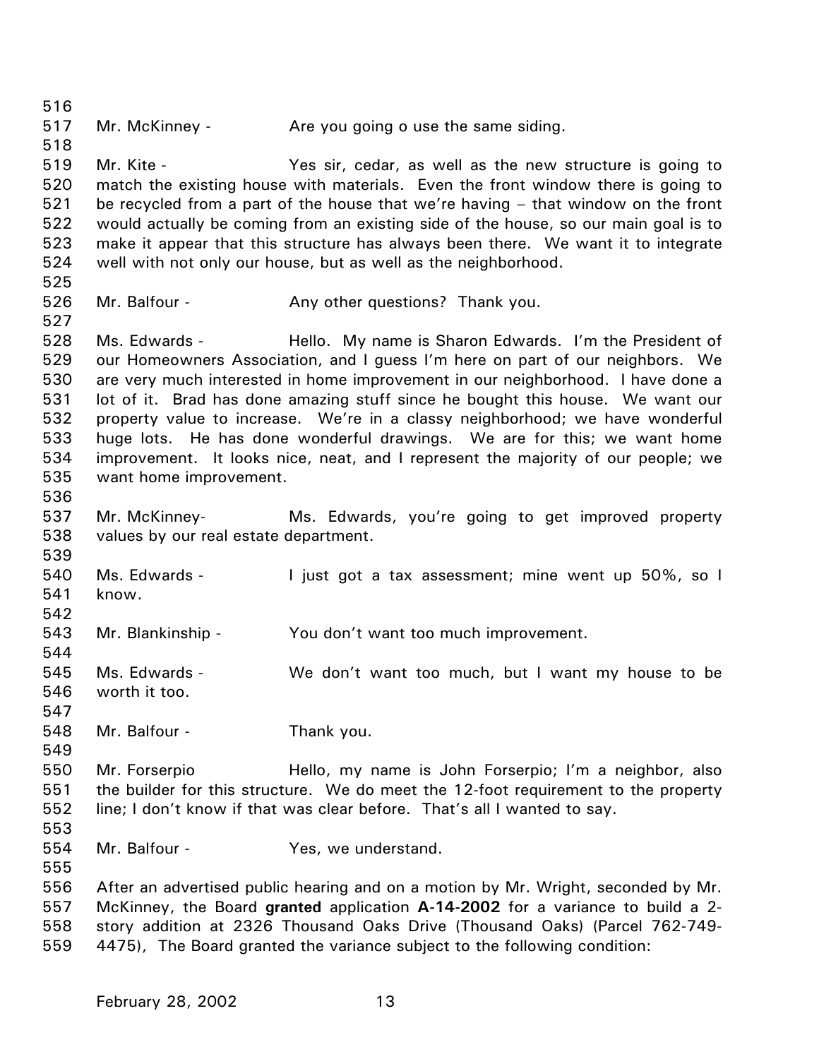Mr. McKinney - Are you going o use the same siding.

Mr. Kite - Yes sir, cedar, as well as the new structure is going to match the existing house with materials. Even the front window there is going to be recycled from a part of the house that we're having – that window on the front would actually be coming from an existing side of the house, so our main goal is to make it appear that this structure has always been there. We want it to integrate well with not only our house, but as well as the neighborhood.

Mr. Balfour - Any other questions? Thank you.

Ms. Edwards - Hello. My name is Sharon Edwards. I'm the President of our Homeowners Association, and I guess I'm here on part of our neighbors. We are very much interested in home improvement in our neighborhood. I have done a lot of it. Brad has done amazing stuff since he bought this house. We want our property value to increase. We're in a classy neighborhood; we have wonderful huge lots. He has done wonderful drawings. We are for this; we want home improvement. It looks nice, neat, and I represent the majority of our people; we want home improvement.

Mr. McKinney- Ms. Edwards, you're going to get improved property values by our real estate department.

Ms. Edwards - I just got a tax assessment; mine went up 50%, so I know.

Mr. Blankinship - You don't want too much improvement.

Ms. Edwards - We don't want too much, but I want my house to be worth it too.

Mr. Balfour - Thank you.

Mr. Forserpio Hello, my name is John Forserpio; I'm a neighbor, also the builder for this structure. We do meet the 12-foot requirement to the property line; I don't know if that was clear before. That's all I wanted to say.

Mr. Balfour - Yes, we understand.

After an advertised public hearing and on a motion by Mr. Wright, seconded by Mr. McKinney, the Board **granted** application **A-14-2002** for a variance to build a 2-story addition at 2326 Thousand Oaks Drive (Thousand Oaks) (Parcel 762-749-4475), The Board granted the variance subject to the following condition: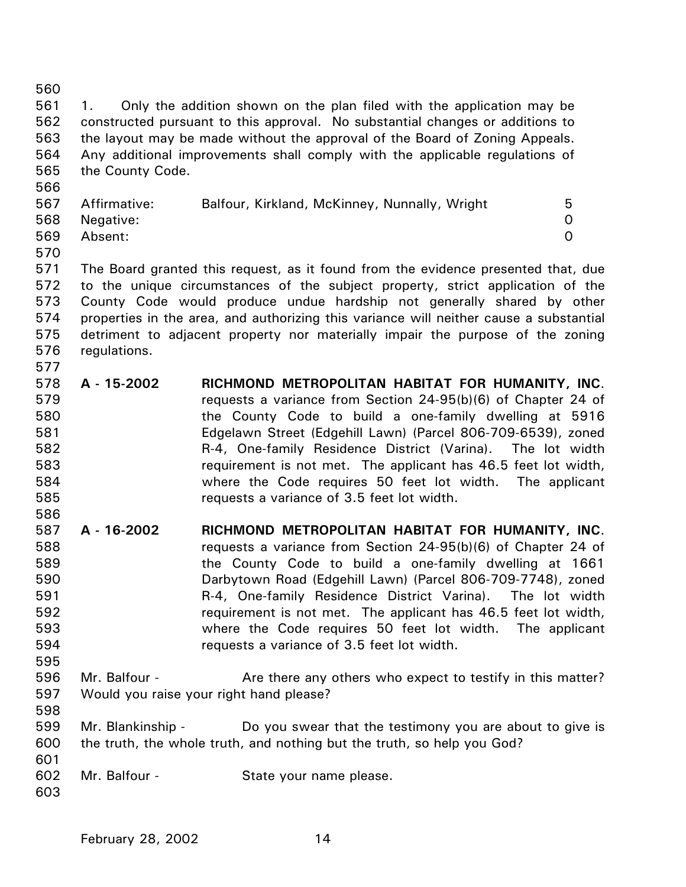1. Only the addition shown on the plan filed with the application may be constructed pursuant to this approval. No substantial changes or additions to the layout may be made without the approval of the Board of Zoning Appeals. Any additional improvements shall comply with the applicable regulations of the County Code.

| | | |
|---|---|---|
| Affirmative: | Balfour, Kirkland, McKinney, Nunnally, Wright | 5 |
| Negative: | | 0 |
| Absent: | | 0 |

The Board granted this request, as it found from the evidence presented that, due to the unique circumstances of the subject property, strict application of the County Code would produce undue hardship not generally shared by other properties in the area, and authorizing this variance will neither cause a substantial detriment to adjacent property nor materially impair the purpose of the zoning regulations.

**A - 15-2002** **RICHMOND METROPOLITAN HABITAT FOR HUMANITY, INC**. requests a variance from Section 24-95(b)(6) of Chapter 24 of the County Code to build a one-family dwelling at 5916 Edgelawn Street (Edgehill Lawn) (Parcel 806-709-6539), zoned R-4, One-family Residence District (Varina). The lot width requirement is not met. The applicant has 46.5 feet lot width, where the Code requires 50 feet lot width. The applicant requests a variance of 3.5 feet lot width.

**A - 16-2002** **RICHMOND METROPOLITAN HABITAT FOR HUMANITY, INC**. requests a variance from Section 24-95(b)(6) of Chapter 24 of the County Code to build a one-family dwelling at 1661 Darbytown Road (Edgehill Lawn) (Parcel 806-709-7748), zoned R-4, One-family Residence District Varina). The lot width requirement is not met. The applicant has 46.5 feet lot width, where the Code requires 50 feet lot width. The applicant requests a variance of 3.5 feet lot width.

Mr. Balfour - Are there any others who expect to testify in this matter? Would you raise your right hand please?

Mr. Blankinship - Do you swear that the testimony you are about to give is the truth, the whole truth, and nothing but the truth, so help you God?

Mr. Balfour - State your name please.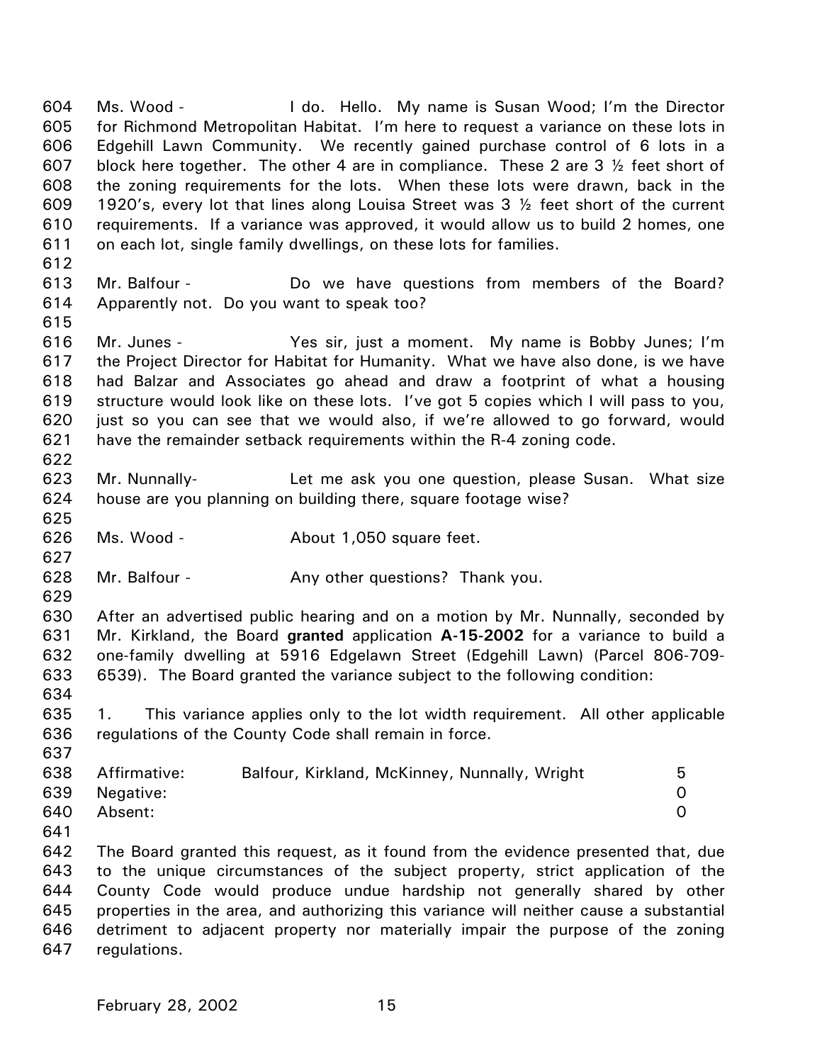Ms. Wood - I do. Hello. My name is Susan Wood; I'm the Director for Richmond Metropolitan Habitat. I'm here to request a variance on these lots in Edgehill Lawn Community. We recently gained purchase control of 6 lots in a block here together. The other 4 are in compliance. These 2 are 3 ½ feet short of the zoning requirements for the lots. When these lots were drawn, back in the 1920's, every lot that lines along Louisa Street was 3 ½ feet short of the current requirements. If a variance was approved, it would allow us to build 2 homes, one on each lot, single family dwellings, on these lots for families.

Mr. Balfour - Do we have questions from members of the Board? Apparently not. Do you want to speak too?

Mr. Junes - Yes sir, just a moment. My name is Bobby Junes; I'm the Project Director for Habitat for Humanity. What we have also done, is we have had Balzar and Associates go ahead and draw a footprint of what a housing structure would look like on these lots. I've got 5 copies which I will pass to you, just so you can see that we would also, if we're allowed to go forward, would have the remainder setback requirements within the R-4 zoning code.

Mr. Nunnally- Let me ask you one question, please Susan. What size house are you planning on building there, square footage wise?

Ms. Wood - About 1,050 square feet.

Mr. Balfour - Any other questions? Thank you.

After an advertised public hearing and on a motion by Mr. Nunnally, seconded by Mr. Kirkland, the Board **granted** application **A-15-2002** for a variance to build a one-family dwelling at 5916 Edgelawn Street (Edgehill Lawn) (Parcel 806-709-6539). The Board granted the variance subject to the following condition:

1. This variance applies only to the lot width requirement. All other applicable regulations of the County Code shall remain in force.

| | | |
|---|---|---|
| Affirmative: | Balfour, Kirkland, McKinney, Nunnally, Wright | 5 |
| Negative: | | 0 |
| Absent: | | 0 |

The Board granted this request, as it found from the evidence presented that, due to the unique circumstances of the subject property, strict application of the County Code would produce undue hardship not generally shared by other properties in the area, and authorizing this variance will neither cause a substantial detriment to adjacent property nor materially impair the purpose of the zoning regulations.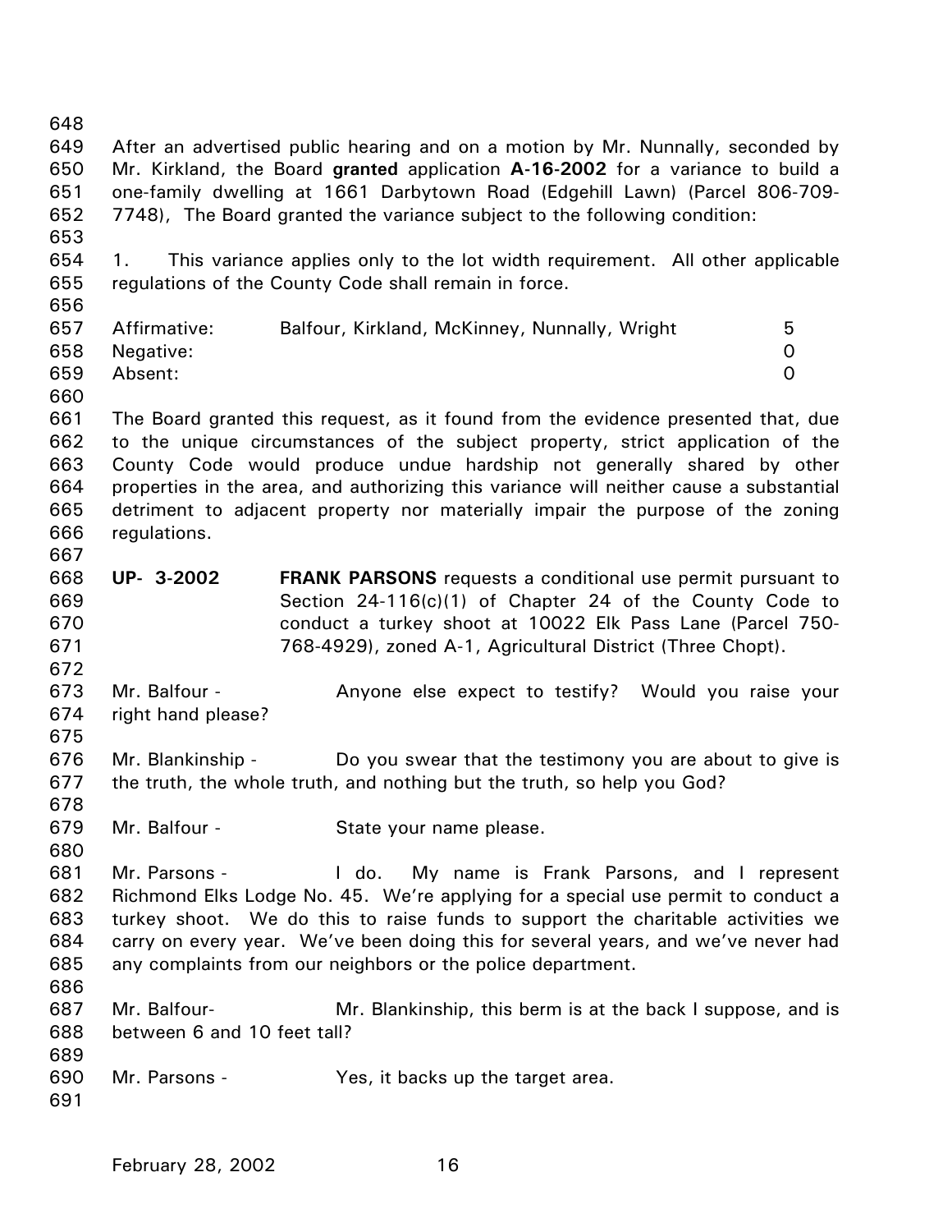After an advertised public hearing and on a motion by Mr. Nunnally, seconded by Mr. Kirkland, the Board **granted** application **A-16-2002** for a variance to build a one-family dwelling at 1661 Darbytown Road (Edgehill Lawn) (Parcel 806-709-7748), The Board granted the variance subject to the following condition:

1. This variance applies only to the lot width requirement. All other applicable regulations of the County Code shall remain in force.

| | | |
|---|---|---|
| Affirmative: | Balfour, Kirkland, McKinney, Nunnally, Wright | 5 |
| Negative: | | 0 |
| Absent: | | 0 |

The Board granted this request, as it found from the evidence presented that, due to the unique circumstances of the subject property, strict application of the County Code would produce undue hardship not generally shared by other properties in the area, and authorizing this variance will neither cause a substantial detriment to adjacent property nor materially impair the purpose of the zoning regulations.

**UP- 3-2002** **FRANK PARSONS** requests a conditional use permit pursuant to Section 24-116(c)(1) of Chapter 24 of the County Code to conduct a turkey shoot at 10022 Elk Pass Lane (Parcel 750-768-4929), zoned A-1, Agricultural District (Three Chopt).

Mr. Balfour - Anyone else expect to testify? Would you raise your right hand please?

Mr. Blankinship - Do you swear that the testimony you are about to give is the truth, the whole truth, and nothing but the truth, so help you God?

Mr. Balfour - State your name please.

Mr. Parsons - I do. My name is Frank Parsons, and I represent Richmond Elks Lodge No. 45. We're applying for a special use permit to conduct a turkey shoot. We do this to raise funds to support the charitable activities we carry on every year. We've been doing this for several years, and we've never had any complaints from our neighbors or the police department.

Mr. Balfour- Mr. Blankinship, this berm is at the back I suppose, and is between 6 and 10 feet tall?

Mr. Parsons - Yes, it backs up the target area.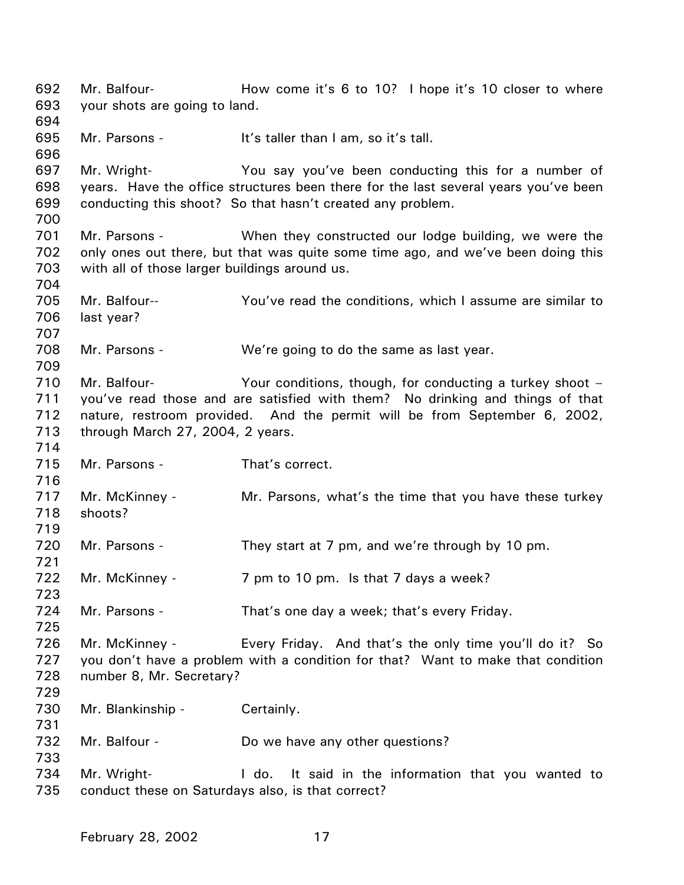692 Mr. Balfour- How come it's 6 to 10? I hope it's 10 closer to where
693 your shots are going to land.
694
695 Mr. Parsons - It's taller than I am, so it's tall.
696
697 Mr. Wright- You say you've been conducting this for a number of
698 years. Have the office structures been there for the last several years you've been
699 conducting this shoot? So that hasn't created any problem.
700
701 Mr. Parsons - When they constructed our lodge building, we were the
702 only ones out there, but that was quite some time ago, and we've been doing this
703 with all of those larger buildings around us.
704
705 Mr. Balfour-- You've read the conditions, which I assume are similar to
706 last year?
707
708 Mr. Parsons - We're going to do the same as last year.
709
710 Mr. Balfour- Your conditions, though, for conducting a turkey shoot –
711 you've read those and are satisfied with them? No drinking and things of that
712 nature, restroom provided. And the permit will be from September 6, 2002,
713 through March 27, 2004, 2 years.
714
715 Mr. Parsons - That's correct.
716
717 Mr. McKinney - Mr. Parsons, what's the time that you have these turkey
718 shoots?
719
720 Mr. Parsons - They start at 7 pm, and we're through by 10 pm.
721
722 Mr. McKinney - 7 pm to 10 pm. Is that 7 days a week?
723
724 Mr. Parsons - That's one day a week; that's every Friday.
725
726 Mr. McKinney - Every Friday. And that's the only time you'll do it? So
727 you don't have a problem with a condition for that? Want to make that condition
728 number 8, Mr. Secretary?
729
730 Mr. Blankinship - Certainly.
731
732 Mr. Balfour - Do we have any other questions?
733
734 Mr. Wright- I do. It said in the information that you wanted to
735 conduct these on Saturdays also, is that correct?

February 28, 2002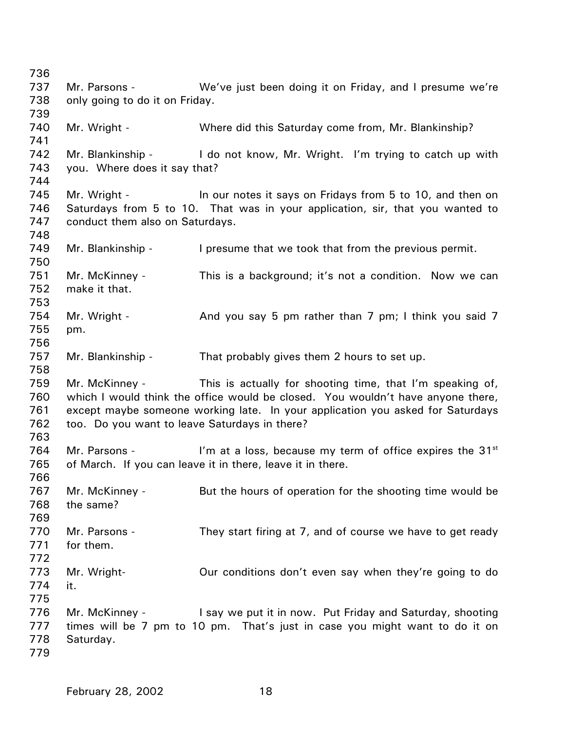Mr. Parsons - We've just been doing it on Friday, and I presume we're only going to do it on Friday.

Mr. Wright - Where did this Saturday come from, Mr. Blankinship?

Mr. Blankinship - I do not know, Mr. Wright. I'm trying to catch up with you. Where does it say that?

Mr. Wright - In our notes it says on Fridays from 5 to 10, and then on Saturdays from 5 to 10. That was in your application, sir, that you wanted to conduct them also on Saturdays.

Mr. Blankinship - I presume that we took that from the previous permit.

Mr. McKinney - This is a background; it's not a condition. Now we can make it that.

Mr. Wright - And you say 5 pm rather than 7 pm; I think you said 7 pm.

Mr. Blankinship - That probably gives them 2 hours to set up.

Mr. McKinney - This is actually for shooting time, that I'm speaking of, which I would think the office would be closed. You wouldn't have anyone there, except maybe someone working late. In your application you asked for Saturdays too. Do you want to leave Saturdays in there?

Mr. Parsons - I'm at a loss, because my term of office expires the 31st of March. If you can leave it in there, leave it in there.

Mr. McKinney - But the hours of operation for the shooting time would be the same?

Mr. Parsons - They start firing at 7, and of course we have to get ready for them.

Mr. Wright- Our conditions don't even say when they're going to do it.

Mr. McKinney - I say we put it in now. Put Friday and Saturday, shooting times will be 7 pm to 10 pm. That's just in case you might want to do it on Saturday.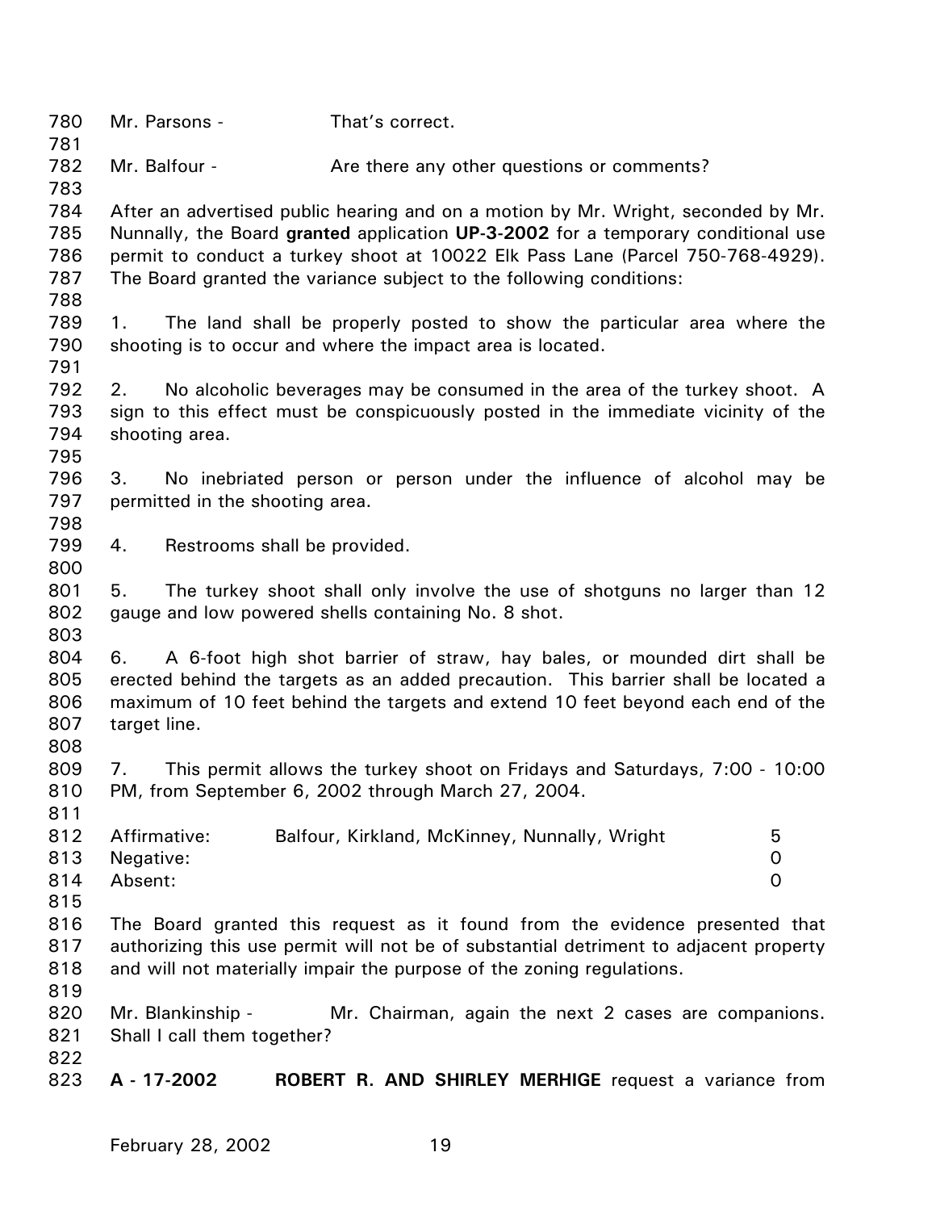Mr. Parsons - That's correct.

Mr. Balfour - Are there any other questions or comments?

After an advertised public hearing and on a motion by Mr. Wright, seconded by Mr. Nunnally, the Board **granted** application **UP-3-2002** for a temporary conditional use permit to conduct a turkey shoot at 10022 Elk Pass Lane (Parcel 750-768-4929). The Board granted the variance subject to the following conditions:

1. The land shall be properly posted to show the particular area where the shooting is to occur and where the impact area is located.

2. No alcoholic beverages may be consumed in the area of the turkey shoot. A sign to this effect must be conspicuously posted in the immediate vicinity of the shooting area.

3. No inebriated person or person under the influence of alcohol may be permitted in the shooting area.

4. Restrooms shall be provided.

5. The turkey shoot shall only involve the use of shotguns no larger than 12 gauge and low powered shells containing No. 8 shot.

6. A 6-foot high shot barrier of straw, hay bales, or mounded dirt shall be erected behind the targets as an added precaution. This barrier shall be located a maximum of 10 feet behind the targets and extend 10 feet beyond each end of the target line.

7. This permit allows the turkey shoot on Fridays and Saturdays, 7:00 - 10:00 PM, from September 6, 2002 through March 27, 2004.

| | | |
|---|---|---|
| Affirmative: | Balfour, Kirkland, McKinney, Nunnally, Wright | 5 |
| Negative: | | 0 |
| Absent: | | 0 |

The Board granted this request as it found from the evidence presented that authorizing this use permit will not be of substantial detriment to adjacent property and will not materially impair the purpose of the zoning regulations.

Mr. Blankinship - Mr. Chairman, again the next 2 cases are companions. Shall I call them together?

**A - 17-2002** **ROBERT R. AND SHIRLEY MERHIGE** request a variance from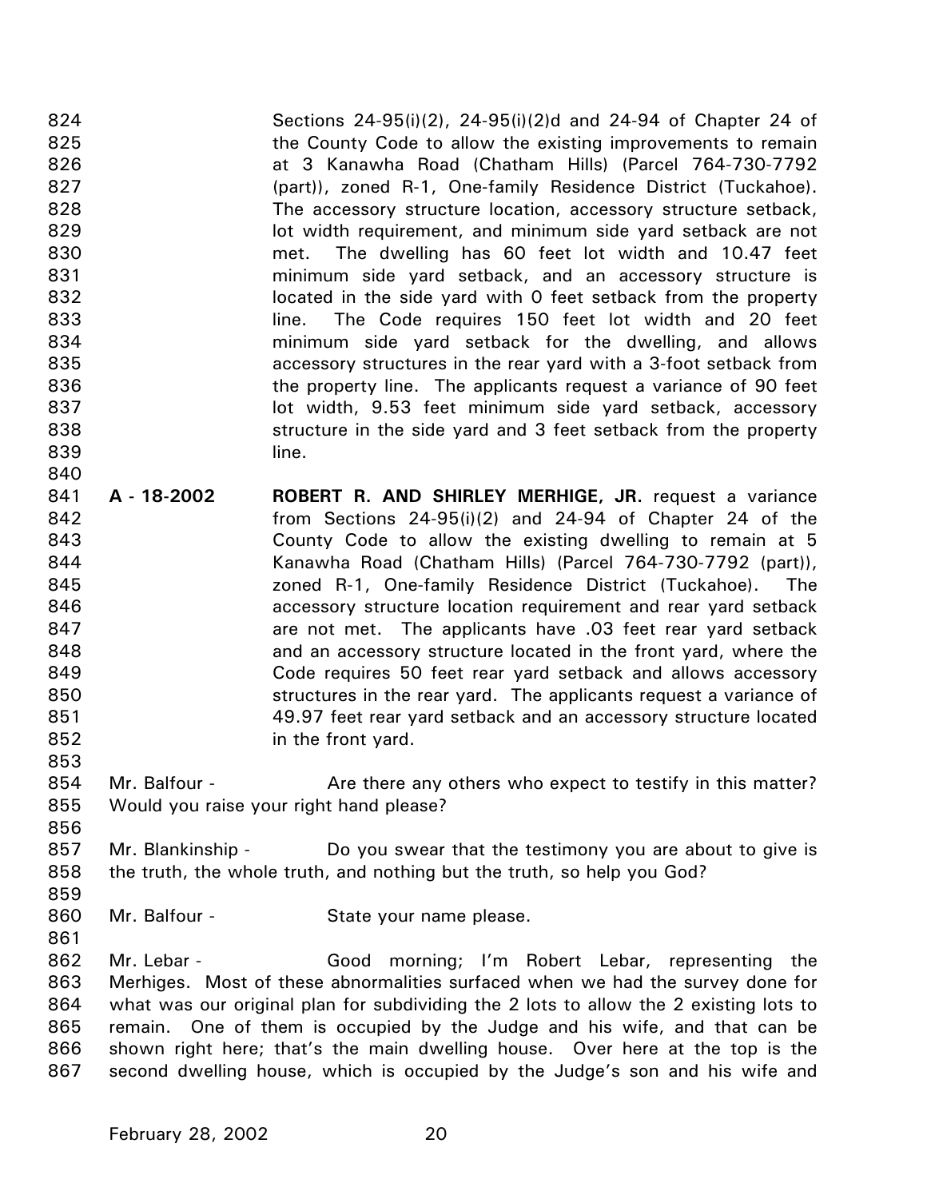Sections 24-95(i)(2), 24-95(i)(2)d and 24-94 of Chapter 24 of the County Code to allow the existing improvements to remain at 3 Kanawha Road (Chatham Hills) (Parcel 764-730-7792 (part)), zoned R-1, One-family Residence District (Tuckahoe). The accessory structure location, accessory structure setback, lot width requirement, and minimum side yard setback are not met. The dwelling has 60 feet lot width and 10.47 feet minimum side yard setback, and an accessory structure is located in the side yard with 0 feet setback from the property line. The Code requires 150 feet lot width and 20 feet minimum side yard setback for the dwelling, and allows accessory structures in the rear yard with a 3-foot setback from the property line. The applicants request a variance of 90 feet lot width, 9.53 feet minimum side yard setback, accessory structure in the side yard and 3 feet setback from the property line.

**A - 18-2002** **ROBERT R. AND SHIRLEY MERHIGE, JR.** request a variance from Sections 24-95(i)(2) and 24-94 of Chapter 24 of the County Code to allow the existing dwelling to remain at 5 Kanawha Road (Chatham Hills) (Parcel 764-730-7792 (part)), zoned R-1, One-family Residence District (Tuckahoe). The accessory structure location requirement and rear yard setback are not met. The applicants have .03 feet rear yard setback and an accessory structure located in the front yard, where the Code requires 50 feet rear yard setback and allows accessory structures in the rear yard. The applicants request a variance of 49.97 feet rear yard setback and an accessory structure located in the front yard.

Mr. Balfour - Are there any others who expect to testify in this matter? Would you raise your right hand please?

Mr. Blankinship - Do you swear that the testimony you are about to give is the truth, the whole truth, and nothing but the truth, so help you God?

Mr. Balfour - State your name please.

Mr. Lebar - Good morning; I'm Robert Lebar, representing the Merhiges. Most of these abnormalities surfaced when we had the survey done for what was our original plan for subdividing the 2 lots to allow the 2 existing lots to remain. One of them is occupied by the Judge and his wife, and that can be shown right here; that's the main dwelling house. Over here at the top is the second dwelling house, which is occupied by the Judge's son and his wife and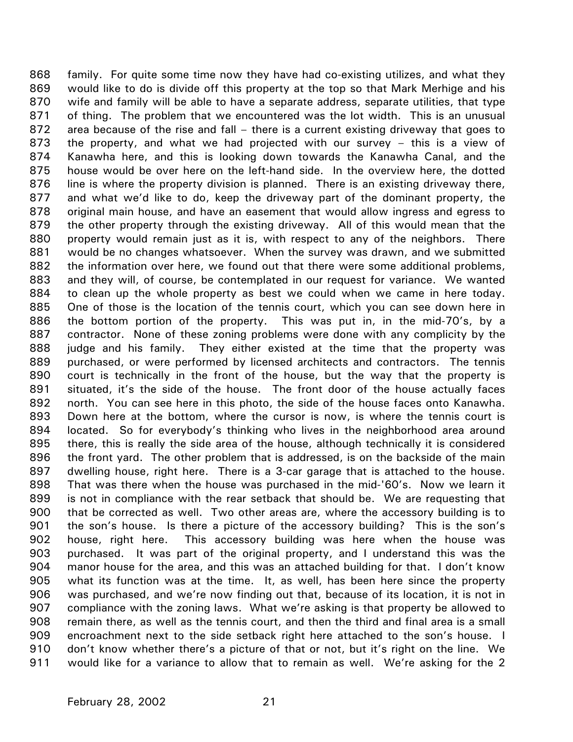868 family. For quite some time now they have had co-existing utilizes, and what they
869 would like to do is divide off this property at the top so that Mark Merhige and his
870 wife and family will be able to have a separate address, separate utilities, that type
871 of thing. The problem that we encountered was the lot width. This is an unusual
872 area because of the rise and fall – there is a current existing driveway that goes to
873 the property, and what we had projected with our survey – this is a view of
874 Kanawha here, and this is looking down towards the Kanawha Canal, and the
875 house would be over here on the left-hand side. In the overview here, the dotted
876 line is where the property division is planned. There is an existing driveway there,
877 and what we'd like to do, keep the driveway part of the dominant property, the
878 original main house, and have an easement that would allow ingress and egress to
879 the other property through the existing driveway. All of this would mean that the
880 property would remain just as it is, with respect to any of the neighbors. There
881 would be no changes whatsoever. When the survey was drawn, and we submitted
882 the information over here, we found out that there were some additional problems,
883 and they will, of course, be contemplated in our request for variance. We wanted
884 to clean up the whole property as best we could when we came in here today.
885 One of those is the location of the tennis court, which you can see down here in
886 the bottom portion of the property. This was put in, in the mid-70's, by a
887 contractor. None of these zoning problems were done with any complicity by the
888 judge and his family. They either existed at the time that the property was
889 purchased, or were performed by licensed architects and contractors. The tennis
890 court is technically in the front of the house, but the way that the property is
891 situated, it's the side of the house. The front door of the house actually faces
892 north. You can see here in this photo, the side of the house faces onto Kanawha.
893 Down here at the bottom, where the cursor is now, is where the tennis court is
894 located. So for everybody's thinking who lives in the neighborhood area around
895 there, this is really the side area of the house, although technically it is considered
896 the front yard. The other problem that is addressed, is on the backside of the main
897 dwelling house, right here. There is a 3-car garage that is attached to the house.
898 That was there when the house was purchased in the mid-'60's. Now we learn it
899 is not in compliance with the rear setback that should be. We are requesting that
900 that be corrected as well. Two other areas are, where the accessory building is to
901 the son's house. Is there a picture of the accessory building? This is the son's
902 house, right here. This accessory building was here when the house was
903 purchased. It was part of the original property, and I understand this was the
904 manor house for the area, and this was an attached building for that. I don't know
905 what its function was at the time. It, as well, has been here since the property
906 was purchased, and we're now finding out that, because of its location, it is not in
907 compliance with the zoning laws. What we're asking is that property be allowed to
908 remain there, as well as the tennis court, and then the third and final area is a small
909 encroachment next to the side setback right here attached to the son's house. I
910 don't know whether there's a picture of that or not, but it's right on the line. We
911 would like for a variance to allow that to remain as well. We're asking for the 2

February 28, 2002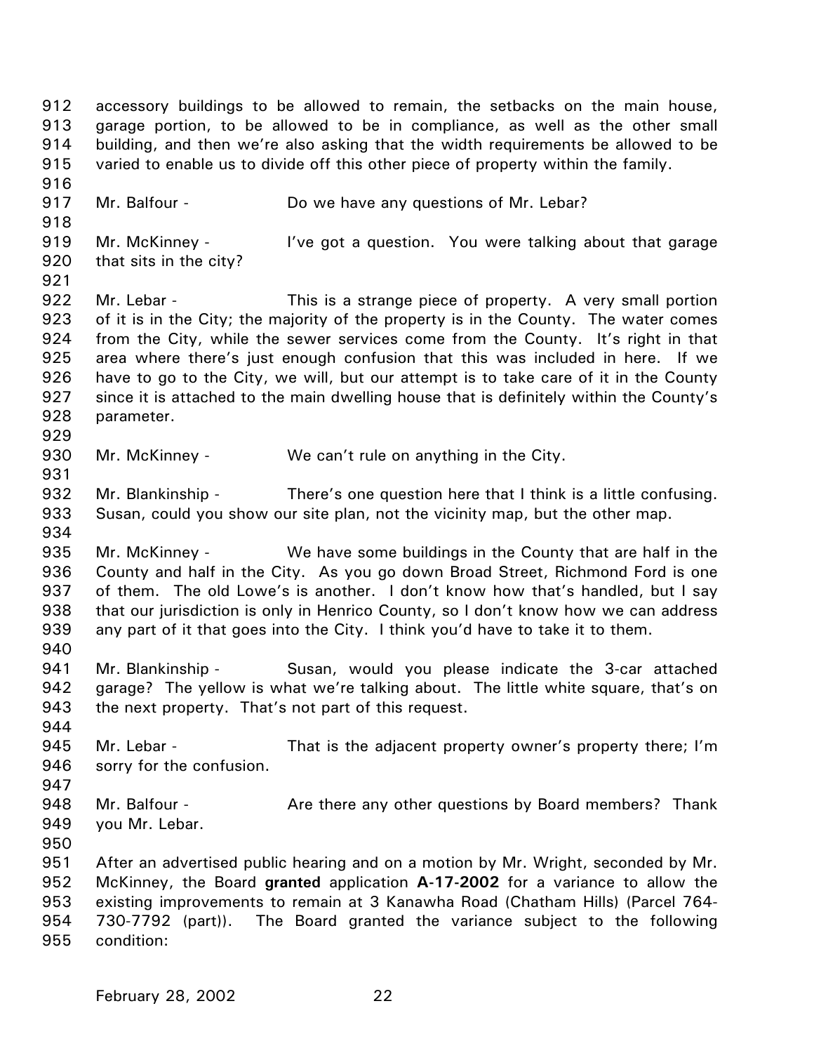accessory buildings to be allowed to remain, the setbacks on the main house, garage portion, to be allowed to be in compliance, as well as the other small building, and then we're also asking that the width requirements be allowed to be varied to enable us to divide off this other piece of property within the family.

Mr. Balfour - Do we have any questions of Mr. Lebar?

Mr. McKinney - I've got a question. You were talking about that garage that sits in the city?

Mr. Lebar - This is a strange piece of property. A very small portion of it is in the City; the majority of the property is in the County. The water comes from the City, while the sewer services come from the County. It's right in that area where there's just enough confusion that this was included in here. If we have to go to the City, we will, but our attempt is to take care of it in the County since it is attached to the main dwelling house that is definitely within the County's parameter.

Mr. McKinney - We can't rule on anything in the City.

Mr. Blankinship - There's one question here that I think is a little confusing. Susan, could you show our site plan, not the vicinity map, but the other map.

Mr. McKinney - We have some buildings in the County that are half in the County and half in the City. As you go down Broad Street, Richmond Ford is one of them. The old Lowe's is another. I don't know how that's handled, but I say that our jurisdiction is only in Henrico County, so I don't know how we can address any part of it that goes into the City. I think you'd have to take it to them.

Mr. Blankinship - Susan, would you please indicate the 3-car attached garage? The yellow is what we're talking about. The little white square, that's on the next property. That's not part of this request.

Mr. Lebar - That is the adjacent property owner's property there; I'm sorry for the confusion.

Mr. Balfour - Are there any other questions by Board members? Thank you Mr. Lebar.

After an advertised public hearing and on a motion by Mr. Wright, seconded by Mr. McKinney, the Board **granted** application **A-17-2002** for a variance to allow the existing improvements to remain at 3 Kanawha Road (Chatham Hills) (Parcel 764-730-7792 (part)). The Board granted the variance subject to the following condition: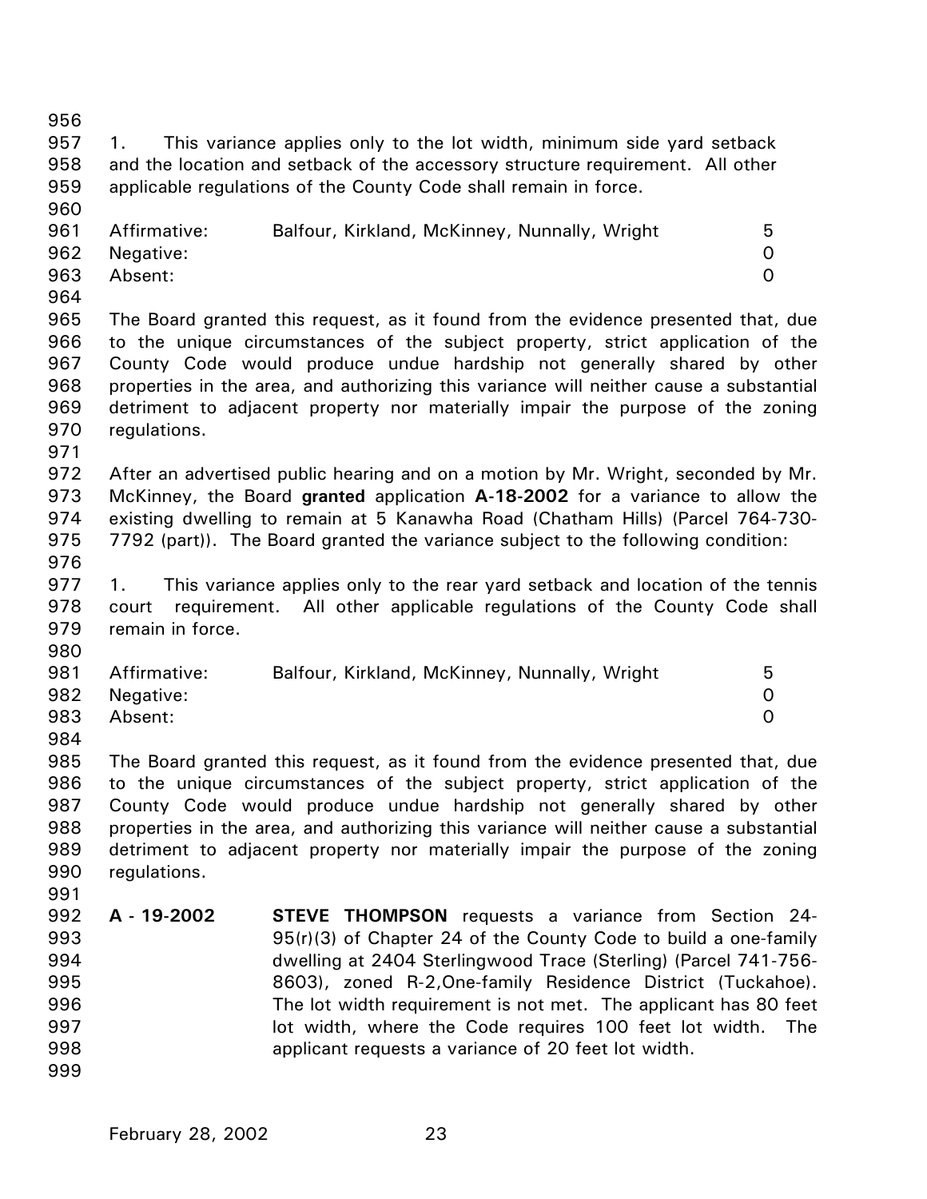1. This variance applies only to the lot width, minimum side yard setback and the location and setback of the accessory structure requirement. All other applicable regulations of the County Code shall remain in force.

| | | |
|---|---|---|
| Affirmative: | Balfour, Kirkland, McKinney, Nunnally, Wright | 5 |
| Negative: | | 0 |
| Absent: | | 0 |

The Board granted this request, as it found from the evidence presented that, due to the unique circumstances of the subject property, strict application of the County Code would produce undue hardship not generally shared by other properties in the area, and authorizing this variance will neither cause a substantial detriment to adjacent property nor materially impair the purpose of the zoning regulations.

After an advertised public hearing and on a motion by Mr. Wright, seconded by Mr. McKinney, the Board **granted** application **A-18-2002** for a variance to allow the existing dwelling to remain at 5 Kanawha Road (Chatham Hills) (Parcel 764-730-7792 (part)). The Board granted the variance subject to the following condition:

1. This variance applies only to the rear yard setback and location of the tennis court requirement. All other applicable regulations of the County Code shall remain in force.

| | | |
|---|---|---|
| Affirmative: | Balfour, Kirkland, McKinney, Nunnally, Wright | 5 |
| Negative: | | 0 |
| Absent: | | 0 |

The Board granted this request, as it found from the evidence presented that, due to the unique circumstances of the subject property, strict application of the County Code would produce undue hardship not generally shared by other properties in the area, and authorizing this variance will neither cause a substantial detriment to adjacent property nor materially impair the purpose of the zoning regulations.

**A - 19-2002** **STEVE THOMPSON** requests a variance from Section 24-95(r)(3) of Chapter 24 of the County Code to build a one-family dwelling at 2404 Sterlingwood Trace (Sterling) (Parcel 741-756-8603), zoned R-2,One-family Residence District (Tuckahoe). The lot width requirement is not met. The applicant has 80 feet lot width, where the Code requires 100 feet lot width. The applicant requests a variance of 20 feet lot width.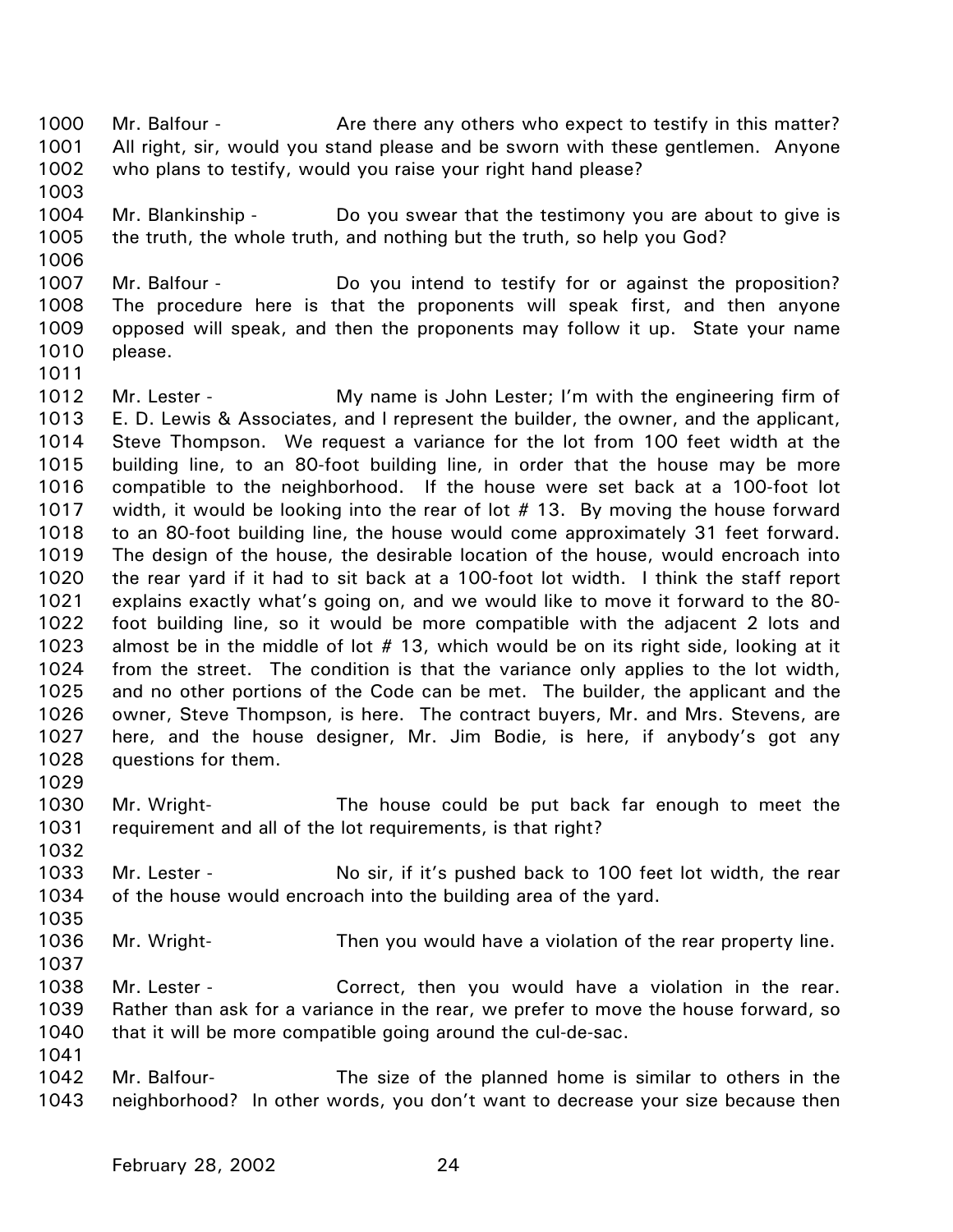1000 Mr. Balfour - Are there any others who expect to testify in this matter?
1001 All right, sir, would you stand please and be sworn with these gentlemen. Anyone
1002 who plans to testify, would you raise your right hand please?
1003
1004 Mr. Blankinship - Do you swear that the testimony you are about to give is
1005 the truth, the whole truth, and nothing but the truth, so help you God?
1006
1007 Mr. Balfour - Do you intend to testify for or against the proposition?
1008 The procedure here is that the proponents will speak first, and then anyone
1009 opposed will speak, and then the proponents may follow it up. State your name
1010 please.
1011
1012 Mr. Lester - My name is John Lester; I'm with the engineering firm of
1013 E. D. Lewis & Associates, and I represent the builder, the owner, and the applicant,
1014 Steve Thompson. We request a variance for the lot from 100 feet width at the
1015 building line, to an 80-foot building line, in order that the house may be more
1016 compatible to the neighborhood. If the house were set back at a 100-foot lot
1017 width, it would be looking into the rear of lot # 13. By moving the house forward
1018 to an 80-foot building line, the house would come approximately 31 feet forward.
1019 The design of the house, the desirable location of the house, would encroach into
1020 the rear yard if it had to sit back at a 100-foot lot width. I think the staff report
1021 explains exactly what's going on, and we would like to move it forward to the 80-
1022 foot building line, so it would be more compatible with the adjacent 2 lots and
1023 almost be in the middle of lot # 13, which would be on its right side, looking at it
1024 from the street. The condition is that the variance only applies to the lot width,
1025 and no other portions of the Code can be met. The builder, the applicant and the
1026 owner, Steve Thompson, is here. The contract buyers, Mr. and Mrs. Stevens, are
1027 here, and the house designer, Mr. Jim Bodie, is here, if anybody's got any
1028 questions for them.
1029
1030 Mr. Wright- The house could be put back far enough to meet the
1031 requirement and all of the lot requirements, is that right?
1032
1033 Mr. Lester - No sir, if it's pushed back to 100 feet lot width, the rear
1034 of the house would encroach into the building area of the yard.
1035
1036 Mr. Wright- Then you would have a violation of the rear property line.
1037
1038 Mr. Lester - Correct, then you would have a violation in the rear.
1039 Rather than ask for a variance in the rear, we prefer to move the house forward, so
1040 that it will be more compatible going around the cul-de-sac.
1041
1042 Mr. Balfour- The size of the planned home is similar to others in the
1043 neighborhood? In other words, you don't want to decrease your size because then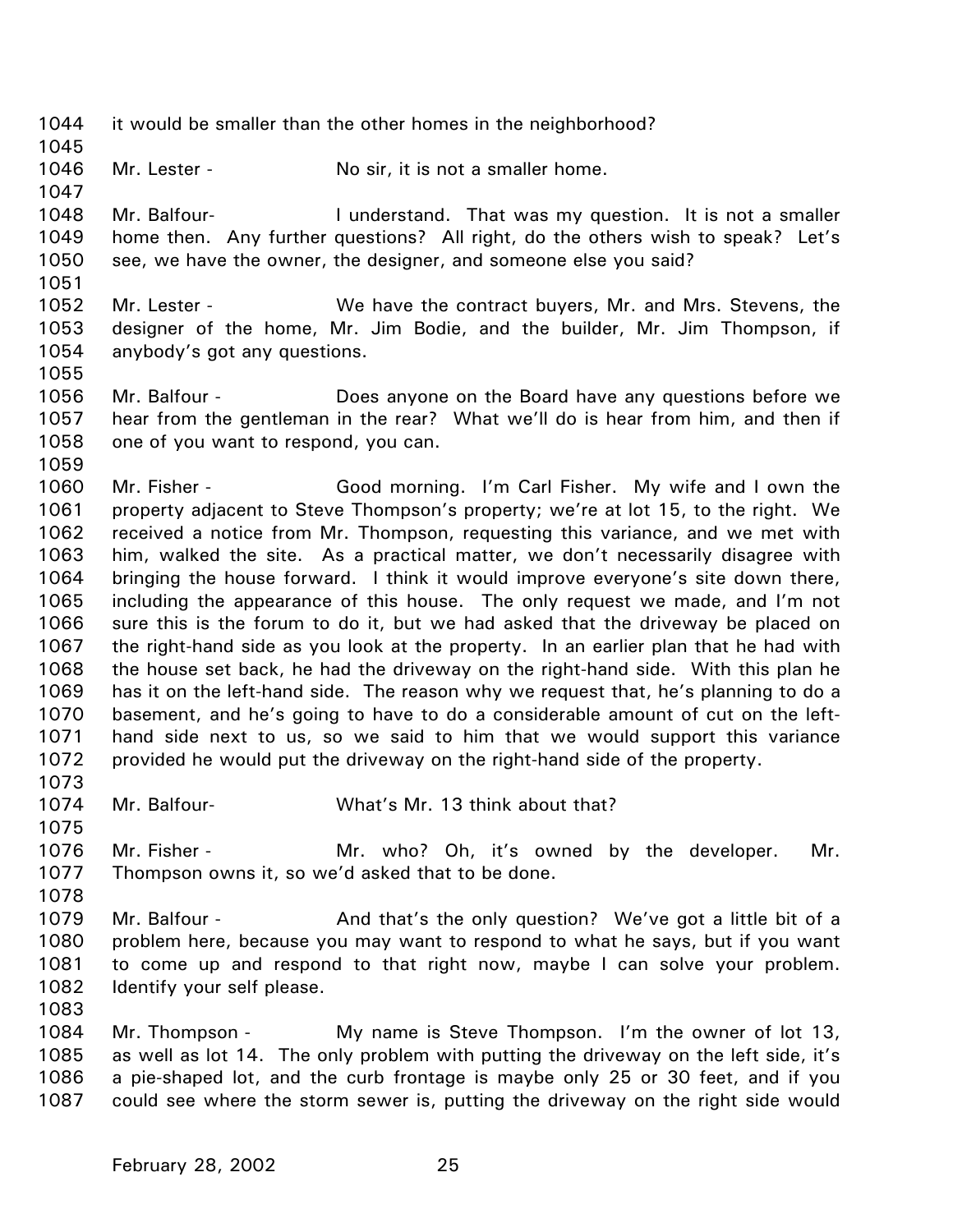it would be smaller than the other homes in the neighborhood?

Mr. Lester - No sir, it is not a smaller home.

Mr. Balfour- I understand. That was my question. It is not a smaller home then. Any further questions? All right, do the others wish to speak? Let's see, we have the owner, the designer, and someone else you said?

Mr. Lester - We have the contract buyers, Mr. and Mrs. Stevens, the designer of the home, Mr. Jim Bodie, and the builder, Mr. Jim Thompson, if anybody's got any questions.

Mr. Balfour - Does anyone on the Board have any questions before we hear from the gentleman in the rear? What we'll do is hear from him, and then if one of you want to respond, you can.

Mr. Fisher - Good morning. I'm Carl Fisher. My wife and I own the property adjacent to Steve Thompson's property; we're at lot 15, to the right. We received a notice from Mr. Thompson, requesting this variance, and we met with him, walked the site. As a practical matter, we don't necessarily disagree with bringing the house forward. I think it would improve everyone's site down there, including the appearance of this house. The only request we made, and I'm not sure this is the forum to do it, but we had asked that the driveway be placed on the right-hand side as you look at the property. In an earlier plan that he had with the house set back, he had the driveway on the right-hand side. With this plan he has it on the left-hand side. The reason why we request that, he's planning to do a basement, and he's going to have to do a considerable amount of cut on the left-hand side next to us, so we said to him that we would support this variance provided he would put the driveway on the right-hand side of the property.

Mr. Balfour- What's Mr. 13 think about that?

Mr. Fisher - Mr. who? Oh, it's owned by the developer. Mr. Thompson owns it, so we'd asked that to be done.

Mr. Balfour - And that's the only question? We've got a little bit of a problem here, because you may want to respond to what he says, but if you want to come up and respond to that right now, maybe I can solve your problem. Identify your self please.

Mr. Thompson - My name is Steve Thompson. I'm the owner of lot 13, as well as lot 14. The only problem with putting the driveway on the left side, it's a pie-shaped lot, and the curb frontage is maybe only 25 or 30 feet, and if you could see where the storm sewer is, putting the driveway on the right side would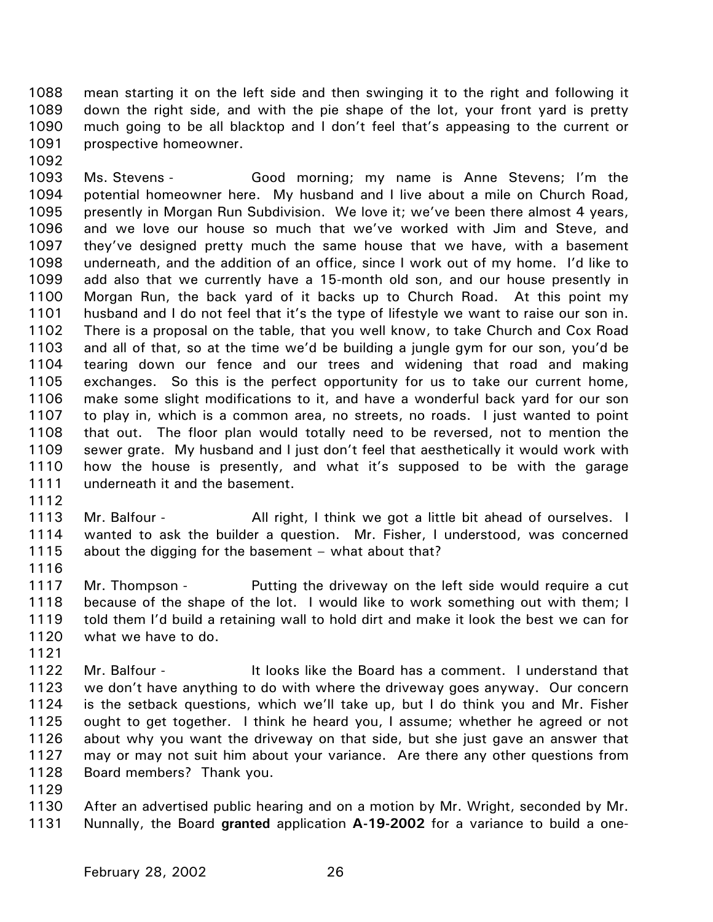mean starting it on the left side and then swinging it to the right and following it down the right side, and with the pie shape of the lot, your front yard is pretty much going to be all blacktop and I don't feel that's appeasing to the current or prospective homeowner.

Ms. Stevens - Good morning; my name is Anne Stevens; I'm the potential homeowner here. My husband and I live about a mile on Church Road, presently in Morgan Run Subdivision. We love it; we've been there almost 4 years, and we love our house so much that we've worked with Jim and Steve, and they've designed pretty much the same house that we have, with a basement underneath, and the addition of an office, since I work out of my home. I'd like to add also that we currently have a 15-month old son, and our house presently in Morgan Run, the back yard of it backs up to Church Road. At this point my husband and I do not feel that it's the type of lifestyle we want to raise our son in. There is a proposal on the table, that you well know, to take Church and Cox Road and all of that, so at the time we'd be building a jungle gym for our son, you'd be tearing down our fence and our trees and widening that road and making exchanges. So this is the perfect opportunity for us to take our current home, make some slight modifications to it, and have a wonderful back yard for our son to play in, which is a common area, no streets, no roads. I just wanted to point that out. The floor plan would totally need to be reversed, not to mention the sewer grate. My husband and I just don't feel that aesthetically it would work with how the house is presently, and what it's supposed to be with the garage underneath it and the basement.

Mr. Balfour - All right, I think we got a little bit ahead of ourselves. I wanted to ask the builder a question. Mr. Fisher, I understood, was concerned about the digging for the basement – what about that?

Mr. Thompson - Putting the driveway on the left side would require a cut because of the shape of the lot. I would like to work something out with them; I told them I'd build a retaining wall to hold dirt and make it look the best we can for what we have to do.

Mr. Balfour - It looks like the Board has a comment. I understand that we don't have anything to do with where the driveway goes anyway. Our concern is the setback questions, which we'll take up, but I do think you and Mr. Fisher ought to get together. I think he heard you, I assume; whether he agreed or not about why you want the driveway on that side, but she just gave an answer that may or may not suit him about your variance. Are there any other questions from Board members? Thank you.

After an advertised public hearing and on a motion by Mr. Wright, seconded by Mr. Nunnally, the Board **granted** application **A-19-2002** for a variance to build a one-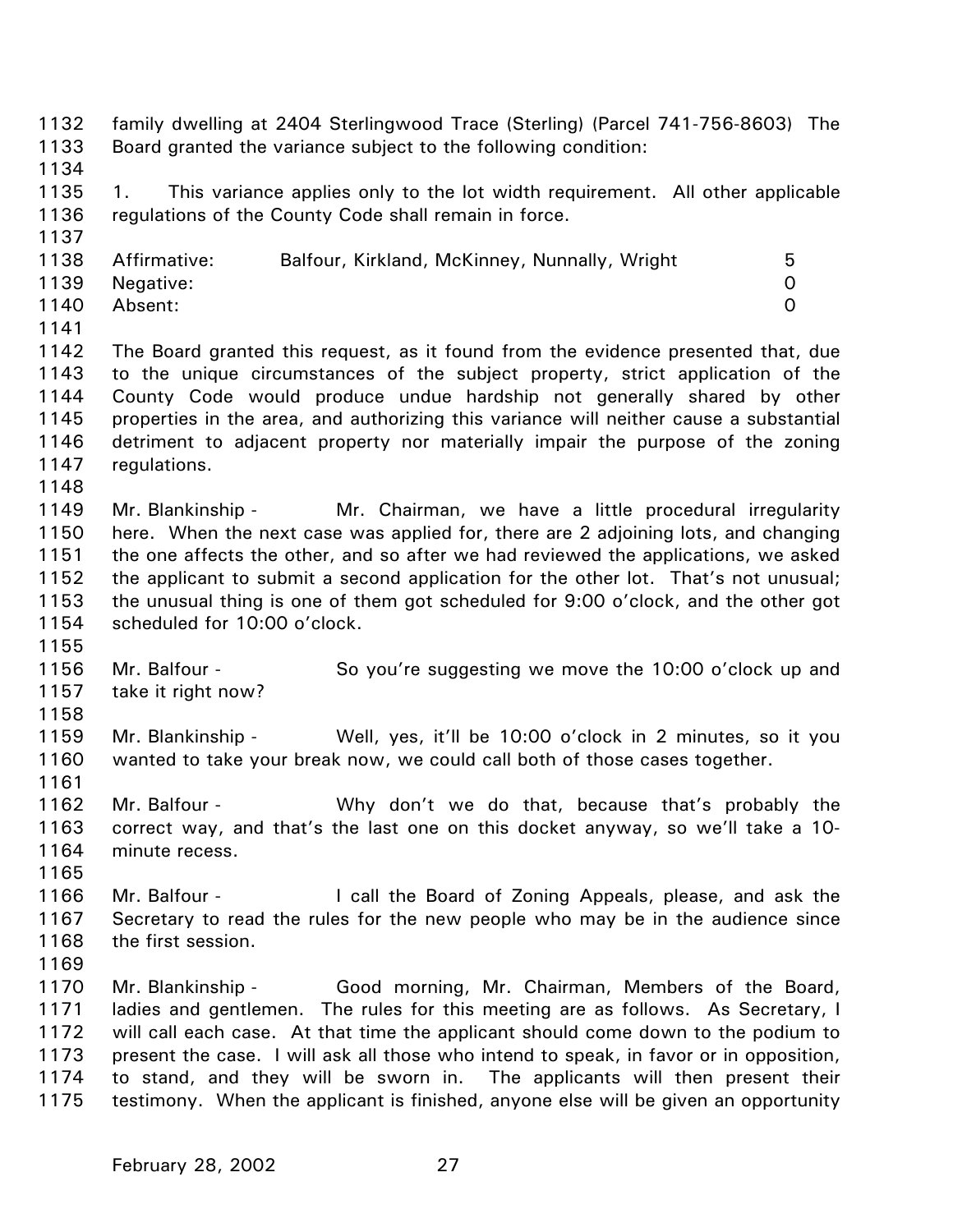family dwelling at 2404 Sterlingwood Trace (Sterling) (Parcel 741-756-8603) The Board granted the variance subject to the following condition:

1. This variance applies only to the lot width requirement. All other applicable regulations of the County Code shall remain in force.

| | | |
|---|---|---|
| Affirmative: | Balfour, Kirkland, McKinney, Nunnally, Wright | 5 |
| Negative: | | 0 |
| Absent: | | 0 |

The Board granted this request, as it found from the evidence presented that, due to the unique circumstances of the subject property, strict application of the County Code would produce undue hardship not generally shared by other properties in the area, and authorizing this variance will neither cause a substantial detriment to adjacent property nor materially impair the purpose of the zoning regulations.

Mr. Blankinship - Mr. Chairman, we have a little procedural irregularity here. When the next case was applied for, there are 2 adjoining lots, and changing the one affects the other, and so after we had reviewed the applications, we asked the applicant to submit a second application for the other lot. That's not unusual; the unusual thing is one of them got scheduled for 9:00 o'clock, and the other got scheduled for 10:00 o'clock.

Mr. Balfour - So you're suggesting we move the 10:00 o'clock up and take it right now?

Mr. Blankinship - Well, yes, it'll be 10:00 o'clock in 2 minutes, so it you wanted to take your break now, we could call both of those cases together.

Mr. Balfour - Why don't we do that, because that's probably the correct way, and that's the last one on this docket anyway, so we'll take a 10-minute recess.

Mr. Balfour - I call the Board of Zoning Appeals, please, and ask the Secretary to read the rules for the new people who may be in the audience since the first session.

Mr. Blankinship - Good morning, Mr. Chairman, Members of the Board, ladies and gentlemen. The rules for this meeting are as follows. As Secretary, I will call each case. At that time the applicant should come down to the podium to present the case. I will ask all those who intend to speak, in favor or in opposition, to stand, and they will be sworn in. The applicants will then present their testimony. When the applicant is finished, anyone else will be given an opportunity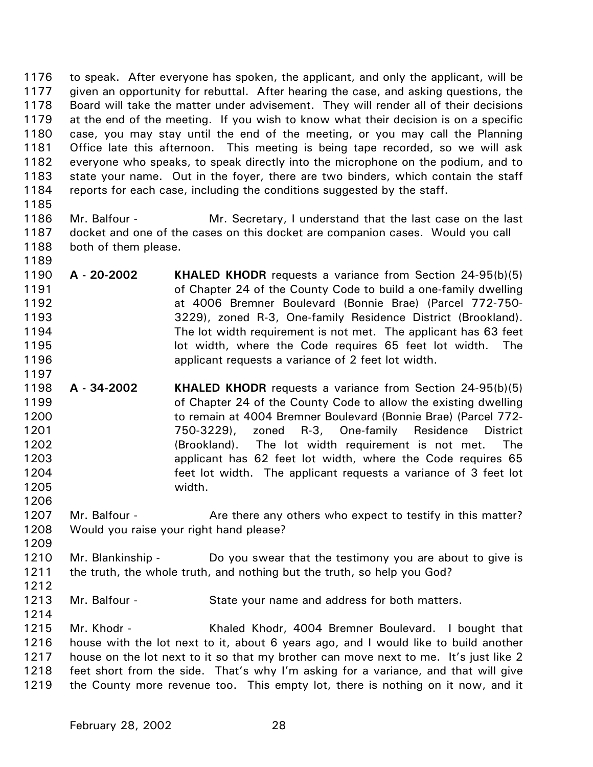to speak. After everyone has spoken, the applicant, and only the applicant, will be given an opportunity for rebuttal. After hearing the case, and asking questions, the Board will take the matter under advisement. They will render all of their decisions at the end of the meeting. If you wish to know what their decision is on a specific case, you may stay until the end of the meeting, or you may call the Planning Office late this afternoon. This meeting is being tape recorded, so we will ask everyone who speaks, to speak directly into the microphone on the podium, and to state your name. Out in the foyer, there are two binders, which contain the staff reports for each case, including the conditions suggested by the staff.

Mr. Balfour - Mr. Secretary, I understand that the last case on the last docket and one of the cases on this docket are companion cases. Would you call both of them please.

**A - 20-2002** **KHALED KHODR** requests a variance from Section 24-95(b)(5) of Chapter 24 of the County Code to build a one-family dwelling at 4006 Bremner Boulevard (Bonnie Brae) (Parcel 772-750-3229), zoned R-3, One-family Residence District (Brookland). The lot width requirement is not met. The applicant has 63 feet lot width, where the Code requires 65 feet lot width. The applicant requests a variance of 2 feet lot width.

**A - 34-2002** **KHALED KHODR** requests a variance from Section 24-95(b)(5) of Chapter 24 of the County Code to allow the existing dwelling to remain at 4004 Bremner Boulevard (Bonnie Brae) (Parcel 772-750-3229), zoned R-3, One-family Residence District (Brookland). The lot width requirement is not met. The applicant has 62 feet lot width, where the Code requires 65 feet lot width. The applicant requests a variance of 3 feet lot width.

Mr. Balfour - Are there any others who expect to testify in this matter? Would you raise your right hand please?

Mr. Blankinship - Do you swear that the testimony you are about to give is the truth, the whole truth, and nothing but the truth, so help you God?

Mr. Balfour - State your name and address for both matters.

Mr. Khodr - Khaled Khodr, 4004 Bremner Boulevard. I bought that house with the lot next to it, about 6 years ago, and I would like to build another house on the lot next to it so that my brother can move next to me. It's just like 2 feet short from the side. That's why I'm asking for a variance, and that will give the County more revenue too. This empty lot, there is nothing on it now, and it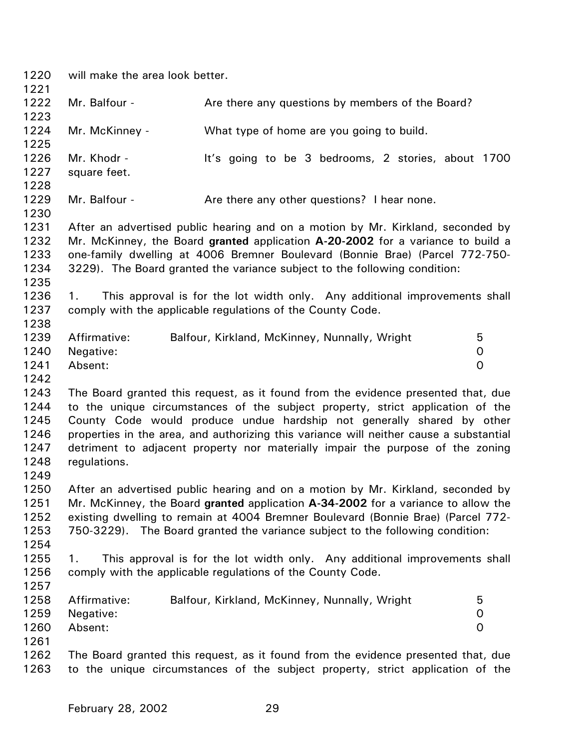will make the area look better.

Mr. Balfour - Are there any questions by members of the Board?

Mr. McKinney - What type of home are you going to build.

Mr. Khodr - It's going to be 3 bedrooms, 2 stories, about 1700 square feet.

Mr. Balfour - Are there any other questions? I hear none.

After an advertised public hearing and on a motion by Mr. Kirkland, seconded by Mr. McKinney, the Board **granted** application **A-20-2002** for a variance to build a one-family dwelling at 4006 Bremner Boulevard (Bonnie Brae) (Parcel 772-750-3229). The Board granted the variance subject to the following condition:

1. This approval is for the lot width only. Any additional improvements shall comply with the applicable regulations of the County Code.

| | | |
|---|---|---|
| Affirmative: | Balfour, Kirkland, McKinney, Nunnally, Wright | 5 |
| Negative: | | 0 |
| Absent: | | 0 |

The Board granted this request, as it found from the evidence presented that, due to the unique circumstances of the subject property, strict application of the County Code would produce undue hardship not generally shared by other properties in the area, and authorizing this variance will neither cause a substantial detriment to adjacent property nor materially impair the purpose of the zoning regulations.

After an advertised public hearing and on a motion by Mr. Kirkland, seconded by Mr. McKinney, the Board **granted** application **A-34-2002** for a variance to allow the existing dwelling to remain at 4004 Bremner Boulevard (Bonnie Brae) (Parcel 772-750-3229). The Board granted the variance subject to the following condition:

1. This approval is for the lot width only. Any additional improvements shall comply with the applicable regulations of the County Code.

| | | |
|---|---|---|
| Affirmative: | Balfour, Kirkland, McKinney, Nunnally, Wright | 5 |
| Negative: | | 0 |
| Absent: | | 0 |

The Board granted this request, as it found from the evidence presented that, due to the unique circumstances of the subject property, strict application of the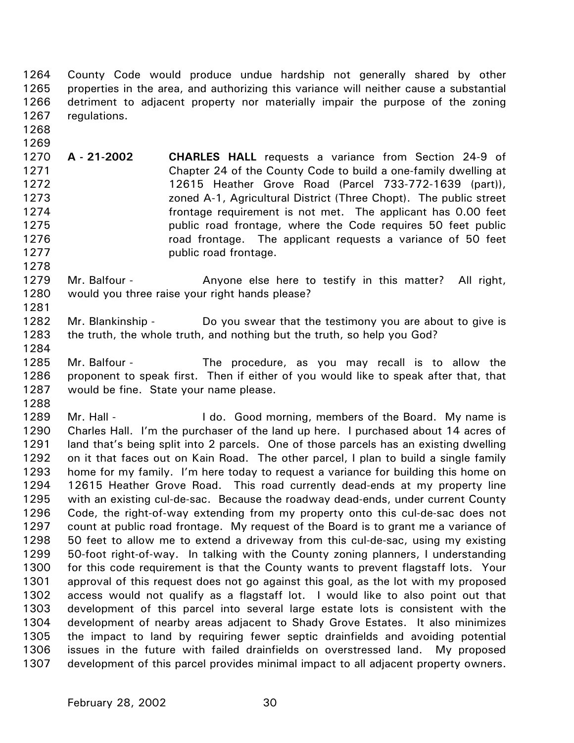County Code would produce undue hardship not generally shared by other properties in the area, and authorizing this variance will neither cause a substantial detriment to adjacent property nor materially impair the purpose of the zoning regulations.

**A - 21-2002** **CHARLES HALL** requests a variance from Section 24-9 of Chapter 24 of the County Code to build a one-family dwelling at 12615 Heather Grove Road (Parcel 733-772-1639 (part)), zoned A-1, Agricultural District (Three Chopt). The public street frontage requirement is not met. The applicant has 0.00 feet public road frontage, where the Code requires 50 feet public road frontage. The applicant requests a variance of 50 feet public road frontage.

Mr. Balfour - Anyone else here to testify in this matter? All right, would you three raise your right hands please?

Mr. Blankinship - Do you swear that the testimony you are about to give is the truth, the whole truth, and nothing but the truth, so help you God?

Mr. Balfour - The procedure, as you may recall is to allow the proponent to speak first. Then if either of you would like to speak after that, that would be fine. State your name please.

Mr. Hall - I do. Good morning, members of the Board. My name is Charles Hall. I'm the purchaser of the land up here. I purchased about 14 acres of land that's being split into 2 parcels. One of those parcels has an existing dwelling on it that faces out on Kain Road. The other parcel, I plan to build a single family home for my family. I'm here today to request a variance for building this home on 12615 Heather Grove Road. This road currently dead-ends at my property line with an existing cul-de-sac. Because the roadway dead-ends, under current County Code, the right-of-way extending from my property onto this cul-de-sac does not count at public road frontage. My request of the Board is to grant me a variance of 50 feet to allow me to extend a driveway from this cul-de-sac, using my existing 50-foot right-of-way. In talking with the County zoning planners, I understanding for this code requirement is that the County wants to prevent flagstaff lots. Your approval of this request does not go against this goal, as the lot with my proposed access would not qualify as a flagstaff lot. I would like to also point out that development of this parcel into several large estate lots is consistent with the development of nearby areas adjacent to Shady Grove Estates. It also minimizes the impact to land by requiring fewer septic drainfields and avoiding potential issues in the future with failed drainfields on overstressed land. My proposed development of this parcel provides minimal impact to all adjacent property owners.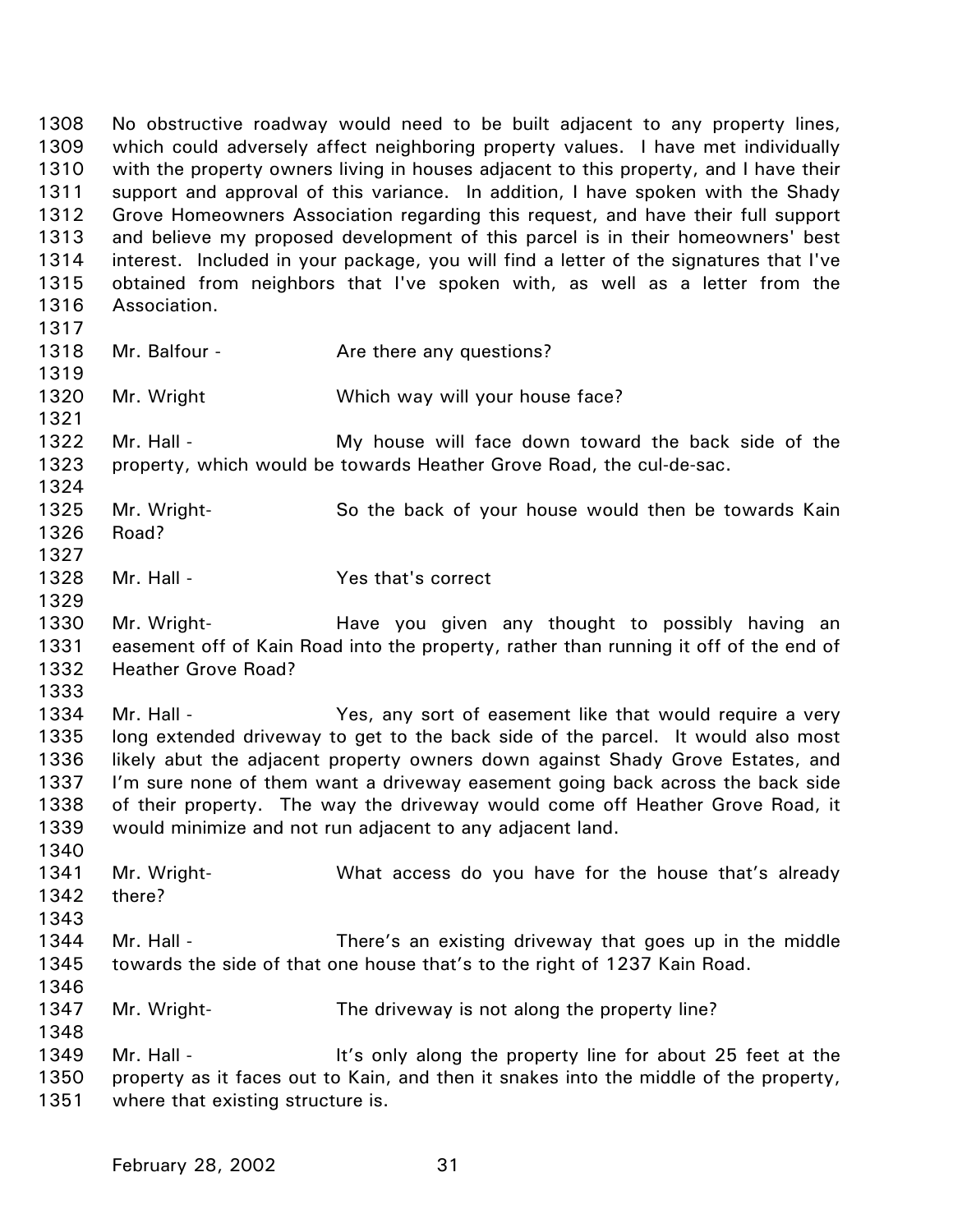No obstructive roadway would need to be built adjacent to any property lines, which could adversely affect neighboring property values. I have met individually with the property owners living in houses adjacent to this property, and I have their support and approval of this variance. In addition, I have spoken with the Shady Grove Homeowners Association regarding this request, and have their full support and believe my proposed development of this parcel is in their homeowners' best interest. Included in your package, you will find a letter of the signatures that I've obtained from neighbors that I've spoken with, as well as a letter from the Association.

Mr. Balfour - Are there any questions?

Mr. Wright Which way will your house face?

Mr. Hall - My house will face down toward the back side of the property, which would be towards Heather Grove Road, the cul-de-sac.

Mr. Wright- So the back of your house would then be towards Kain Road?

Mr. Hall - Yes that's correct

Mr. Wright- Have you given any thought to possibly having an easement off of Kain Road into the property, rather than running it off of the end of Heather Grove Road?

Mr. Hall - Yes, any sort of easement like that would require a very long extended driveway to get to the back side of the parcel. It would also most likely abut the adjacent property owners down against Shady Grove Estates, and I'm sure none of them want a driveway easement going back across the back side of their property. The way the driveway would come off Heather Grove Road, it would minimize and not run adjacent to any adjacent land.

Mr. Wright- What access do you have for the house that's already there?

Mr. Hall - There's an existing driveway that goes up in the middle towards the side of that one house that's to the right of 1237 Kain Road.

Mr. Wright- The driveway is not along the property line?

Mr. Hall - It's only along the property line for about 25 feet at the property as it faces out to Kain, and then it snakes into the middle of the property, where that existing structure is.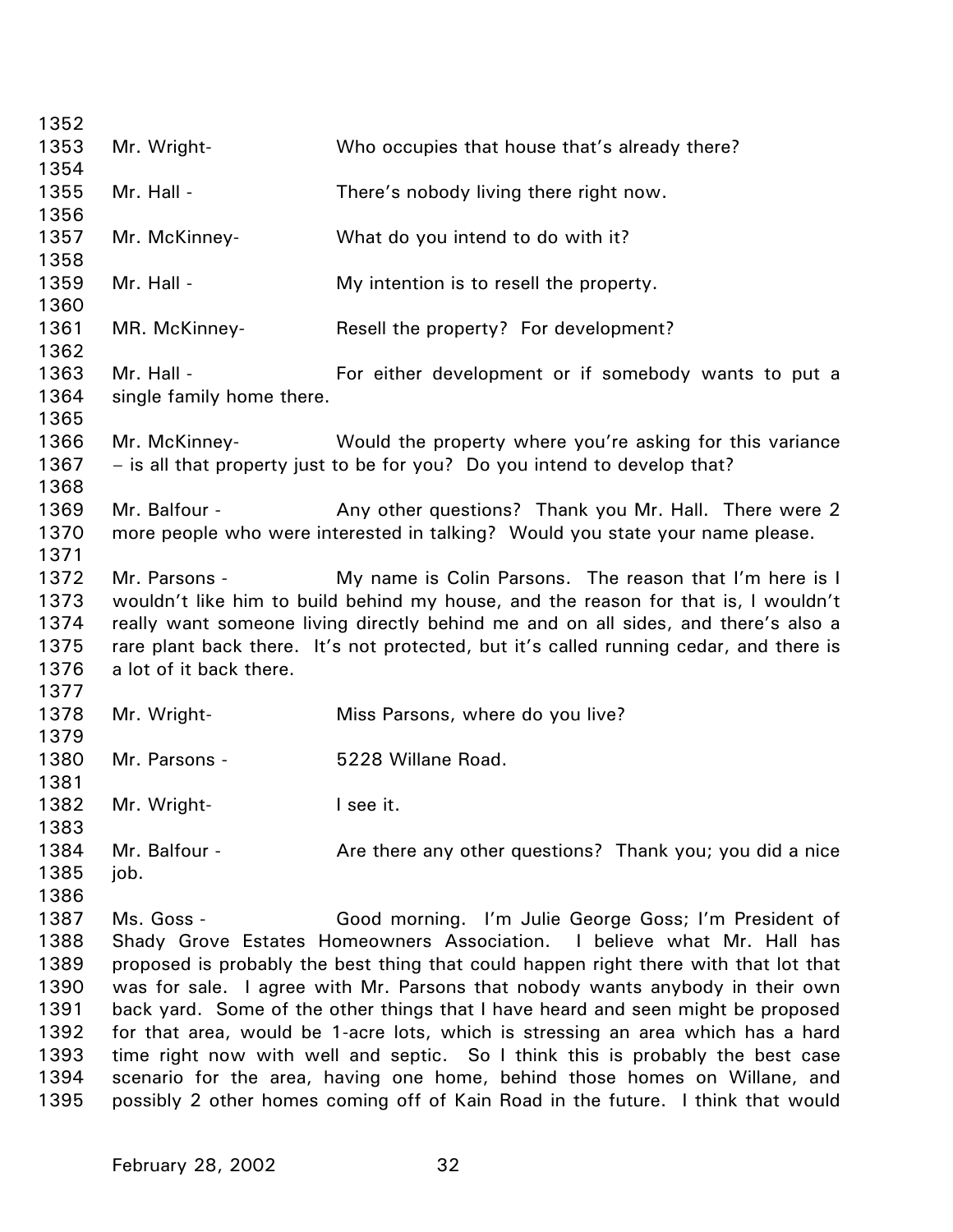1352

1353 Mr. Wright- Who occupies that house that's already there?

1354

1355 Mr. Hall - There's nobody living there right now.

1356

1357 Mr. McKinney- What do you intend to do with it?

1358

1359 Mr. Hall - My intention is to resell the property.

1360

1361 MR. McKinney- Resell the property? For development?

1362

1363 Mr. Hall - For either development or if somebody wants to put a
1364 single family home there.

1365

1366 Mr. McKinney- Would the property where you're asking for this variance
1367 – is all that property just to be for you? Do you intend to develop that?

1368

1369 Mr. Balfour - Any other questions? Thank you Mr. Hall. There were 2
1370 more people who were interested in talking? Would you state your name please.

1371

1372 Mr. Parsons - My name is Colin Parsons. The reason that I'm here is I
1373 wouldn't like him to build behind my house, and the reason for that is, I wouldn't
1374 really want someone living directly behind me and on all sides, and there's also a
1375 rare plant back there. It's not protected, but it's called running cedar, and there is
1376 a lot of it back there.

1377

1378 Mr. Wright- Miss Parsons, where do you live?

1379

1380 Mr. Parsons - 5228 Willane Road.

1381

1382 Mr. Wright- I see it.

1383

1384 Mr. Balfour - Are there any other questions? Thank you; you did a nice
1385 job.

1386

1387 Ms. Goss - Good morning. I'm Julie George Goss; I'm President of
1388 Shady Grove Estates Homeowners Association. I believe what Mr. Hall has
1389 proposed is probably the best thing that could happen right there with that lot that
1390 was for sale. I agree with Mr. Parsons that nobody wants anybody in their own
1391 back yard. Some of the other things that I have heard and seen might be proposed
1392 for that area, would be 1-acre lots, which is stressing an area which has a hard
1393 time right now with well and septic. So I think this is probably the best case
1394 scenario for the area, having one home, behind those homes on Willane, and
1395 possibly 2 other homes coming off of Kain Road in the future. I think that would

February 28, 2002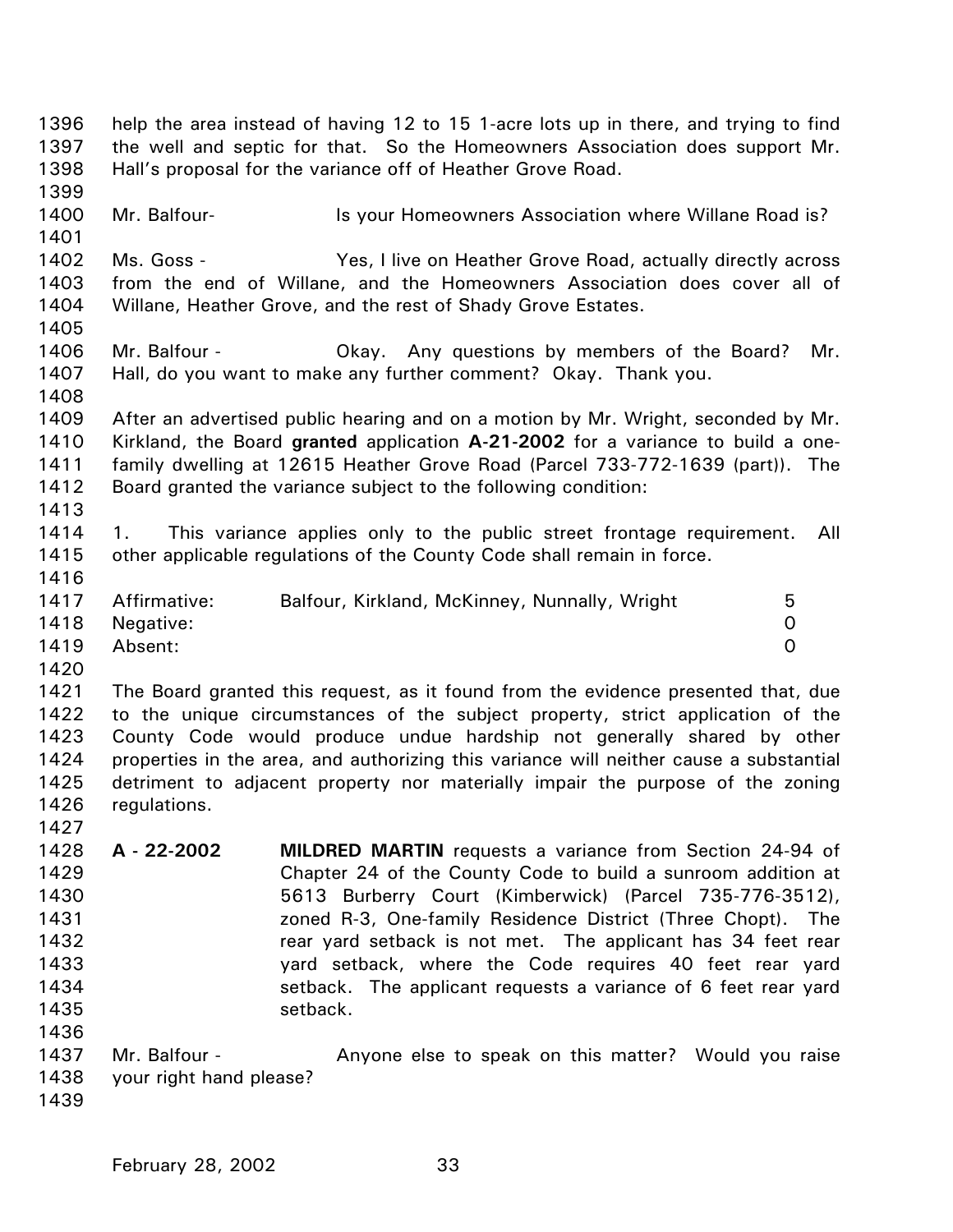help the area instead of having 12 to 15 1-acre lots up in there, and trying to find the well and septic for that. So the Homeowners Association does support Mr. Hall's proposal for the variance off of Heather Grove Road.

Mr. Balfour- Is your Homeowners Association where Willane Road is?

Ms. Goss - Yes, I live on Heather Grove Road, actually directly across from the end of Willane, and the Homeowners Association does cover all of Willane, Heather Grove, and the rest of Shady Grove Estates.

Mr. Balfour - Okay. Any questions by members of the Board? Mr. Hall, do you want to make any further comment? Okay. Thank you.

After an advertised public hearing and on a motion by Mr. Wright, seconded by Mr. Kirkland, the Board **granted** application **A-21-2002** for a variance to build a one-family dwelling at 12615 Heather Grove Road (Parcel 733-772-1639 (part)). The Board granted the variance subject to the following condition:

1. This variance applies only to the public street frontage requirement. All other applicable regulations of the County Code shall remain in force.

| | | |
|---|---|---|
| Affirmative: | Balfour, Kirkland, McKinney, Nunnally, Wright | 5 |
| Negative: | | 0 |
| Absent: | | 0 |

The Board granted this request, as it found from the evidence presented that, due to the unique circumstances of the subject property, strict application of the County Code would produce undue hardship not generally shared by other properties in the area, and authorizing this variance will neither cause a substantial detriment to adjacent property nor materially impair the purpose of the zoning regulations.

**A - 22-2002** **MILDRED MARTIN** requests a variance from Section 24-94 of Chapter 24 of the County Code to build a sunroom addition at 5613 Burberry Court (Kimberwick) (Parcel 735-776-3512), zoned R-3, One-family Residence District (Three Chopt). The rear yard setback is not met. The applicant has 34 feet rear yard setback, where the Code requires 40 feet rear yard setback. The applicant requests a variance of 6 feet rear yard setback.

Mr. Balfour - Anyone else to speak on this matter? Would you raise your right hand please?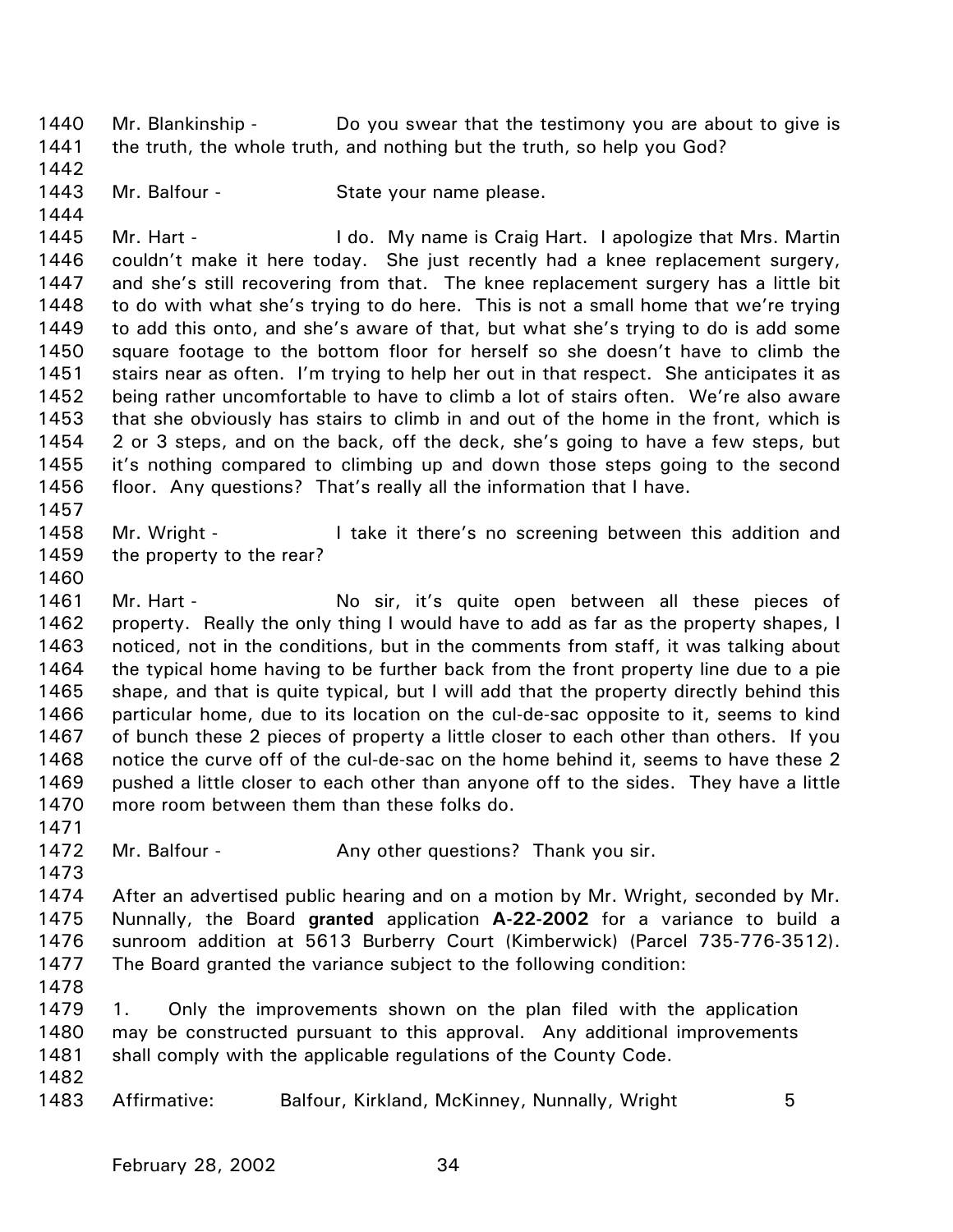Mr. Blankinship - Do you swear that the testimony you are about to give is the truth, the whole truth, and nothing but the truth, so help you God?

Mr. Balfour - State your name please.

Mr. Hart - I do. My name is Craig Hart. I apologize that Mrs. Martin couldn't make it here today. She just recently had a knee replacement surgery, and she's still recovering from that. The knee replacement surgery has a little bit to do with what she's trying to do here. This is not a small home that we're trying to add this onto, and she's aware of that, but what she's trying to do is add some square footage to the bottom floor for herself so she doesn't have to climb the stairs near as often. I'm trying to help her out in that respect. She anticipates it as being rather uncomfortable to have to climb a lot of stairs often. We're also aware that she obviously has stairs to climb in and out of the home in the front, which is 2 or 3 steps, and on the back, off the deck, she's going to have a few steps, but it's nothing compared to climbing up and down those steps going to the second floor. Any questions? That's really all the information that I have.

Mr. Wright - I take it there's no screening between this addition and the property to the rear?

Mr. Hart - No sir, it's quite open between all these pieces of property. Really the only thing I would have to add as far as the property shapes, I noticed, not in the conditions, but in the comments from staff, it was talking about the typical home having to be further back from the front property line due to a pie shape, and that is quite typical, but I will add that the property directly behind this particular home, due to its location on the cul-de-sac opposite to it, seems to kind of bunch these 2 pieces of property a little closer to each other than others. If you notice the curve off of the cul-de-sac on the home behind it, seems to have these 2 pushed a little closer to each other than anyone off to the sides. They have a little more room between them than these folks do.

Mr. Balfour - Any other questions? Thank you sir.

After an advertised public hearing and on a motion by Mr. Wright, seconded by Mr. Nunnally, the Board **granted** application **A-22-2002** for a variance to build a sunroom addition at 5613 Burberry Court (Kimberwick) (Parcel 735-776-3512). The Board granted the variance subject to the following condition:

1. Only the improvements shown on the plan filed with the application may be constructed pursuant to this approval. Any additional improvements shall comply with the applicable regulations of the County Code.

Affirmative: Balfour, Kirkland, McKinney, Nunnally, Wright 5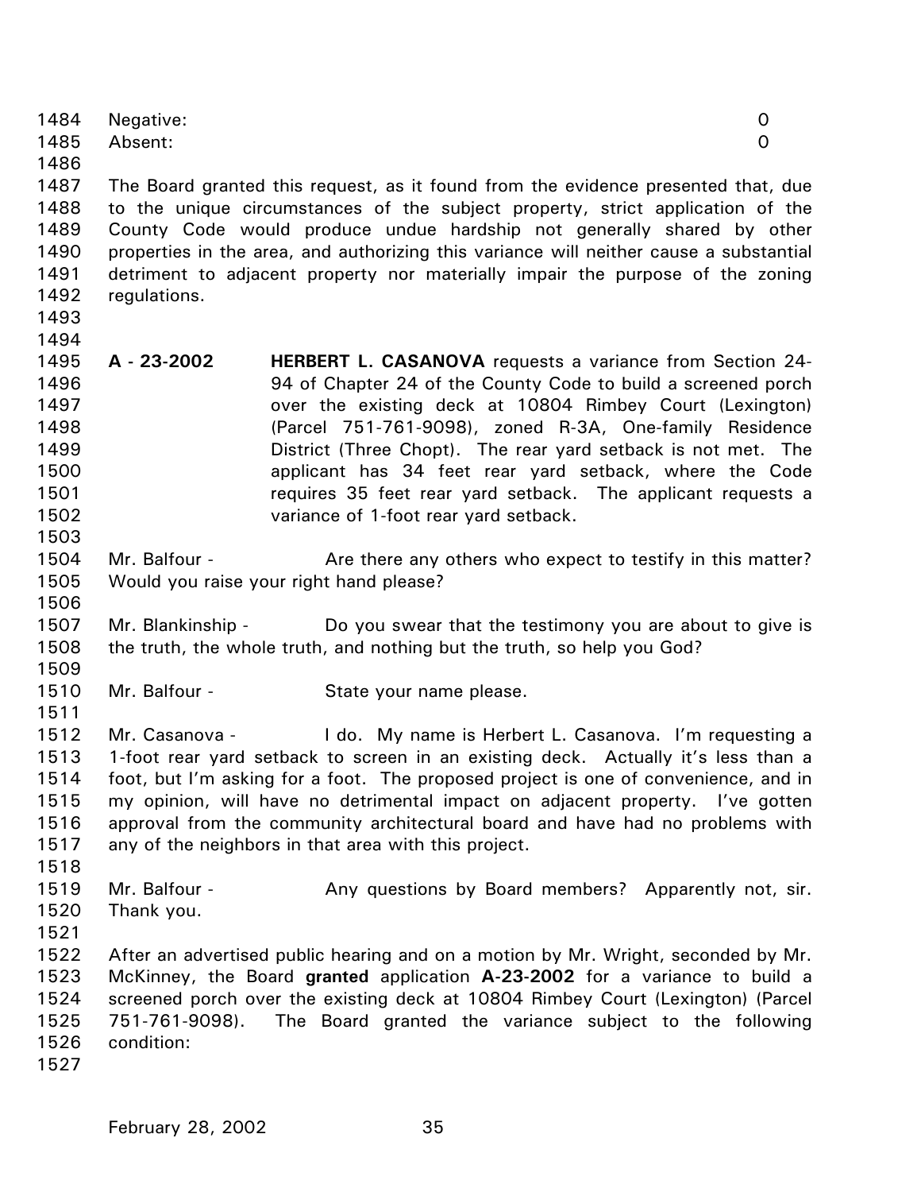Negative: 0
Absent: 0

The Board granted this request, as it found from the evidence presented that, due to the unique circumstances of the subject property, strict application of the County Code would produce undue hardship not generally shared by other properties in the area, and authorizing this variance will neither cause a substantial detriment to adjacent property nor materially impair the purpose of the zoning regulations.

**A - 23-2002** **HERBERT L. CASANOVA** requests a variance from Section 24-94 of Chapter 24 of the County Code to build a screened porch over the existing deck at 10804 Rimbey Court (Lexington) (Parcel 751-761-9098), zoned R-3A, One-family Residence District (Three Chopt). The rear yard setback is not met. The applicant has 34 feet rear yard setback, where the Code requires 35 feet rear yard setback. The applicant requests a variance of 1-foot rear yard setback.

Mr. Balfour - Are there any others who expect to testify in this matter? Would you raise your right hand please?

Mr. Blankinship - Do you swear that the testimony you are about to give is the truth, the whole truth, and nothing but the truth, so help you God?

Mr. Balfour - State your name please.

Mr. Casanova - I do. My name is Herbert L. Casanova. I'm requesting a 1-foot rear yard setback to screen in an existing deck. Actually it's less than a foot, but I'm asking for a foot. The proposed project is one of convenience, and in my opinion, will have no detrimental impact on adjacent property. I've gotten approval from the community architectural board and have had no problems with any of the neighbors in that area with this project.

Mr. Balfour - Any questions by Board members? Apparently not, sir. Thank you.

After an advertised public hearing and on a motion by Mr. Wright, seconded by Mr. McKinney, the Board **granted** application **A-23-2002** for a variance to build a screened porch over the existing deck at 10804 Rimbey Court (Lexington) (Parcel 751-761-9098). The Board granted the variance subject to the following condition: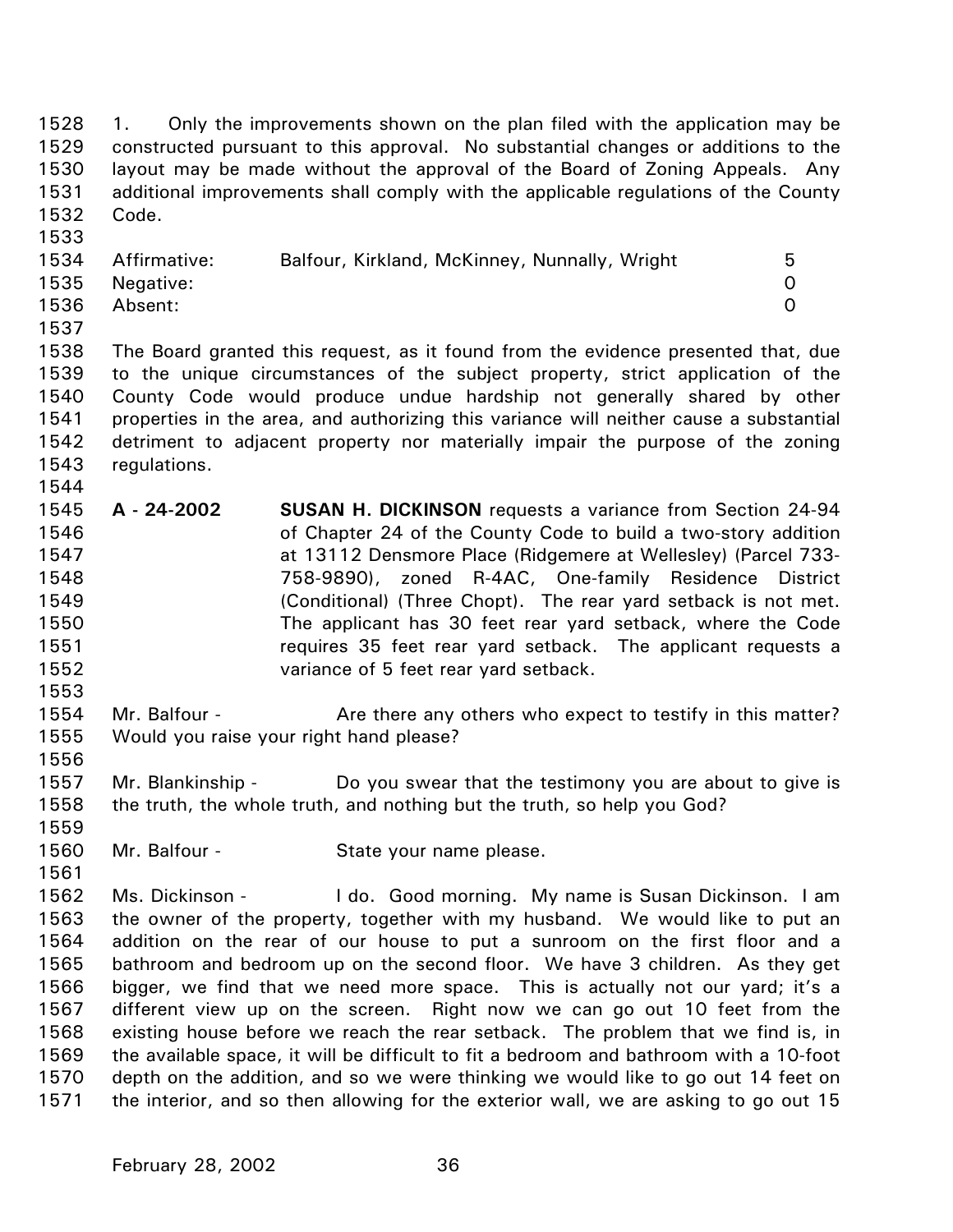1. Only the improvements shown on the plan filed with the application may be constructed pursuant to this approval. No substantial changes or additions to the layout may be made without the approval of the Board of Zoning Appeals. Any additional improvements shall comply with the applicable regulations of the County Code.

| | | |
|---|---|---|
| Affirmative: | Balfour, Kirkland, McKinney, Nunnally, Wright | 5 |
| Negative: | | 0 |
| Absent: | | 0 |

The Board granted this request, as it found from the evidence presented that, due to the unique circumstances of the subject property, strict application of the County Code would produce undue hardship not generally shared by other properties in the area, and authorizing this variance will neither cause a substantial detriment to adjacent property nor materially impair the purpose of the zoning regulations.

**A - 24-2002** **SUSAN H. DICKINSON** requests a variance from Section 24-94 of Chapter 24 of the County Code to build a two-story addition at 13112 Densmore Place (Ridgemere at Wellesley) (Parcel 733-758-9890), zoned R-4AC, One-family Residence District (Conditional) (Three Chopt). The rear yard setback is not met. The applicant has 30 feet rear yard setback, where the Code requires 35 feet rear yard setback. The applicant requests a variance of 5 feet rear yard setback.

Mr. Balfour - Are there any others who expect to testify in this matter? Would you raise your right hand please?

Mr. Blankinship - Do you swear that the testimony you are about to give is the truth, the whole truth, and nothing but the truth, so help you God?

Mr. Balfour - State your name please.

Ms. Dickinson - I do. Good morning. My name is Susan Dickinson. I am the owner of the property, together with my husband. We would like to put an addition on the rear of our house to put a sunroom on the first floor and a bathroom and bedroom up on the second floor. We have 3 children. As they get bigger, we find that we need more space. This is actually not our yard; it's a different view up on the screen. Right now we can go out 10 feet from the existing house before we reach the rear setback. The problem that we find is, in the available space, it will be difficult to fit a bedroom and bathroom with a 10-foot depth on the addition, and so we were thinking we would like to go out 14 feet on the interior, and so then allowing for the exterior wall, we are asking to go out 15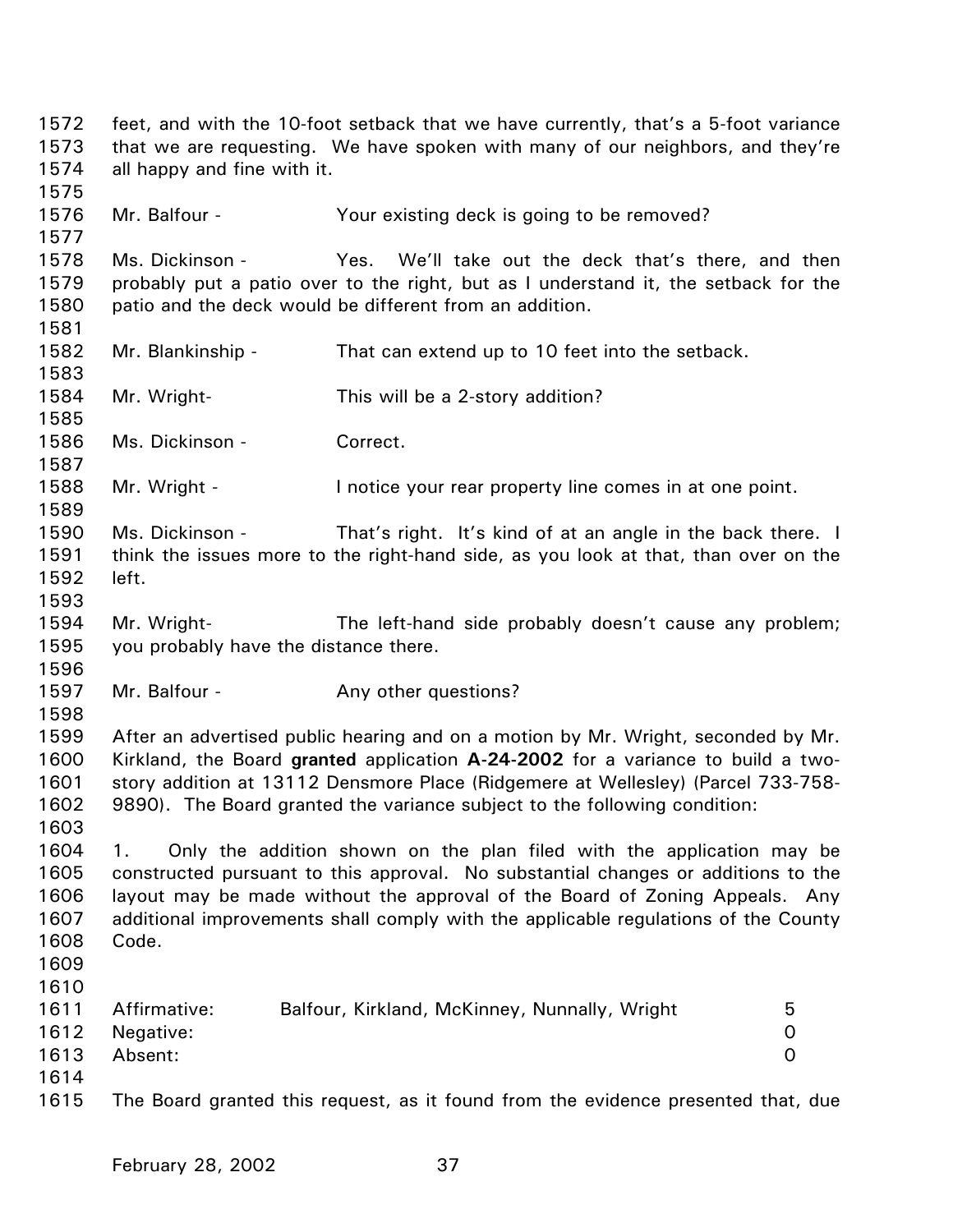feet, and with the 10-foot setback that we have currently, that's a 5-foot variance that we are requesting. We have spoken with many of our neighbors, and they're all happy and fine with it.

Mr. Balfour - Your existing deck is going to be removed?

Ms. Dickinson - Yes. We'll take out the deck that's there, and then probably put a patio over to the right, but as I understand it, the setback for the patio and the deck would be different from an addition.

Mr. Blankinship - That can extend up to 10 feet into the setback.

Mr. Wright- This will be a 2-story addition?

Ms. Dickinson - Correct.

Mr. Wright - I notice your rear property line comes in at one point.

Ms. Dickinson - That's right. It's kind of at an angle in the back there. I think the issues more to the right-hand side, as you look at that, than over on the left.

Mr. Wright- The left-hand side probably doesn't cause any problem; you probably have the distance there.

Mr. Balfour - Any other questions?

After an advertised public hearing and on a motion by Mr. Wright, seconded by Mr. Kirkland, the Board **granted** application **A-24-2002** for a variance to build a two-story addition at 13112 Densmore Place (Ridgemere at Wellesley) (Parcel 733-758-9890). The Board granted the variance subject to the following condition:

1. Only the addition shown on the plan filed with the application may be constructed pursuant to this approval. No substantial changes or additions to the layout may be made without the approval of the Board of Zoning Appeals. Any additional improvements shall comply with the applicable regulations of the County Code.

| | | |
|---|---|---|
| Affirmative: | Balfour, Kirkland, McKinney, Nunnally, Wright | 5 |
| Negative: | | 0 |
| Absent: | | 0 |

The Board granted this request, as it found from the evidence presented that, due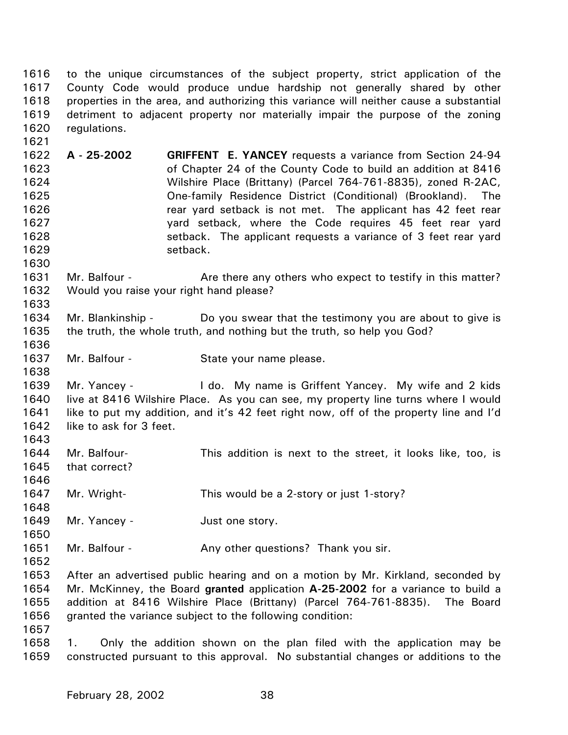to the unique circumstances of the subject property, strict application of the County Code would produce undue hardship not generally shared by other properties in the area, and authorizing this variance will neither cause a substantial detriment to adjacent property nor materially impair the purpose of the zoning regulations.

**A - 25-2002** **GRIFFENT E. YANCEY** requests a variance from Section 24-94 of Chapter 24 of the County Code to build an addition at 8416 Wilshire Place (Brittany) (Parcel 764-761-8835), zoned R-2AC, One-family Residence District (Conditional) (Brookland). The rear yard setback is not met. The applicant has 42 feet rear yard setback, where the Code requires 45 feet rear yard setback. The applicant requests a variance of 3 feet rear yard setback.

Mr. Balfour - Are there any others who expect to testify in this matter? Would you raise your right hand please?

Mr. Blankinship - Do you swear that the testimony you are about to give is the truth, the whole truth, and nothing but the truth, so help you God?

Mr. Balfour - State your name please.

Mr. Yancey - I do. My name is Griffent Yancey. My wife and 2 kids live at 8416 Wilshire Place. As you can see, my property line turns where I would like to put my addition, and it's 42 feet right now, off of the property line and I'd like to ask for 3 feet.

Mr. Balfour- This addition is next to the street, it looks like, too, is that correct?

Mr. Wright- This would be a 2-story or just 1-story?

Mr. Yancey - Just one story.

Mr. Balfour - Any other questions? Thank you sir.

After an advertised public hearing and on a motion by Mr. Kirkland, seconded by Mr. McKinney, the Board **granted** application **A-25-2002** for a variance to build a addition at 8416 Wilshire Place (Brittany) (Parcel 764-761-8835). The Board granted the variance subject to the following condition:

1. Only the addition shown on the plan filed with the application may be constructed pursuant to this approval. No substantial changes or additions to the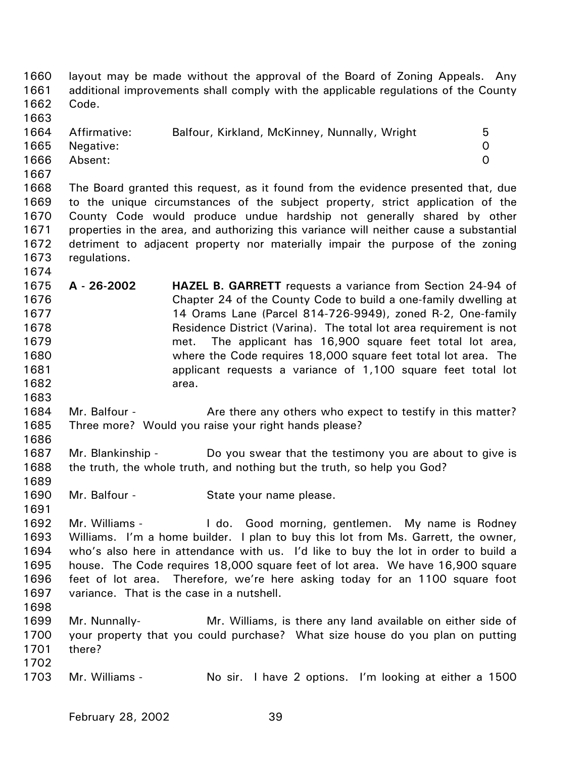layout may be made without the approval of the Board of Zoning Appeals. Any additional improvements shall comply with the applicable regulations of the County Code.

| | | |
|---|---|---|
| Affirmative: | Balfour, Kirkland, McKinney, Nunnally, Wright | 5 |
| Negative: | | 0 |
| Absent: | | 0 |

The Board granted this request, as it found from the evidence presented that, due to the unique circumstances of the subject property, strict application of the County Code would produce undue hardship not generally shared by other properties in the area, and authorizing this variance will neither cause a substantial detriment to adjacent property nor materially impair the purpose of the zoning regulations.

**A - 26-2002** **HAZEL B. GARRETT** requests a variance from Section 24-94 of Chapter 24 of the County Code to build a one-family dwelling at 14 Orams Lane (Parcel 814-726-9949), zoned R-2, One-family Residence District (Varina). The total lot area requirement is not met. The applicant has 16,900 square feet total lot area, where the Code requires 18,000 square feet total lot area. The applicant requests a variance of 1,100 square feet total lot area.

Mr. Balfour - Are there any others who expect to testify in this matter? Three more? Would you raise your right hands please?

Mr. Blankinship - Do you swear that the testimony you are about to give is the truth, the whole truth, and nothing but the truth, so help you God?

Mr. Balfour - State your name please.

Mr. Williams - I do. Good morning, gentlemen. My name is Rodney Williams. I'm a home builder. I plan to buy this lot from Ms. Garrett, the owner, who's also here in attendance with us. I'd like to buy the lot in order to build a house. The Code requires 18,000 square feet of lot area. We have 16,900 square feet of lot area. Therefore, we're here asking today for an 1100 square foot variance. That is the case in a nutshell.

Mr. Nunnally- Mr. Williams, is there any land available on either side of your property that you could purchase? What size house do you plan on putting there?

Mr. Williams - No sir. I have 2 options. I'm looking at either a 1500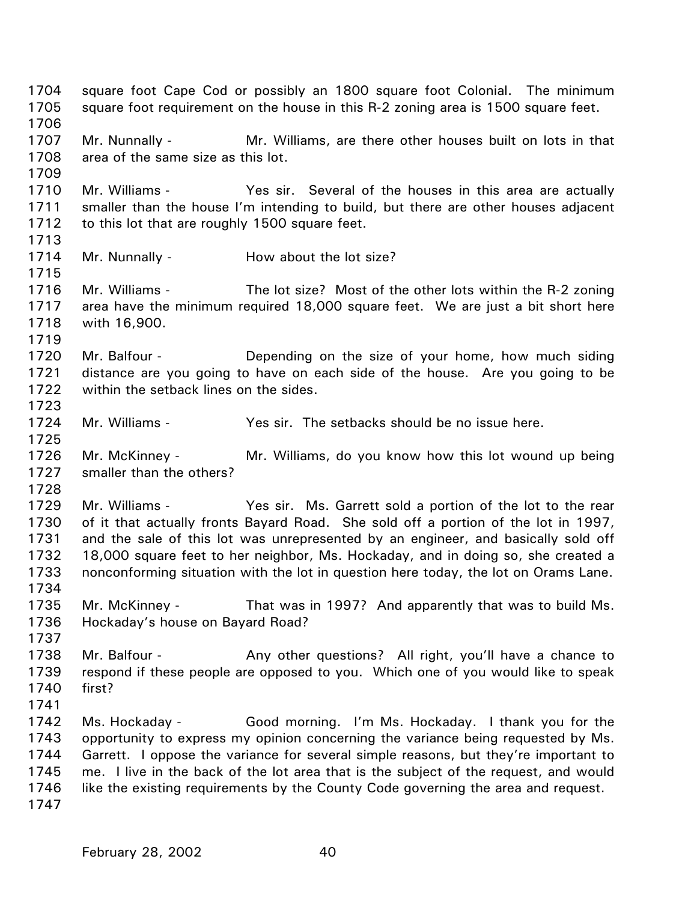square foot Cape Cod or possibly an 1800 square foot Colonial. The minimum square foot requirement on the house in this R-2 zoning area is 1500 square feet.

Mr. Nunnally - Mr. Williams, are there other houses built on lots in that area of the same size as this lot.

Mr. Williams - Yes sir. Several of the houses in this area are actually smaller than the house I'm intending to build, but there are other houses adjacent to this lot that are roughly 1500 square feet.

Mr. Nunnally - How about the lot size?

Mr. Williams - The lot size? Most of the other lots within the R-2 zoning area have the minimum required 18,000 square feet. We are just a bit short here with 16,900.

Mr. Balfour - Depending on the size of your home, how much siding distance are you going to have on each side of the house. Are you going to be within the setback lines on the sides.

Mr. Williams - Yes sir. The setbacks should be no issue here.

Mr. McKinney - Mr. Williams, do you know how this lot wound up being smaller than the others?

Mr. Williams - Yes sir. Ms. Garrett sold a portion of the lot to the rear of it that actually fronts Bayard Road. She sold off a portion of the lot in 1997, and the sale of this lot was unrepresented by an engineer, and basically sold off 18,000 square feet to her neighbor, Ms. Hockaday, and in doing so, she created a nonconforming situation with the lot in question here today, the lot on Orams Lane.

Mr. McKinney - That was in 1997? And apparently that was to build Ms. Hockaday's house on Bayard Road?

Mr. Balfour - Any other questions? All right, you'll have a chance to respond if these people are opposed to you. Which one of you would like to speak first?

Ms. Hockaday - Good morning. I'm Ms. Hockaday. I thank you for the opportunity to express my opinion concerning the variance being requested by Ms. Garrett. I oppose the variance for several simple reasons, but they're important to me. I live in the back of the lot area that is the subject of the request, and would like the existing requirements by the County Code governing the area and request.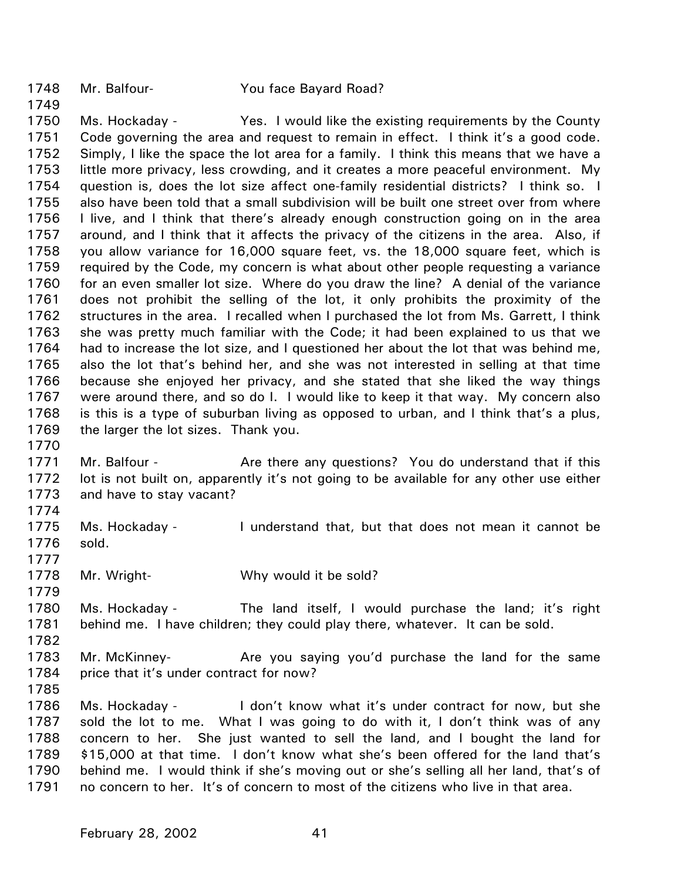1748 Mr. Balfour- You face Bayard Road?

1749

1750 Ms. Hockaday - Yes. I would like the existing requirements by the County
1751 Code governing the area and request to remain in effect. I think it's a good code.
1752 Simply, I like the space the lot area for a family. I think this means that we have a
1753 little more privacy, less crowding, and it creates a more peaceful environment. My
1754 question is, does the lot size affect one-family residential districts? I think so. I
1755 also have been told that a small subdivision will be built one street over from where
1756 I live, and I think that there's already enough construction going on in the area
1757 around, and I think that it affects the privacy of the citizens in the area. Also, if
1758 you allow variance for 16,000 square feet, vs. the 18,000 square feet, which is
1759 required by the Code, my concern is what about other people requesting a variance
1760 for an even smaller lot size. Where do you draw the line? A denial of the variance
1761 does not prohibit the selling of the lot, it only prohibits the proximity of the
1762 structures in the area. I recalled when I purchased the lot from Ms. Garrett, I think
1763 she was pretty much familiar with the Code; it had been explained to us that we
1764 had to increase the lot size, and I questioned her about the lot that was behind me,
1765 also the lot that's behind her, and she was not interested in selling at that time
1766 because she enjoyed her privacy, and she stated that she liked the way things
1767 were around there, and so do I. I would like to keep it that way. My concern also
1768 is this is a type of suburban living as opposed to urban, and I think that's a plus,
1769 the larger the lot sizes. Thank you.

1770

1771 Mr. Balfour - Are there any questions? You do understand that if this
1772 lot is not built on, apparently it's not going to be available for any other use either
1773 and have to stay vacant?

1774

1775 Ms. Hockaday - I understand that, but that does not mean it cannot be
1776 sold.

1777

1778 Mr. Wright- Why would it be sold?

1779

1780 Ms. Hockaday - The land itself, I would purchase the land; it's right
1781 behind me. I have children; they could play there, whatever. It can be sold.

1782

1783 Mr. McKinney- Are you saying you'd purchase the land for the same
1784 price that it's under contract for now?

1785

1786 Ms. Hockaday - I don't know what it's under contract for now, but she
1787 sold the lot to me. What I was going to do with it, I don't think was of any
1788 concern to her. She just wanted to sell the land, and I bought the land for
1789 $15,000 at that time. I don't know what she's been offered for the land that's
1790 behind me. I would think if she's moving out or she's selling all her land, that's of
1791 no concern to her. It's of concern to most of the citizens who live in that area.

February 28, 2002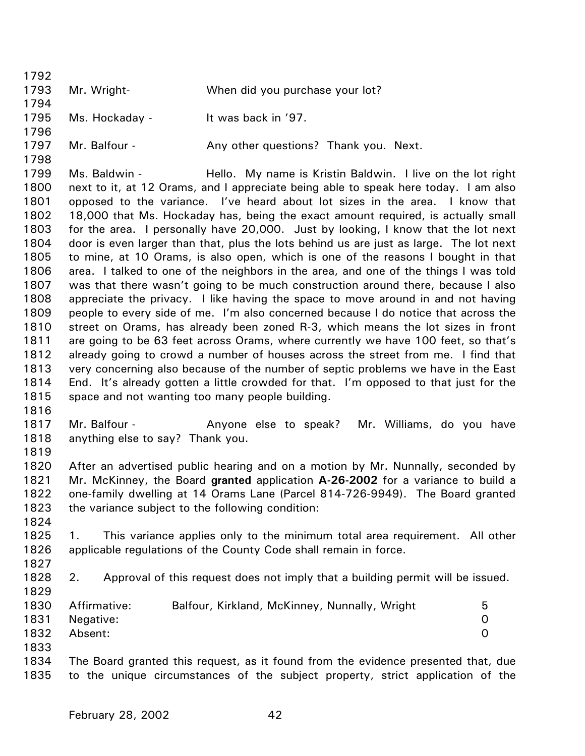Mr. Wright- When did you purchase your lot?

Ms. Hockaday - It was back in '97.

Mr. Balfour - Any other questions? Thank you. Next.

Ms. Baldwin - Hello. My name is Kristin Baldwin. I live on the lot right next to it, at 12 Orams, and I appreciate being able to speak here today. I am also opposed to the variance. I've heard about lot sizes in the area. I know that 18,000 that Ms. Hockaday has, being the exact amount required, is actually small for the area. I personally have 20,000. Just by looking, I know that the lot next door is even larger than that, plus the lots behind us are just as large. The lot next to mine, at 10 Orams, is also open, which is one of the reasons I bought in that area. I talked to one of the neighbors in the area, and one of the things I was told was that there wasn't going to be much construction around there, because I also appreciate the privacy. I like having the space to move around in and not having people to every side of me. I'm also concerned because I do notice that across the street on Orams, has already been zoned R-3, which means the lot sizes in front are going to be 63 feet across Orams, where currently we have 100 feet, so that's already going to crowd a number of houses across the street from me. I find that very concerning also because of the number of septic problems we have in the East End. It's already gotten a little crowded for that. I'm opposed to that just for the space and not wanting too many people building.

Mr. Balfour - Anyone else to speak? Mr. Williams, do you have anything else to say? Thank you.

After an advertised public hearing and on a motion by Mr. Nunnally, seconded by Mr. McKinney, the Board **granted** application **A-26-2002** for a variance to build a one-family dwelling at 14 Orams Lane (Parcel 814-726-9949). The Board granted the variance subject to the following condition:

1. This variance applies only to the minimum total area requirement. All other applicable regulations of the County Code shall remain in force.

2. Approval of this request does not imply that a building permit will be issued.

| | | |
|---|---|---|
| Affirmative: | Balfour, Kirkland, McKinney, Nunnally, Wright | 5 |
| Negative: | | 0 |
| Absent: | | 0 |

The Board granted this request, as it found from the evidence presented that, due to the unique circumstances of the subject property, strict application of the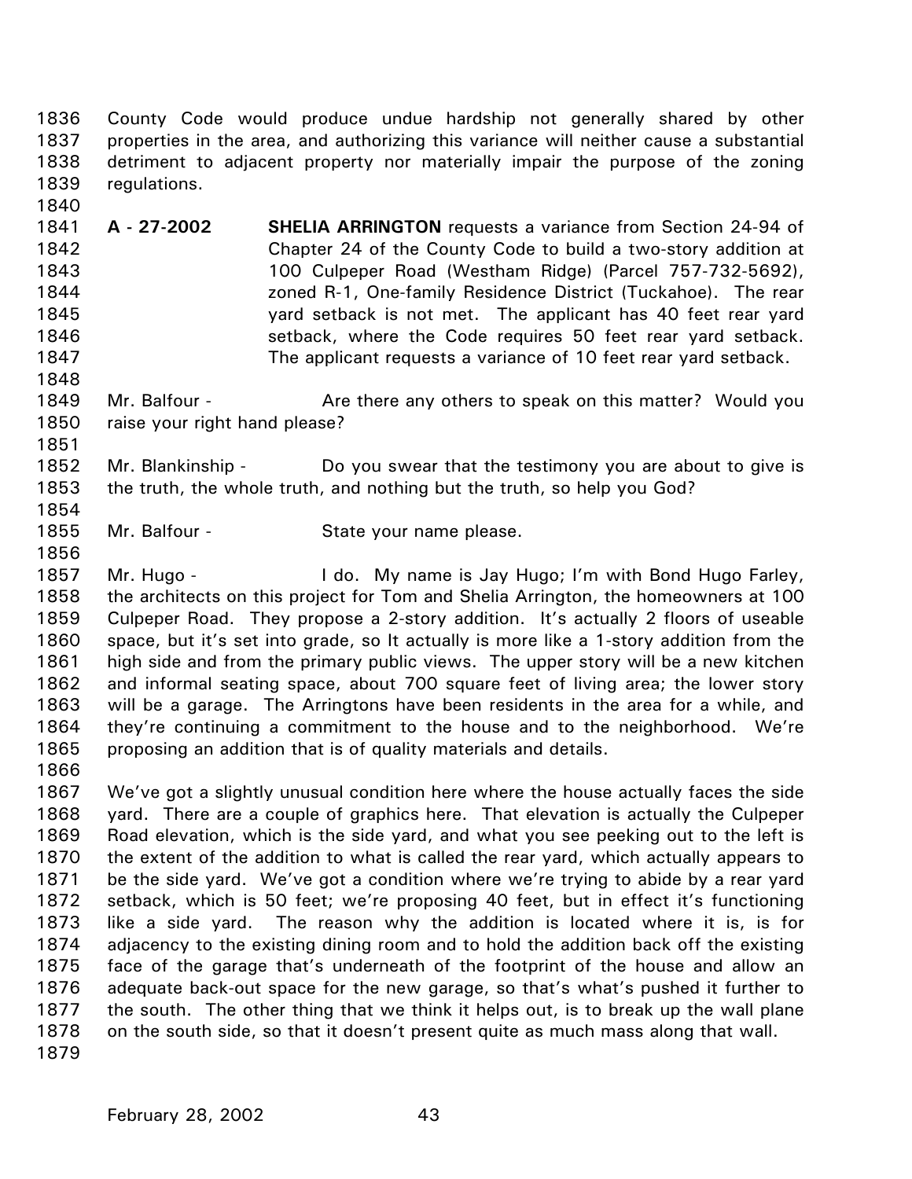County Code would produce undue hardship not generally shared by other properties in the area, and authorizing this variance will neither cause a substantial detriment to adjacent property nor materially impair the purpose of the zoning regulations.

**A - 27-2002** **SHELIA ARRINGTON** requests a variance from Section 24-94 of Chapter 24 of the County Code to build a two-story addition at 100 Culpeper Road (Westham Ridge) (Parcel 757-732-5692), zoned R-1, One-family Residence District (Tuckahoe). The rear yard setback is not met. The applicant has 40 feet rear yard setback, where the Code requires 50 feet rear yard setback. The applicant requests a variance of 10 feet rear yard setback.

Mr. Balfour - Are there any others to speak on this matter? Would you raise your right hand please?

Mr. Blankinship - Do you swear that the testimony you are about to give is the truth, the whole truth, and nothing but the truth, so help you God?

Mr. Balfour - State your name please.

Mr. Hugo - I do. My name is Jay Hugo; I'm with Bond Hugo Farley, the architects on this project for Tom and Shelia Arrington, the homeowners at 100 Culpeper Road. They propose a 2-story addition. It's actually 2 floors of useable space, but it's set into grade, so It actually is more like a 1-story addition from the high side and from the primary public views. The upper story will be a new kitchen and informal seating space, about 700 square feet of living area; the lower story will be a garage. The Arringtons have been residents in the area for a while, and they're continuing a commitment to the house and to the neighborhood. We're proposing an addition that is of quality materials and details.

We've got a slightly unusual condition here where the house actually faces the side yard. There are a couple of graphics here. That elevation is actually the Culpeper Road elevation, which is the side yard, and what you see peeking out to the left is the extent of the addition to what is called the rear yard, which actually appears to be the side yard. We've got a condition where we're trying to abide by a rear yard setback, which is 50 feet; we're proposing 40 feet, but in effect it's functioning like a side yard. The reason why the addition is located where it is, is for adjacency to the existing dining room and to hold the addition back off the existing face of the garage that's underneath of the footprint of the house and allow an adequate back-out space for the new garage, so that's what's pushed it further to the south. The other thing that we think it helps out, is to break up the wall plane on the south side, so that it doesn't present quite as much mass along that wall.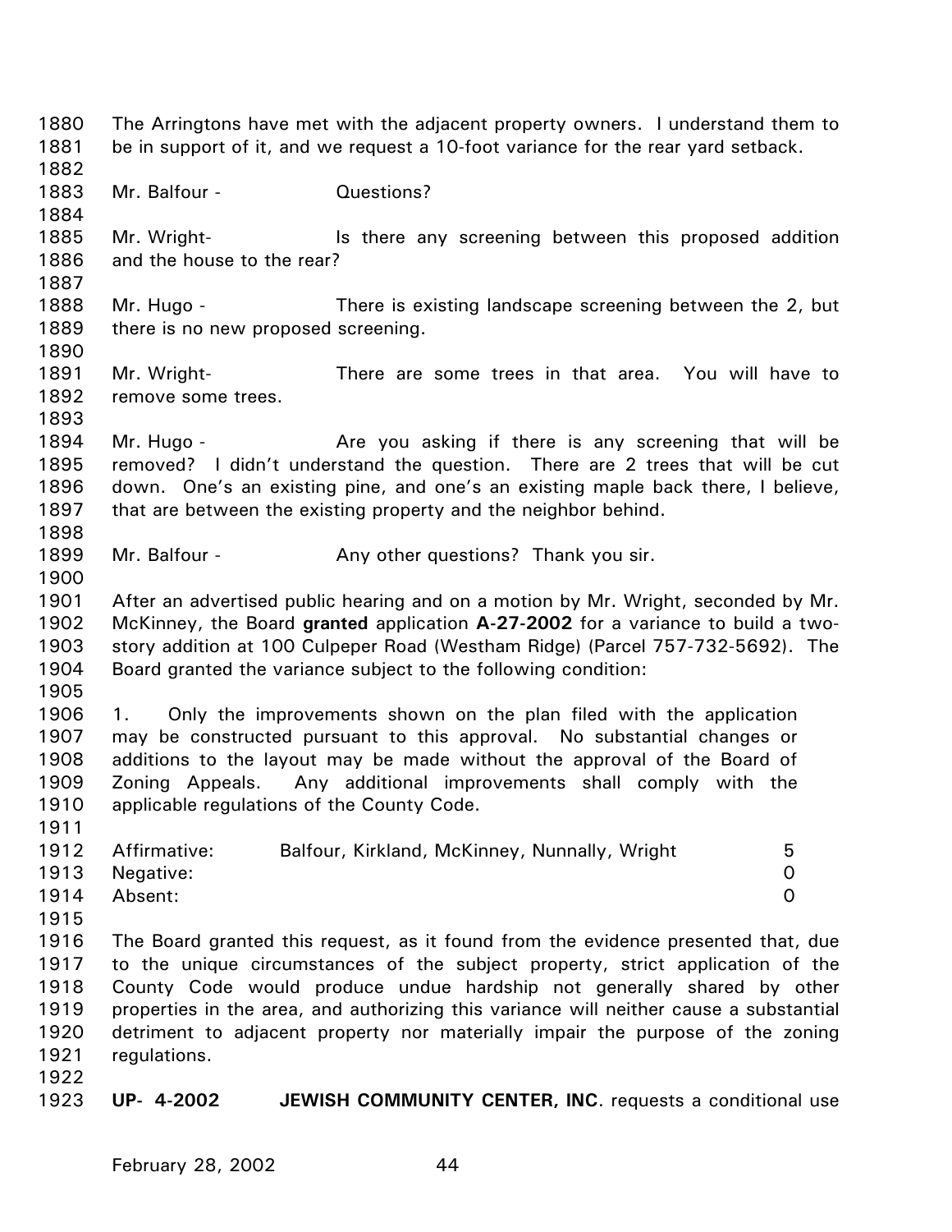The Arringtons have met with the adjacent property owners. I understand them to be in support of it, and we request a 10-foot variance for the rear yard setback.

Mr. Balfour - Questions?

Mr. Wright- Is there any screening between this proposed addition and the house to the rear?

Mr. Hugo - There is existing landscape screening between the 2, but there is no new proposed screening.

Mr. Wright- There are some trees in that area. You will have to remove some trees.

Mr. Hugo - Are you asking if there is any screening that will be removed? I didn't understand the question. There are 2 trees that will be cut down. One's an existing pine, and one's an existing maple back there, I believe, that are between the existing property and the neighbor behind.

Mr. Balfour - Any other questions? Thank you sir.

After an advertised public hearing and on a motion by Mr. Wright, seconded by Mr. McKinney, the Board **granted** application **A-27-2002** for a variance to build a two-story addition at 100 Culpeper Road (Westham Ridge) (Parcel 757-732-5692). The Board granted the variance subject to the following condition:

1. Only the improvements shown on the plan filed with the application may be constructed pursuant to this approval. No substantial changes or additions to the layout may be made without the approval of the Board of Zoning Appeals. Any additional improvements shall comply with the applicable regulations of the County Code.

| | | |
|---|---|---|
| Affirmative: | Balfour, Kirkland, McKinney, Nunnally, Wright | 5 |
| Negative: | | 0 |
| Absent: | | 0 |

The Board granted this request, as it found from the evidence presented that, due to the unique circumstances of the subject property, strict application of the County Code would produce undue hardship not generally shared by other properties in the area, and authorizing this variance will neither cause a substantial detriment to adjacent property nor materially impair the purpose of the zoning regulations.

**UP- 4-2002 JEWISH COMMUNITY CENTER, INC.** requests a conditional use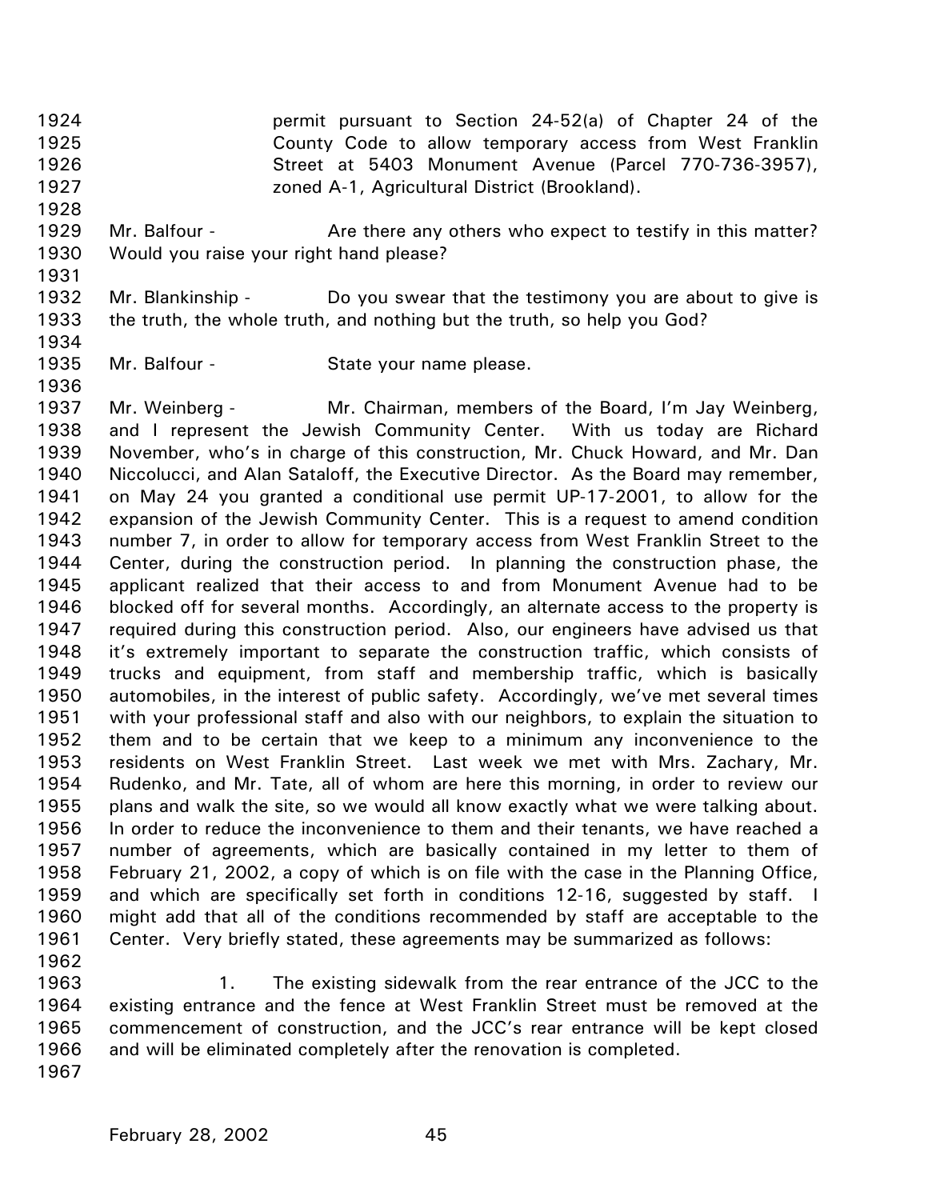permit pursuant to Section 24-52(a) of Chapter 24 of the County Code to allow temporary access from West Franklin Street at 5403 Monument Avenue (Parcel 770-736-3957), zoned A-1, Agricultural District (Brookland).

Mr. Balfour - Are there any others who expect to testify in this matter? Would you raise your right hand please?

Mr. Blankinship - Do you swear that the testimony you are about to give is the truth, the whole truth, and nothing but the truth, so help you God?

Mr. Balfour - State your name please.

Mr. Weinberg - Mr. Chairman, members of the Board, I'm Jay Weinberg, and I represent the Jewish Community Center. With us today are Richard November, who's in charge of this construction, Mr. Chuck Howard, and Mr. Dan Niccolucci, and Alan Sataloff, the Executive Director. As the Board may remember, on May 24 you granted a conditional use permit UP-17-2001, to allow for the expansion of the Jewish Community Center. This is a request to amend condition number 7, in order to allow for temporary access from West Franklin Street to the Center, during the construction period. In planning the construction phase, the applicant realized that their access to and from Monument Avenue had to be blocked off for several months. Accordingly, an alternate access to the property is required during this construction period. Also, our engineers have advised us that it's extremely important to separate the construction traffic, which consists of trucks and equipment, from staff and membership traffic, which is basically automobiles, in the interest of public safety. Accordingly, we've met several times with your professional staff and also with our neighbors, to explain the situation to them and to be certain that we keep to a minimum any inconvenience to the residents on West Franklin Street. Last week we met with Mrs. Zachary, Mr. Rudenko, and Mr. Tate, all of whom are here this morning, in order to review our plans and walk the site, so we would all know exactly what we were talking about. In order to reduce the inconvenience to them and their tenants, we have reached a number of agreements, which are basically contained in my letter to them of February 21, 2002, a copy of which is on file with the case in the Planning Office, and which are specifically set forth in conditions 12-16, suggested by staff. I might add that all of the conditions recommended by staff are acceptable to the Center. Very briefly stated, these agreements may be summarized as follows:

1. The existing sidewalk from the rear entrance of the JCC to the existing entrance and the fence at West Franklin Street must be removed at the commencement of construction, and the JCC's rear entrance will be kept closed and will be eliminated completely after the renovation is completed.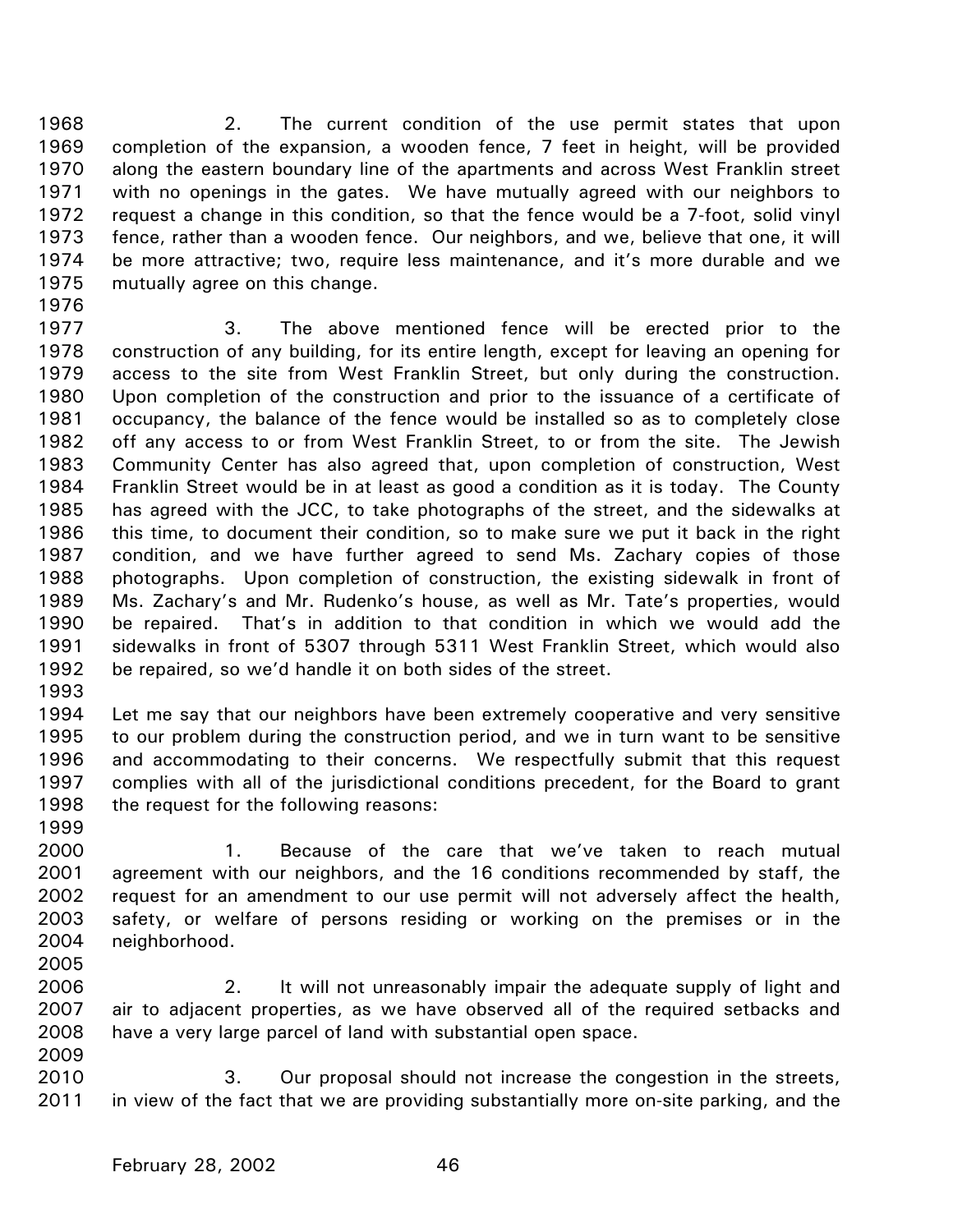2. The current condition of the use permit states that upon completion of the expansion, a wooden fence, 7 feet in height, will be provided along the eastern boundary line of the apartments and across West Franklin street with no openings in the gates. We have mutually agreed with our neighbors to request a change in this condition, so that the fence would be a 7-foot, solid vinyl fence, rather than a wooden fence. Our neighbors, and we, believe that one, it will be more attractive; two, require less maintenance, and it's more durable and we mutually agree on this change.

3. The above mentioned fence will be erected prior to the construction of any building, for its entire length, except for leaving an opening for access to the site from West Franklin Street, but only during the construction. Upon completion of the construction and prior to the issuance of a certificate of occupancy, the balance of the fence would be installed so as to completely close off any access to or from West Franklin Street, to or from the site. The Jewish Community Center has also agreed that, upon completion of construction, West Franklin Street would be in at least as good a condition as it is today. The County has agreed with the JCC, to take photographs of the street, and the sidewalks at this time, to document their condition, so to make sure we put it back in the right condition, and we have further agreed to send Ms. Zachary copies of those photographs. Upon completion of construction, the existing sidewalk in front of Ms. Zachary's and Mr. Rudenko's house, as well as Mr. Tate's properties, would be repaired. That's in addition to that condition in which we would add the sidewalks in front of 5307 through 5311 West Franklin Street, which would also be repaired, so we'd handle it on both sides of the street.

Let me say that our neighbors have been extremely cooperative and very sensitive to our problem during the construction period, and we in turn want to be sensitive and accommodating to their concerns. We respectfully submit that this request complies with all of the jurisdictional conditions precedent, for the Board to grant the request for the following reasons:

1. Because of the care that we've taken to reach mutual agreement with our neighbors, and the 16 conditions recommended by staff, the request for an amendment to our use permit will not adversely affect the health, safety, or welfare of persons residing or working on the premises or in the neighborhood.

2. It will not unreasonably impair the adequate supply of light and air to adjacent properties, as we have observed all of the required setbacks and have a very large parcel of land with substantial open space.

3. Our proposal should not increase the congestion in the streets, in view of the fact that we are providing substantially more on-site parking, and the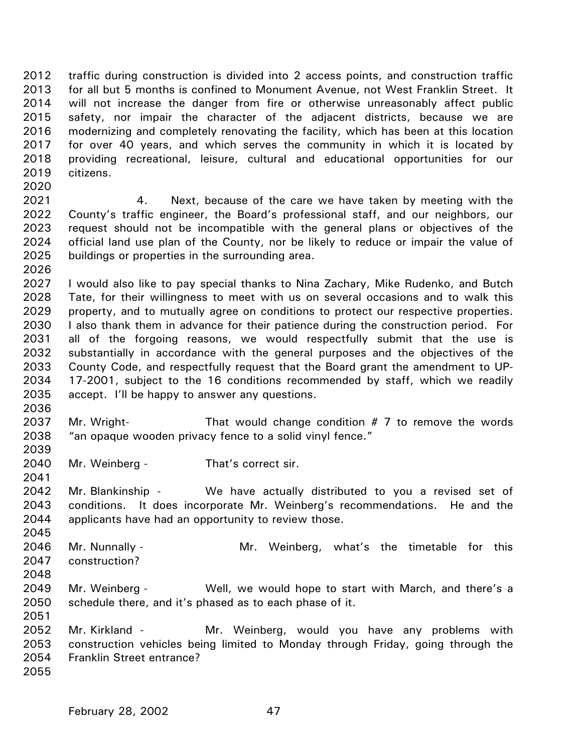traffic during construction is divided into 2 access points, and construction traffic for all but 5 months is confined to Monument Avenue, not West Franklin Street. It will not increase the danger from fire or otherwise unreasonably affect public safety, nor impair the character of the adjacent districts, because we are modernizing and completely renovating the facility, which has been at this location for over 40 years, and which serves the community in which it is located by providing recreational, leisure, cultural and educational opportunities for our citizens.

4. Next, because of the care we have taken by meeting with the County's traffic engineer, the Board's professional staff, and our neighbors, our request should not be incompatible with the general plans or objectives of the official land use plan of the County, nor be likely to reduce or impair the value of buildings or properties in the surrounding area.

I would also like to pay special thanks to Nina Zachary, Mike Rudenko, and Butch Tate, for their willingness to meet with us on several occasions and to walk this property, and to mutually agree on conditions to protect our respective properties. I also thank them in advance for their patience during the construction period. For all of the forgoing reasons, we would respectfully submit that the use is substantially in accordance with the general purposes and the objectives of the County Code, and respectfully request that the Board grant the amendment to UP-17-2001, subject to the 16 conditions recommended by staff, which we readily accept. I'll be happy to answer any questions.

Mr. Wright- That would change condition # 7 to remove the words "an opaque wooden privacy fence to a solid vinyl fence."

Mr. Weinberg - That's correct sir.

Mr. Blankinship - We have actually distributed to you a revised set of conditions. It does incorporate Mr. Weinberg's recommendations. He and the applicants have had an opportunity to review those.

Mr. Nunnally - Mr. Weinberg, what's the timetable for this construction?

Mr. Weinberg - Well, we would hope to start with March, and there's a schedule there, and it's phased as to each phase of it.

Mr. Kirkland - Mr. Weinberg, would you have any problems with construction vehicles being limited to Monday through Friday, going through the Franklin Street entrance?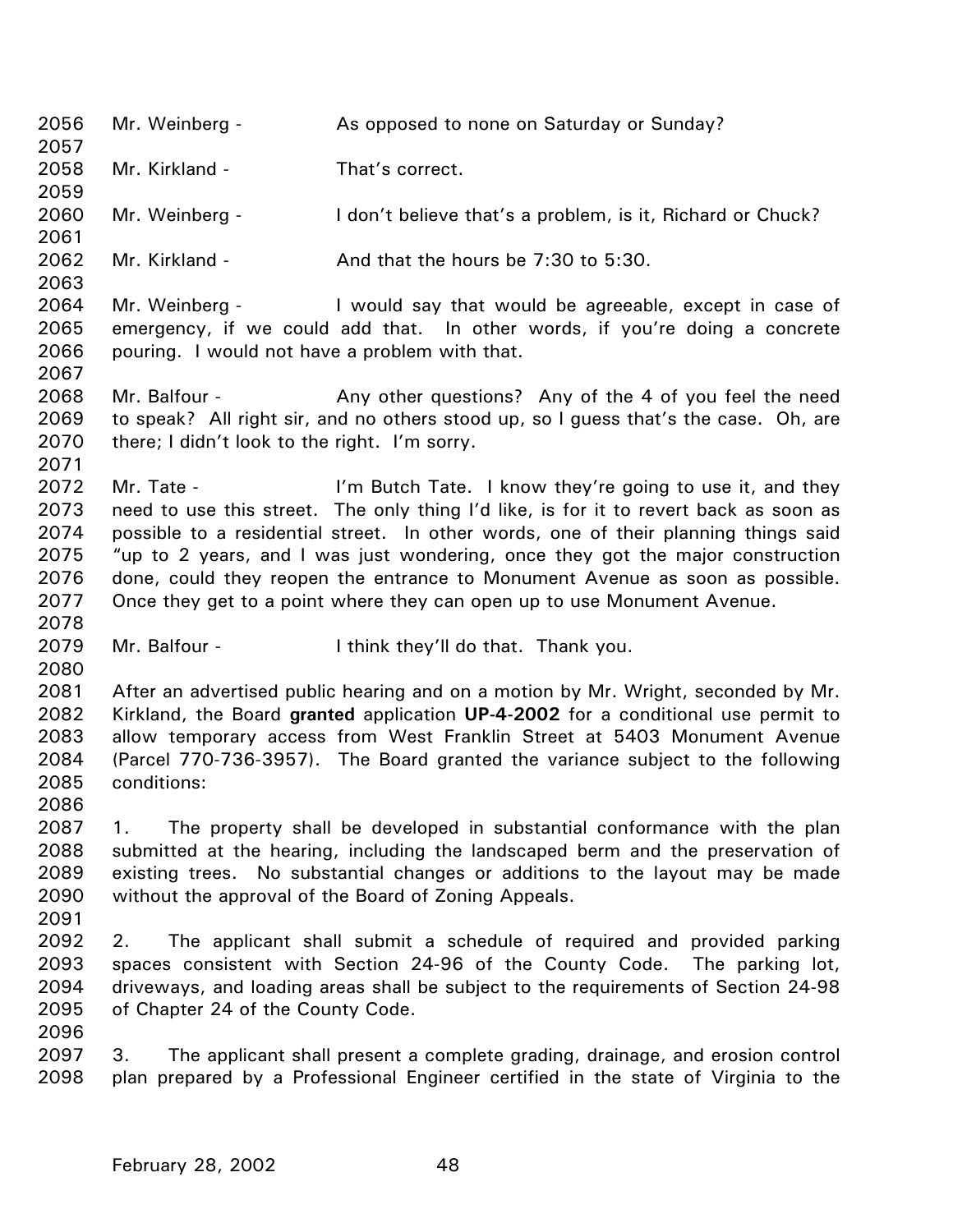Mr. Weinberg - As opposed to none on Saturday or Sunday?

Mr. Kirkland - That's correct.

Mr. Weinberg - I don't believe that's a problem, is it, Richard or Chuck?

Mr. Kirkland - And that the hours be 7:30 to 5:30.

Mr. Weinberg - I would say that would be agreeable, except in case of emergency, if we could add that. In other words, if you're doing a concrete pouring. I would not have a problem with that.

Mr. Balfour - Any other questions? Any of the 4 of you feel the need to speak? All right sir, and no others stood up, so I guess that's the case. Oh, are there; I didn't look to the right. I'm sorry.

Mr. Tate - I'm Butch Tate. I know they're going to use it, and they need to use this street. The only thing I'd like, is for it to revert back as soon as possible to a residential street. In other words, one of their planning things said "up to 2 years, and I was just wondering, once they got the major construction done, could they reopen the entrance to Monument Avenue as soon as possible. Once they get to a point where they can open up to use Monument Avenue.

Mr. Balfour - I think they'll do that. Thank you.

After an advertised public hearing and on a motion by Mr. Wright, seconded by Mr. Kirkland, the Board **granted** application **UP-4-2002** for a conditional use permit to allow temporary access from West Franklin Street at 5403 Monument Avenue (Parcel 770-736-3957). The Board granted the variance subject to the following conditions:

1. The property shall be developed in substantial conformance with the plan submitted at the hearing, including the landscaped berm and the preservation of existing trees. No substantial changes or additions to the layout may be made without the approval of the Board of Zoning Appeals.

2. The applicant shall submit a schedule of required and provided parking spaces consistent with Section 24-96 of the County Code. The parking lot, driveways, and loading areas shall be subject to the requirements of Section 24-98 of Chapter 24 of the County Code.

3. The applicant shall present a complete grading, drainage, and erosion control plan prepared by a Professional Engineer certified in the state of Virginia to the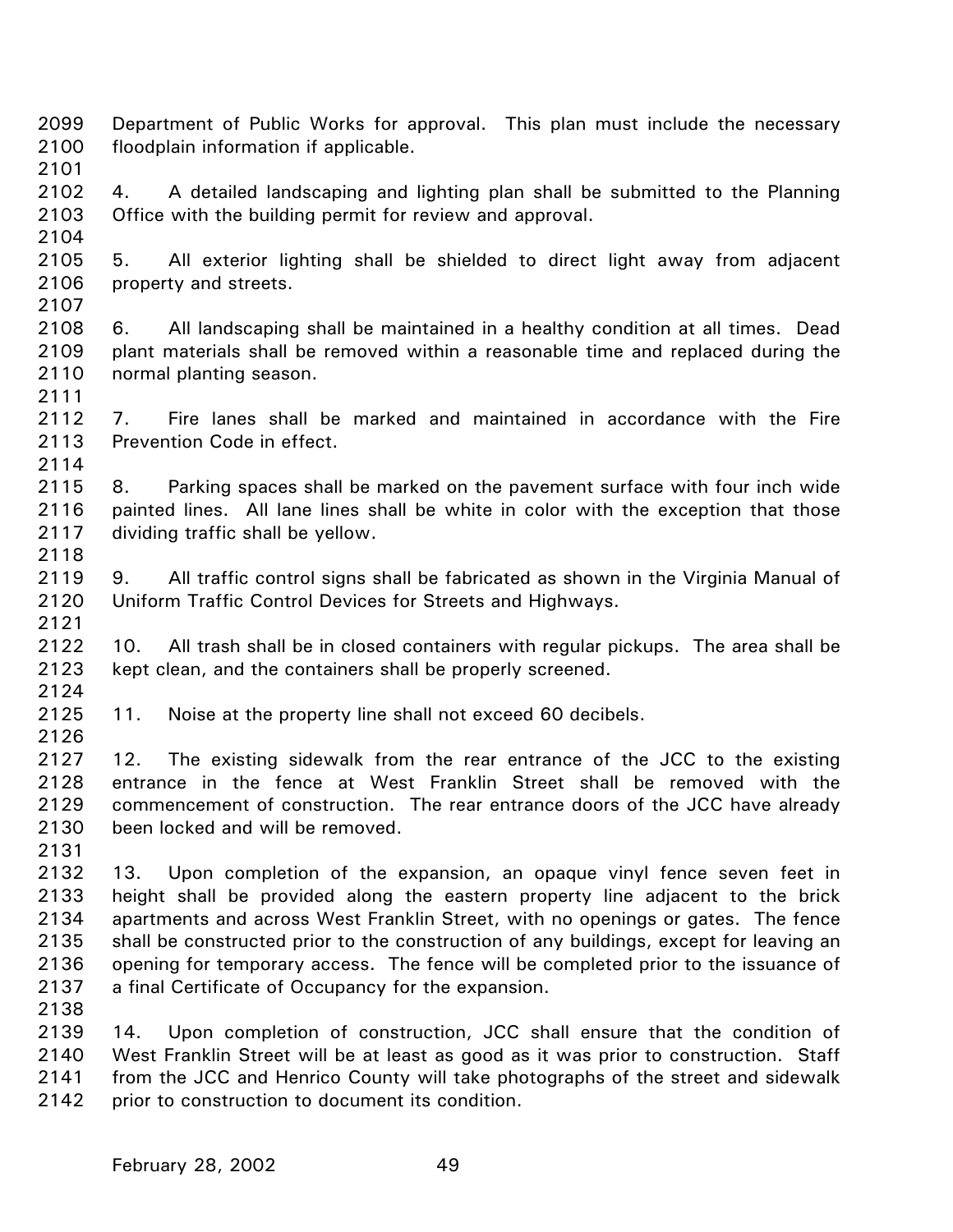Department of Public Works for approval. This plan must include the necessary floodplain information if applicable.

4. A detailed landscaping and lighting plan shall be submitted to the Planning Office with the building permit for review and approval.

5. All exterior lighting shall be shielded to direct light away from adjacent property and streets.

6. All landscaping shall be maintained in a healthy condition at all times. Dead plant materials shall be removed within a reasonable time and replaced during the normal planting season.

7. Fire lanes shall be marked and maintained in accordance with the Fire Prevention Code in effect.

8. Parking spaces shall be marked on the pavement surface with four inch wide painted lines. All lane lines shall be white in color with the exception that those dividing traffic shall be yellow.

9. All traffic control signs shall be fabricated as shown in the Virginia Manual of Uniform Traffic Control Devices for Streets and Highways.

10. All trash shall be in closed containers with regular pickups. The area shall be kept clean, and the containers shall be properly screened.

11. Noise at the property line shall not exceed 60 decibels.

12. The existing sidewalk from the rear entrance of the JCC to the existing entrance in the fence at West Franklin Street shall be removed with the commencement of construction. The rear entrance doors of the JCC have already been locked and will be removed.

13. Upon completion of the expansion, an opaque vinyl fence seven feet in height shall be provided along the eastern property line adjacent to the brick apartments and across West Franklin Street, with no openings or gates. The fence shall be constructed prior to the construction of any buildings, except for leaving an opening for temporary access. The fence will be completed prior to the issuance of a final Certificate of Occupancy for the expansion.

14. Upon completion of construction, JCC shall ensure that the condition of West Franklin Street will be at least as good as it was prior to construction. Staff from the JCC and Henrico County will take photographs of the street and sidewalk prior to construction to document its condition.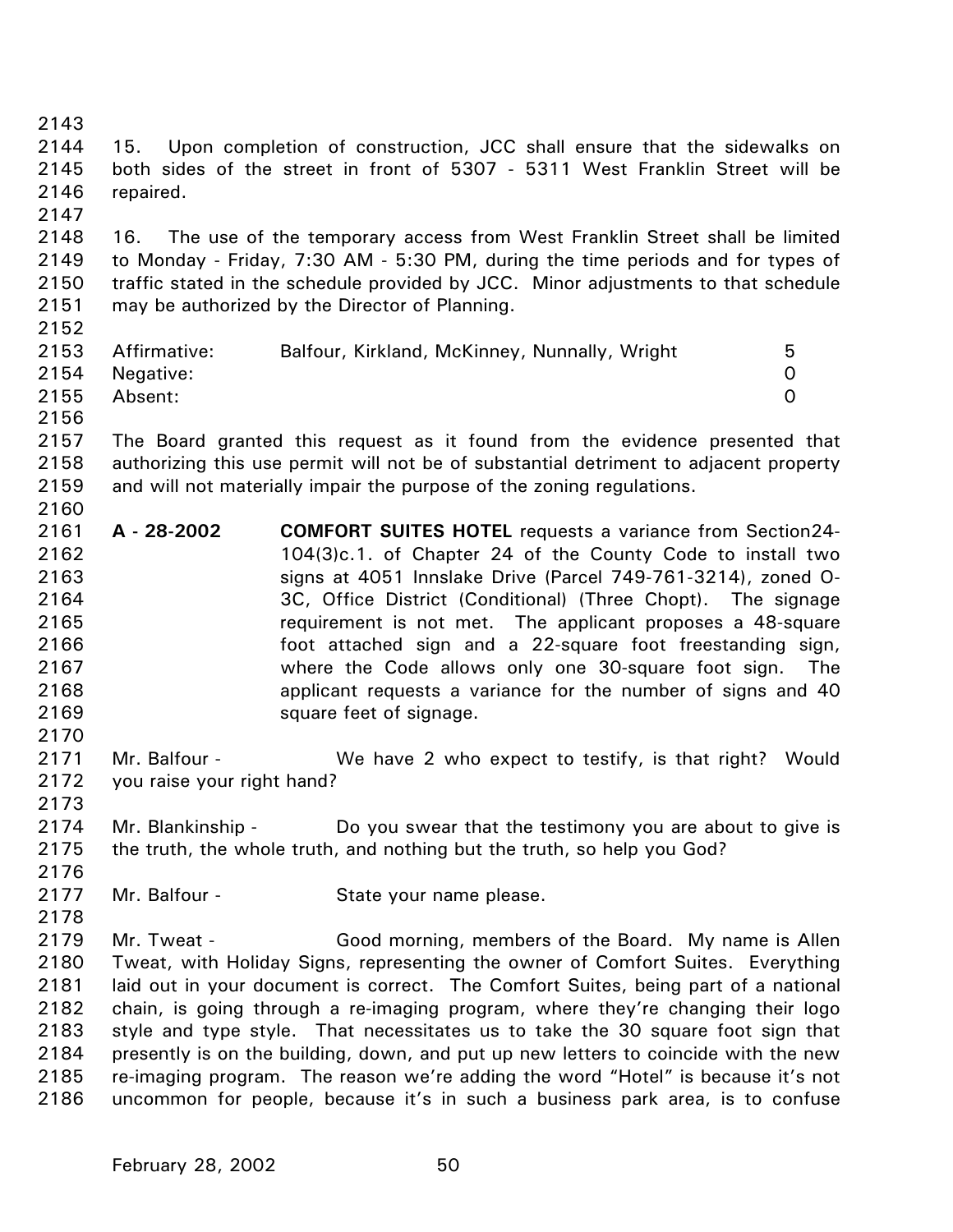15. Upon completion of construction, JCC shall ensure that the sidewalks on both sides of the street in front of 5307 - 5311 West Franklin Street will be repaired.

16. The use of the temporary access from West Franklin Street shall be limited to Monday - Friday, 7:30 AM - 5:30 PM, during the time periods and for types of traffic stated in the schedule provided by JCC. Minor adjustments to that schedule may be authorized by the Director of Planning.

| | | |
|---|---|---|
| Affirmative: | Balfour, Kirkland, McKinney, Nunnally, Wright | 5 |
| Negative: | | 0 |
| Absent: | | 0 |

The Board granted this request as it found from the evidence presented that authorizing this use permit will not be of substantial detriment to adjacent property and will not materially impair the purpose of the zoning regulations.

**A - 28-2002** **COMFORT SUITES HOTEL** requests a variance from Section24-104(3)c.1. of Chapter 24 of the County Code to install two signs at 4051 Innslake Drive (Parcel 749-761-3214), zoned O-3C, Office District (Conditional) (Three Chopt). The signage requirement is not met. The applicant proposes a 48-square foot attached sign and a 22-square foot freestanding sign, where the Code allows only one 30-square foot sign. The applicant requests a variance for the number of signs and 40 square feet of signage.

Mr. Balfour - We have 2 who expect to testify, is that right? Would you raise your right hand?

Mr. Blankinship - Do you swear that the testimony you are about to give is the truth, the whole truth, and nothing but the truth, so help you God?

Mr. Balfour - State your name please.

Mr. Tweat - Good morning, members of the Board. My name is Allen Tweat, with Holiday Signs, representing the owner of Comfort Suites. Everything laid out in your document is correct. The Comfort Suites, being part of a national chain, is going through a re-imaging program, where they're changing their logo style and type style. That necessitates us to take the 30 square foot sign that presently is on the building, down, and put up new letters to coincide with the new re-imaging program. The reason we're adding the word "Hotel" is because it's not uncommon for people, because it's in such a business park area, is to confuse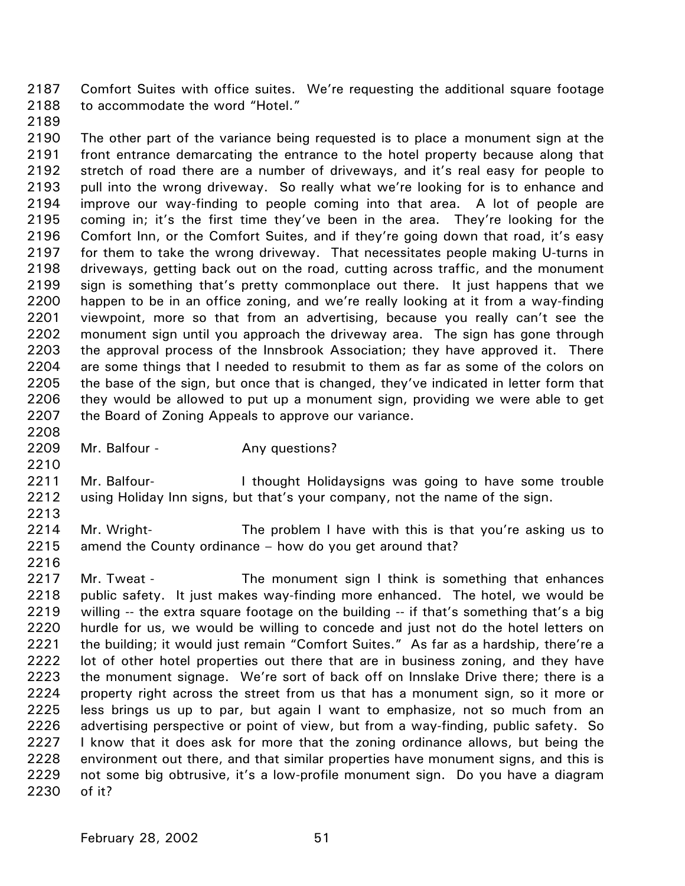Comfort Suites with office suites. We're requesting the additional square footage to accommodate the word "Hotel."

The other part of the variance being requested is to place a monument sign at the front entrance demarcating the entrance to the hotel property because along that stretch of road there are a number of driveways, and it's real easy for people to pull into the wrong driveway. So really what we're looking for is to enhance and improve our way-finding to people coming into that area. A lot of people are coming in; it's the first time they've been in the area. They're looking for the Comfort Inn, or the Comfort Suites, and if they're going down that road, it's easy for them to take the wrong driveway. That necessitates people making U-turns in driveways, getting back out on the road, cutting across traffic, and the monument sign is something that's pretty commonplace out there. It just happens that we happen to be in an office zoning, and we're really looking at it from a way-finding viewpoint, more so that from an advertising, because you really can't see the monument sign until you approach the driveway area. The sign has gone through the approval process of the Innsbrook Association; they have approved it. There are some things that I needed to resubmit to them as far as some of the colors on the base of the sign, but once that is changed, they've indicated in letter form that they would be allowed to put up a monument sign, providing we were able to get the Board of Zoning Appeals to approve our variance.

Mr. Balfour - Any questions?

Mr. Balfour- I thought Holidaysigns was going to have some trouble using Holiday Inn signs, but that's your company, not the name of the sign.

Mr. Wright- The problem I have with this is that you're asking us to amend the County ordinance – how do you get around that?

Mr. Tweat - The monument sign I think is something that enhances public safety. It just makes way-finding more enhanced. The hotel, we would be willing -- the extra square footage on the building -- if that's something that's a big hurdle for us, we would be willing to concede and just not do the hotel letters on the building; it would just remain "Comfort Suites." As far as a hardship, there're a lot of other hotel properties out there that are in business zoning, and they have the monument signage. We're sort of back off on Innslake Drive there; there is a property right across the street from us that has a monument sign, so it more or less brings us up to par, but again I want to emphasize, not so much from an advertising perspective or point of view, but from a way-finding, public safety. So I know that it does ask for more that the zoning ordinance allows, but being the environment out there, and that similar properties have monument signs, and this is not some big obtrusive, it's a low-profile monument sign. Do you have a diagram of it?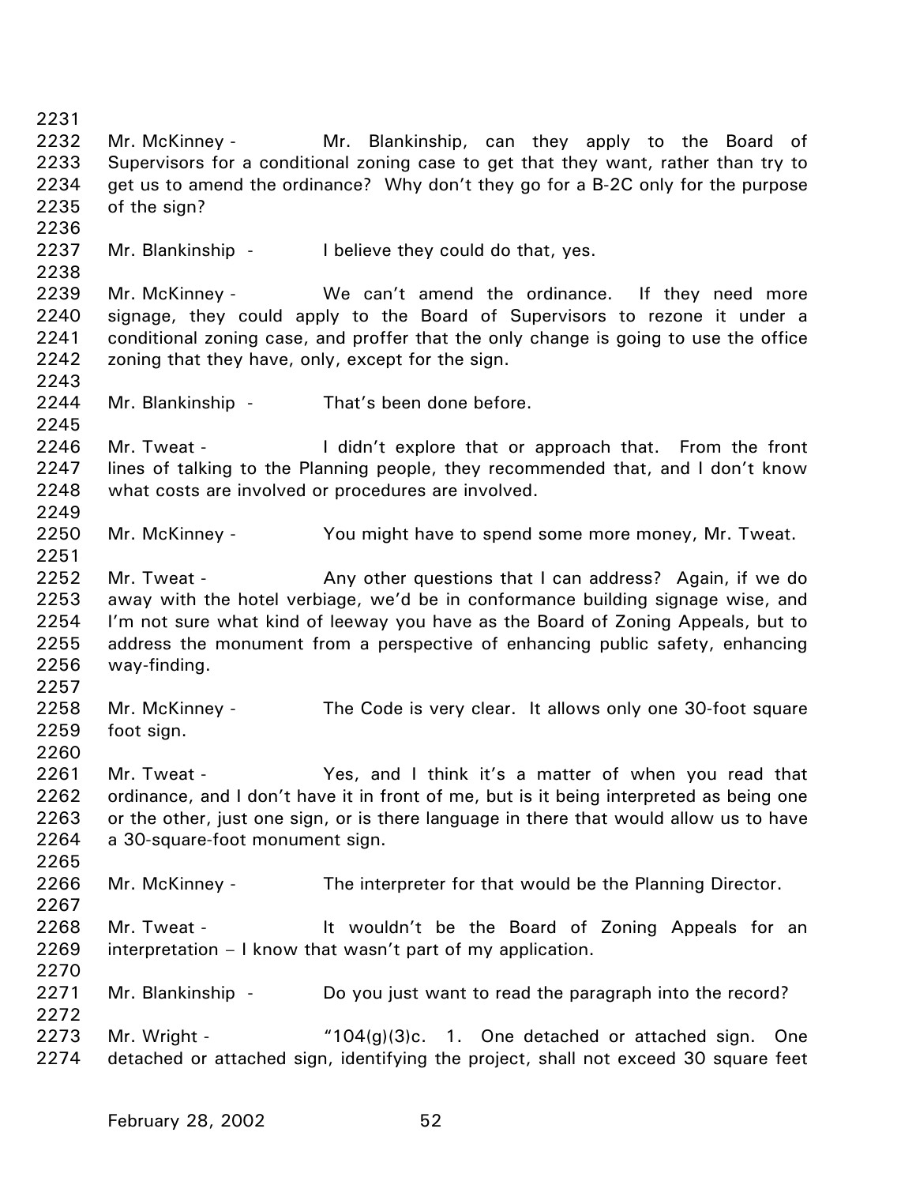2231

2232 Mr. McKinney - Mr. Blankinship, can they apply to the Board of
2233 Supervisors for a conditional zoning case to get that they want, rather than try to
2234 get us to amend the ordinance? Why don't they go for a B-2C only for the purpose
2235 of the sign?

2236

2237 Mr. Blankinship - I believe they could do that, yes.

2238

2239 Mr. McKinney - We can't amend the ordinance. If they need more
2240 signage, they could apply to the Board of Supervisors to rezone it under a
2241 conditional zoning case, and proffer that the only change is going to use the office
2242 zoning that they have, only, except for the sign.

2243

2244 Mr. Blankinship - That's been done before.

2245

2246 Mr. Tweat - I didn't explore that or approach that. From the front
2247 lines of talking to the Planning people, they recommended that, and I don't know
2248 what costs are involved or procedures are involved.

2249

2250 Mr. McKinney - You might have to spend some more money, Mr. Tweat.

2251

2252 Mr. Tweat - Any other questions that I can address? Again, if we do
2253 away with the hotel verbiage, we'd be in conformance building signage wise, and
2254 I'm not sure what kind of leeway you have as the Board of Zoning Appeals, but to
2255 address the monument from a perspective of enhancing public safety, enhancing
2256 way-finding.

2257

2258 Mr. McKinney - The Code is very clear. It allows only one 30-foot square
2259 foot sign.

2260

2261 Mr. Tweat - Yes, and I think it's a matter of when you read that
2262 ordinance, and I don't have it in front of me, but is it being interpreted as being one
2263 or the other, just one sign, or is there language in there that would allow us to have
2264 a 30-square-foot monument sign.

2265

2266 Mr. McKinney - The interpreter for that would be the Planning Director.

2267

2268 Mr. Tweat - It wouldn't be the Board of Zoning Appeals for an
2269 interpretation – I know that wasn't part of my application.

2270

2271 Mr. Blankinship - Do you just want to read the paragraph into the record?

2272

2273 Mr. Wright - "104(g)(3)c. 1. One detached or attached sign. One
2274 detached or attached sign, identifying the project, shall not exceed 30 square feet

February 28, 2002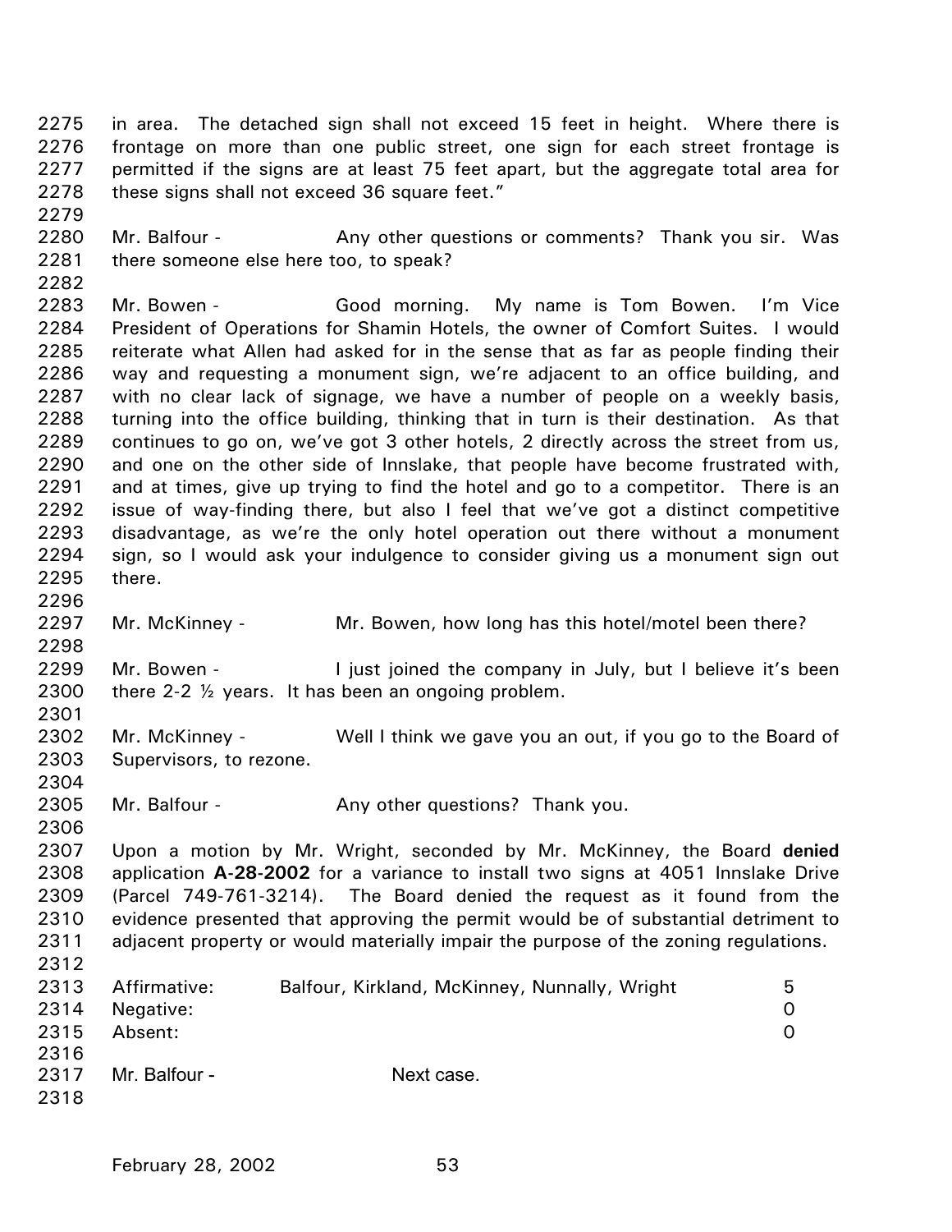in area. The detached sign shall not exceed 15 feet in height. Where there is frontage on more than one public street, one sign for each street frontage is permitted if the signs are at least 75 feet apart, but the aggregate total area for these signs shall not exceed 36 square feet."

Mr. Balfour - Any other questions or comments? Thank you sir. Was there someone else here too, to speak?

Mr. Bowen - Good morning. My name is Tom Bowen. I'm Vice President of Operations for Shamin Hotels, the owner of Comfort Suites. I would reiterate what Allen had asked for in the sense that as far as people finding their way and requesting a monument sign, we're adjacent to an office building, and with no clear lack of signage, we have a number of people on a weekly basis, turning into the office building, thinking that in turn is their destination. As that continues to go on, we've got 3 other hotels, 2 directly across the street from us, and one on the other side of Innslake, that people have become frustrated with, and at times, give up trying to find the hotel and go to a competitor. There is an issue of way-finding there, but also I feel that we've got a distinct competitive disadvantage, as we're the only hotel operation out there without a monument sign, so I would ask your indulgence to consider giving us a monument sign out there.

Mr. McKinney - Mr. Bowen, how long has this hotel/motel been there?

Mr. Bowen - I just joined the company in July, but I believe it's been there 2-2 ½ years. It has been an ongoing problem.

Mr. McKinney - Well I think we gave you an out, if you go to the Board of Supervisors, to rezone.

Mr. Balfour - Any other questions? Thank you.

Upon a motion by Mr. Wright, seconded by Mr. McKinney, the Board **denied** application **A-28-2002** for a variance to install two signs at 4051 Innslake Drive (Parcel 749-761-3214). The Board denied the request as it found from the evidence presented that approving the permit would be of substantial detriment to adjacent property or would materially impair the purpose of the zoning regulations.

| | | |
|---|---|---|
| Affirmative: | Balfour, Kirkland, McKinney, Nunnally, Wright | 5 |
| Negative: | | 0 |
| Absent: | | 0 |

Mr. Balfour - Next case.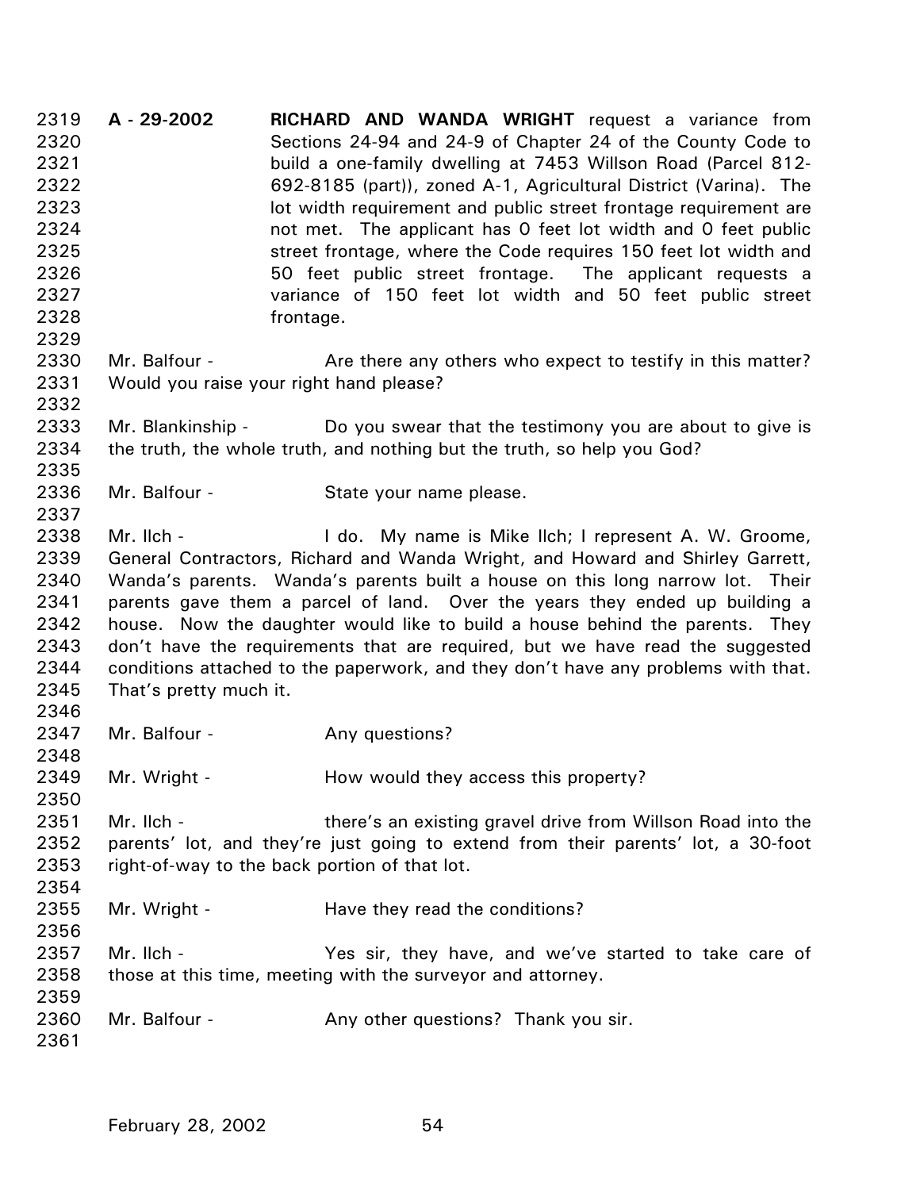**A - 29-2002** **RICHARD AND WANDA WRIGHT** request a variance from Sections 24-94 and 24-9 of Chapter 24 of the County Code to build a one-family dwelling at 7453 Willson Road (Parcel 812-692-8185 (part)), zoned A-1, Agricultural District (Varina). The lot width requirement and public street frontage requirement are not met. The applicant has 0 feet lot width and 0 feet public street frontage, where the Code requires 150 feet lot width and 50 feet public street frontage. The applicant requests a variance of 150 feet lot width and 50 feet public street frontage.

Mr. Balfour - Are there any others who expect to testify in this matter? Would you raise your right hand please?

Mr. Blankinship - Do you swear that the testimony you are about to give is the truth, the whole truth, and nothing but the truth, so help you God?

Mr. Balfour - State your name please.

Mr. Ilch - I do. My name is Mike Ilch; I represent A. W. Groome, General Contractors, Richard and Wanda Wright, and Howard and Shirley Garrett, Wanda's parents. Wanda's parents built a house on this long narrow lot. Their parents gave them a parcel of land. Over the years they ended up building a house. Now the daughter would like to build a house behind the parents. They don't have the requirements that are required, but we have read the suggested conditions attached to the paperwork, and they don't have any problems with that. That's pretty much it.

Mr. Balfour - Any questions?

Mr. Wright - How would they access this property?

Mr. Ilch - there's an existing gravel drive from Willson Road into the parents' lot, and they're just going to extend from their parents' lot, a 30-foot right-of-way to the back portion of that lot.

Mr. Wright - Have they read the conditions?

Mr. Ilch - Yes sir, they have, and we've started to take care of those at this time, meeting with the surveyor and attorney.

Mr. Balfour - Any other questions? Thank you sir.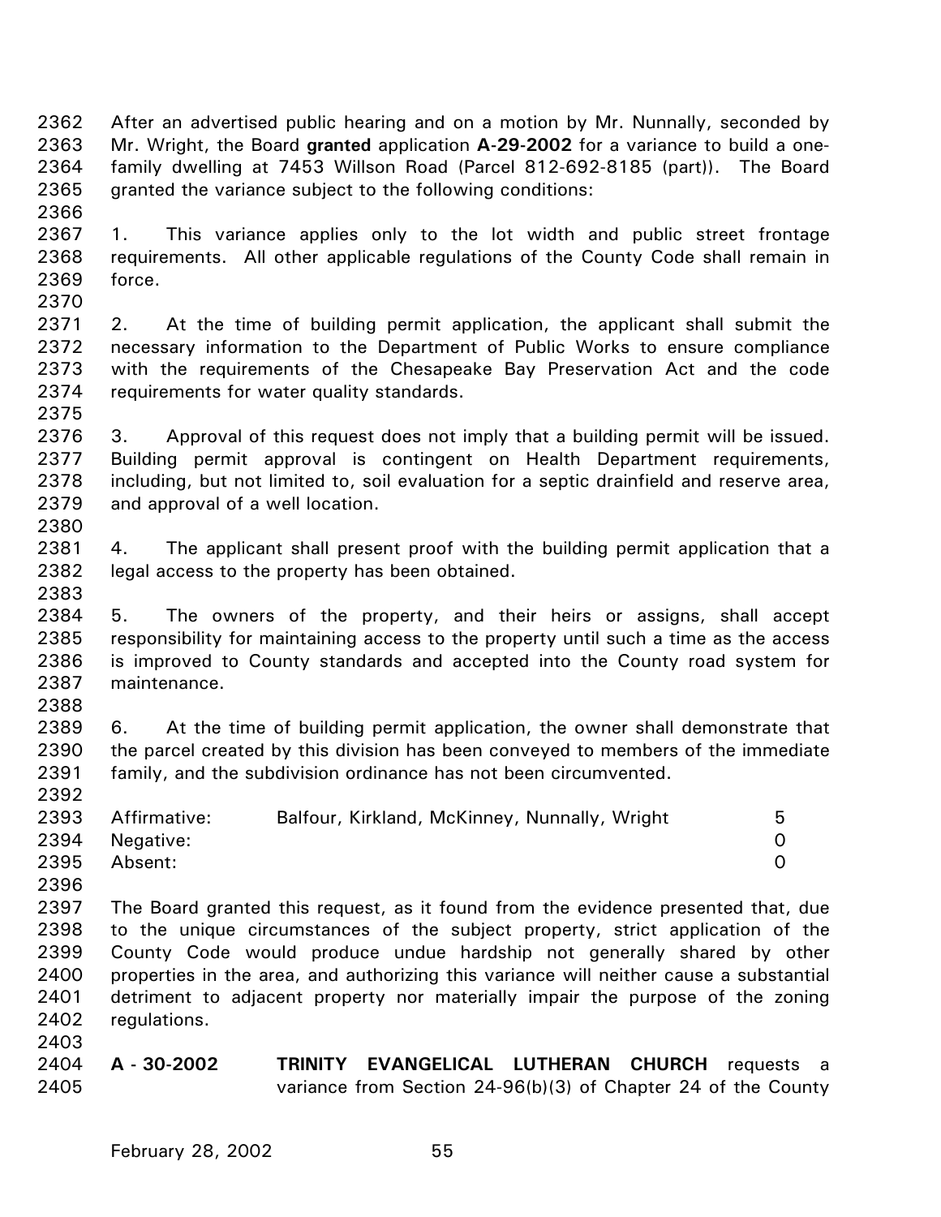After an advertised public hearing and on a motion by Mr. Nunnally, seconded by Mr. Wright, the Board **granted** application **A-29-2002** for a variance to build a one-family dwelling at 7453 Willson Road (Parcel 812-692-8185 (part)). The Board granted the variance subject to the following conditions:

1. This variance applies only to the lot width and public street frontage requirements. All other applicable regulations of the County Code shall remain in force.

2. At the time of building permit application, the applicant shall submit the necessary information to the Department of Public Works to ensure compliance with the requirements of the Chesapeake Bay Preservation Act and the code requirements for water quality standards.

3. Approval of this request does not imply that a building permit will be issued. Building permit approval is contingent on Health Department requirements, including, but not limited to, soil evaluation for a septic drainfield and reserve area, and approval of a well location.

4. The applicant shall present proof with the building permit application that a legal access to the property has been obtained.

5. The owners of the property, and their heirs or assigns, shall accept responsibility for maintaining access to the property until such a time as the access is improved to County standards and accepted into the County road system for maintenance.

6. At the time of building permit application, the owner shall demonstrate that the parcel created by this division has been conveyed to members of the immediate family, and the subdivision ordinance has not been circumvented.

| | | |
|---|---|---|
| Affirmative: | Balfour, Kirkland, McKinney, Nunnally, Wright | 5 |
| Negative: | | 0 |
| Absent: | | 0 |

The Board granted this request, as it found from the evidence presented that, due to the unique circumstances of the subject property, strict application of the County Code would produce undue hardship not generally shared by other properties in the area, and authorizing this variance will neither cause a substantial detriment to adjacent property nor materially impair the purpose of the zoning regulations.

**A - 30-2002** **TRINITY EVANGELICAL LUTHERAN CHURCH** requests a variance from Section 24-96(b)(3) of Chapter 24 of the County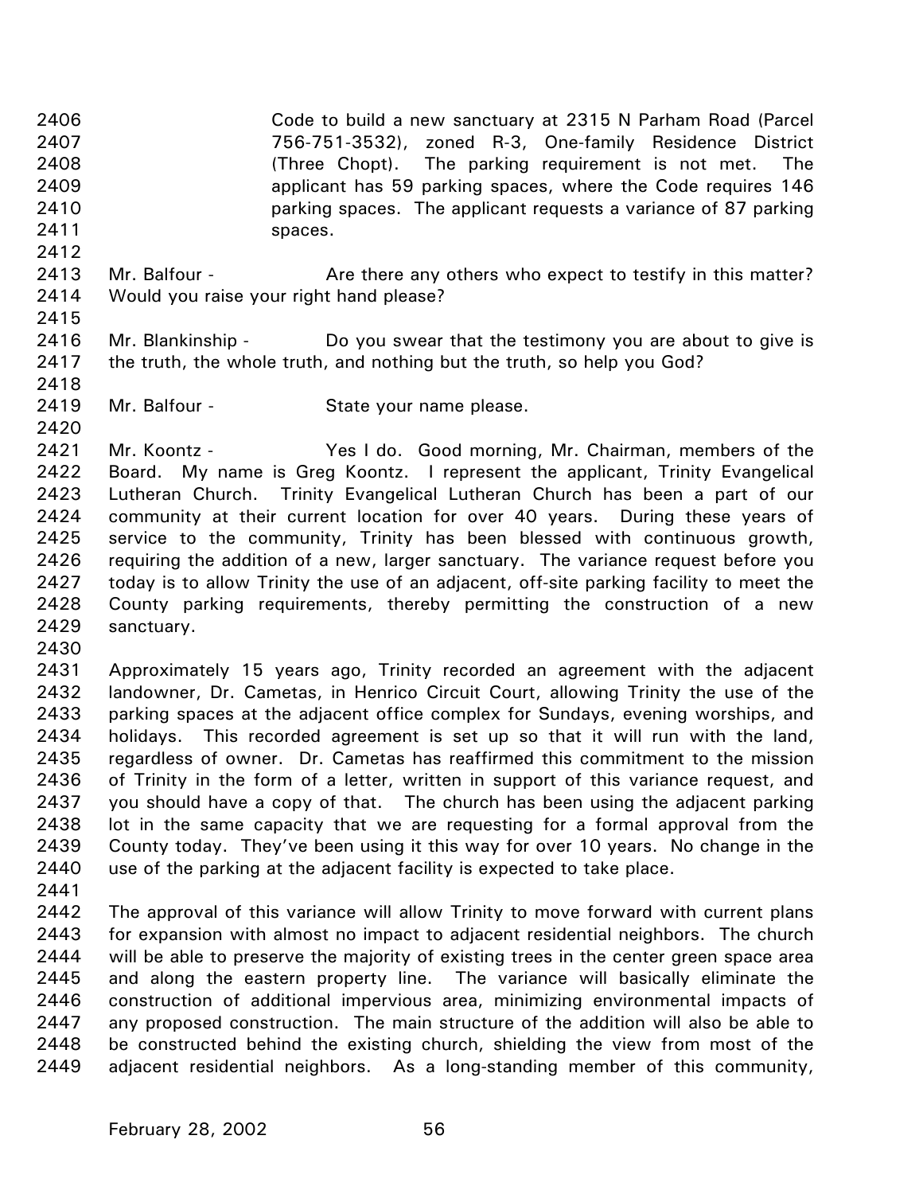Code to build a new sanctuary at 2315 N Parham Road (Parcel 756-751-3532), zoned R-3, One-family Residence District (Three Chopt). The parking requirement is not met. The applicant has 59 parking spaces, where the Code requires 146 parking spaces. The applicant requests a variance of 87 parking spaces.

Mr. Balfour - Are there any others who expect to testify in this matter? Would you raise your right hand please?

Mr. Blankinship - Do you swear that the testimony you are about to give is the truth, the whole truth, and nothing but the truth, so help you God?

Mr. Balfour - State your name please.

Mr. Koontz - Yes I do. Good morning, Mr. Chairman, members of the Board. My name is Greg Koontz. I represent the applicant, Trinity Evangelical Lutheran Church. Trinity Evangelical Lutheran Church has been a part of our community at their current location for over 40 years. During these years of service to the community, Trinity has been blessed with continuous growth, requiring the addition of a new, larger sanctuary. The variance request before you today is to allow Trinity the use of an adjacent, off-site parking facility to meet the County parking requirements, thereby permitting the construction of a new sanctuary.

Approximately 15 years ago, Trinity recorded an agreement with the adjacent landowner, Dr. Cametas, in Henrico Circuit Court, allowing Trinity the use of the parking spaces at the adjacent office complex for Sundays, evening worships, and holidays. This recorded agreement is set up so that it will run with the land, regardless of owner. Dr. Cametas has reaffirmed this commitment to the mission of Trinity in the form of a letter, written in support of this variance request, and you should have a copy of that. The church has been using the adjacent parking lot in the same capacity that we are requesting for a formal approval from the County today. They've been using it this way for over 10 years. No change in the use of the parking at the adjacent facility is expected to take place.

The approval of this variance will allow Trinity to move forward with current plans for expansion with almost no impact to adjacent residential neighbors. The church will be able to preserve the majority of existing trees in the center green space area and along the eastern property line. The variance will basically eliminate the construction of additional impervious area, minimizing environmental impacts of any proposed construction. The main structure of the addition will also be able to be constructed behind the existing church, shielding the view from most of the adjacent residential neighbors. As a long-standing member of this community,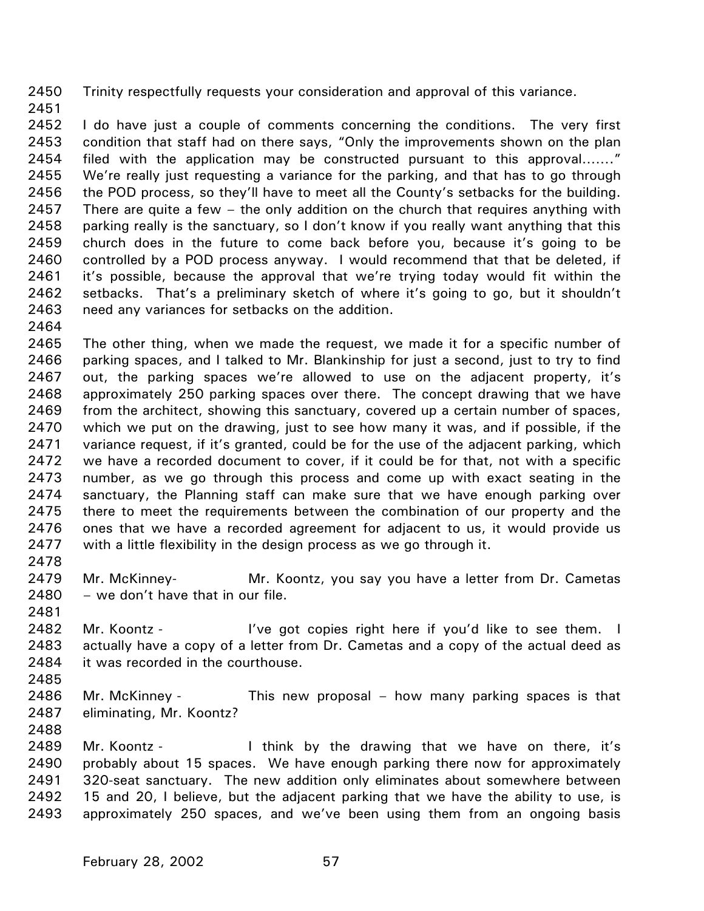Trinity respectfully requests your consideration and approval of this variance.

I do have just a couple of comments concerning the conditions. The very first condition that staff had on there says, "Only the improvements shown on the plan filed with the application may be constructed pursuant to this approval......." We're really just requesting a variance for the parking, and that has to go through the POD process, so they'll have to meet all the County's setbacks for the building. There are quite a few – the only addition on the church that requires anything with parking really is the sanctuary, so I don't know if you really want anything that this church does in the future to come back before you, because it's going to be controlled by a POD process anyway. I would recommend that that be deleted, if it's possible, because the approval that we're trying today would fit within the setbacks. That's a preliminary sketch of where it's going to go, but it shouldn't need any variances for setbacks on the addition.

The other thing, when we made the request, we made it for a specific number of parking spaces, and I talked to Mr. Blankinship for just a second, just to try to find out, the parking spaces we're allowed to use on the adjacent property, it's approximately 250 parking spaces over there. The concept drawing that we have from the architect, showing this sanctuary, covered up a certain number of spaces, which we put on the drawing, just to see how many it was, and if possible, if the variance request, if it's granted, could be for the use of the adjacent parking, which we have a recorded document to cover, if it could be for that, not with a specific number, as we go through this process and come up with exact seating in the sanctuary, the Planning staff can make sure that we have enough parking over there to meet the requirements between the combination of our property and the ones that we have a recorded agreement for adjacent to us, it would provide us with a little flexibility in the design process as we go through it.

Mr. McKinney- Mr. Koontz, you say you have a letter from Dr. Cametas – we don't have that in our file.

Mr. Koontz - I've got copies right here if you'd like to see them. I actually have a copy of a letter from Dr. Cametas and a copy of the actual deed as it was recorded in the courthouse.

Mr. McKinney - This new proposal – how many parking spaces is that eliminating, Mr. Koontz?

Mr. Koontz - I think by the drawing that we have on there, it's probably about 15 spaces. We have enough parking there now for approximately 320-seat sanctuary. The new addition only eliminates about somewhere between 15 and 20, I believe, but the adjacent parking that we have the ability to use, is approximately 250 spaces, and we've been using them from an ongoing basis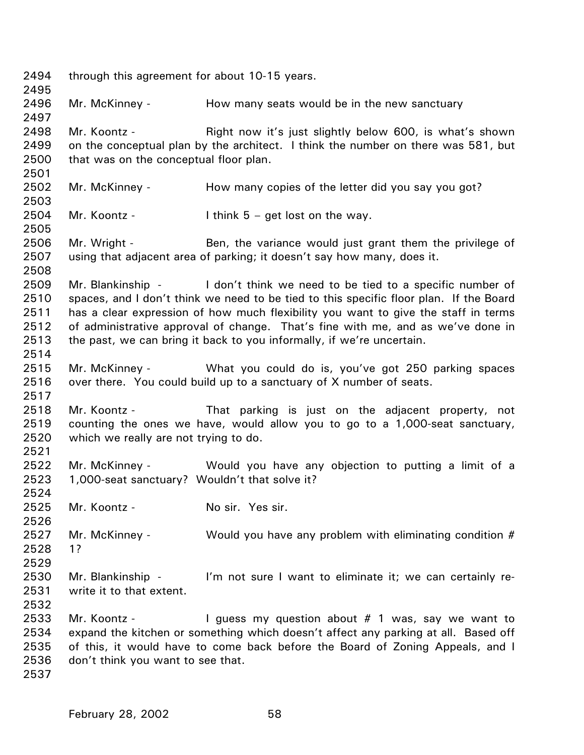through this agreement for about 10-15 years.

Mr. McKinney - How many seats would be in the new sanctuary

Mr. Koontz - Right now it's just slightly below 600, is what's shown on the conceptual plan by the architect. I think the number on there was 581, but that was on the conceptual floor plan.

Mr. McKinney - How many copies of the letter did you say you got?

Mr. Koontz - I think 5 – get lost on the way.

Mr. Wright - Ben, the variance would just grant them the privilege of using that adjacent area of parking; it doesn't say how many, does it.

Mr. Blankinship - I don't think we need to be tied to a specific number of spaces, and I don't think we need to be tied to this specific floor plan. If the Board has a clear expression of how much flexibility you want to give the staff in terms of administrative approval of change. That's fine with me, and as we've done in the past, we can bring it back to you informally, if we're uncertain.

Mr. McKinney - What you could do is, you've got 250 parking spaces over there. You could build up to a sanctuary of X number of seats.

Mr. Koontz - That parking is just on the adjacent property, not counting the ones we have, would allow you to go to a 1,000-seat sanctuary, which we really are not trying to do.

Mr. McKinney - Would you have any objection to putting a limit of a 1,000-seat sanctuary? Wouldn't that solve it?

Mr. Koontz - No sir. Yes sir.

Mr. McKinney - Would you have any problem with eliminating condition # 1?

Mr. Blankinship - I'm not sure I want to eliminate it; we can certainly re-write it to that extent.

Mr. Koontz - I guess my question about # 1 was, say we want to expand the kitchen or something which doesn't affect any parking at all. Based off of this, it would have to come back before the Board of Zoning Appeals, and I don't think you want to see that.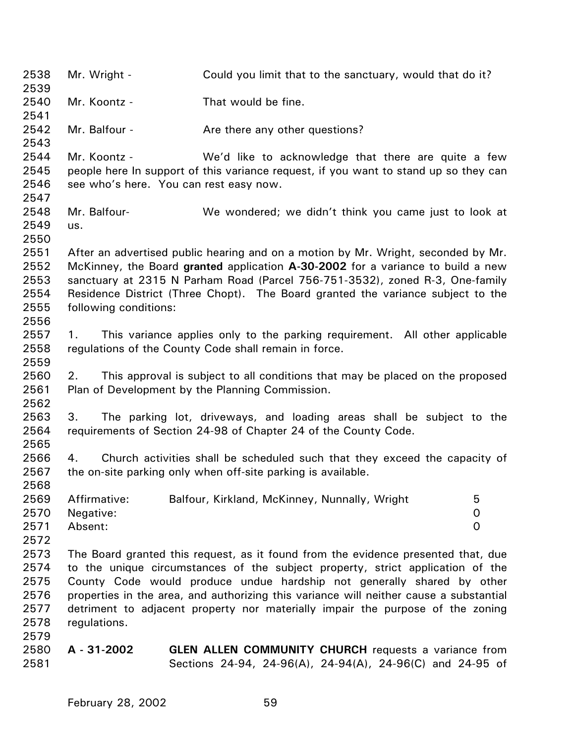Mr. Wright - Could you limit that to the sanctuary, would that do it?

Mr. Koontz - That would be fine.

Mr. Balfour - Are there any other questions?

Mr. Koontz - We'd like to acknowledge that there are quite a few people here In support of this variance request, if you want to stand up so they can see who's here. You can rest easy now.

Mr. Balfour- We wondered; we didn't think you came just to look at us.

After an advertised public hearing and on a motion by Mr. Wright, seconded by Mr. McKinney, the Board **granted** application **A-30-2002** for a variance to build a new sanctuary at 2315 N Parham Road (Parcel 756-751-3532), zoned R-3, One-family Residence District (Three Chopt). The Board granted the variance subject to the following conditions:

1. This variance applies only to the parking requirement. All other applicable regulations of the County Code shall remain in force.

2. This approval is subject to all conditions that may be placed on the proposed Plan of Development by the Planning Commission.

3. The parking lot, driveways, and loading areas shall be subject to the requirements of Section 24-98 of Chapter 24 of the County Code.

4. Church activities shall be scheduled such that they exceed the capacity of the on-site parking only when off-site parking is available.

| | | |
|---|---|---|
| Affirmative: | Balfour, Kirkland, McKinney, Nunnally, Wright | 5 |
| Negative: | | 0 |
| Absent: | | 0 |

The Board granted this request, as it found from the evidence presented that, due to the unique circumstances of the subject property, strict application of the County Code would produce undue hardship not generally shared by other properties in the area, and authorizing this variance will neither cause a substantial detriment to adjacent property nor materially impair the purpose of the zoning regulations.

**A - 31-2002** **GLEN ALLEN COMMUNITY CHURCH** requests a variance from Sections 24-94, 24-96(A), 24-94(A), 24-96(C) and 24-95 of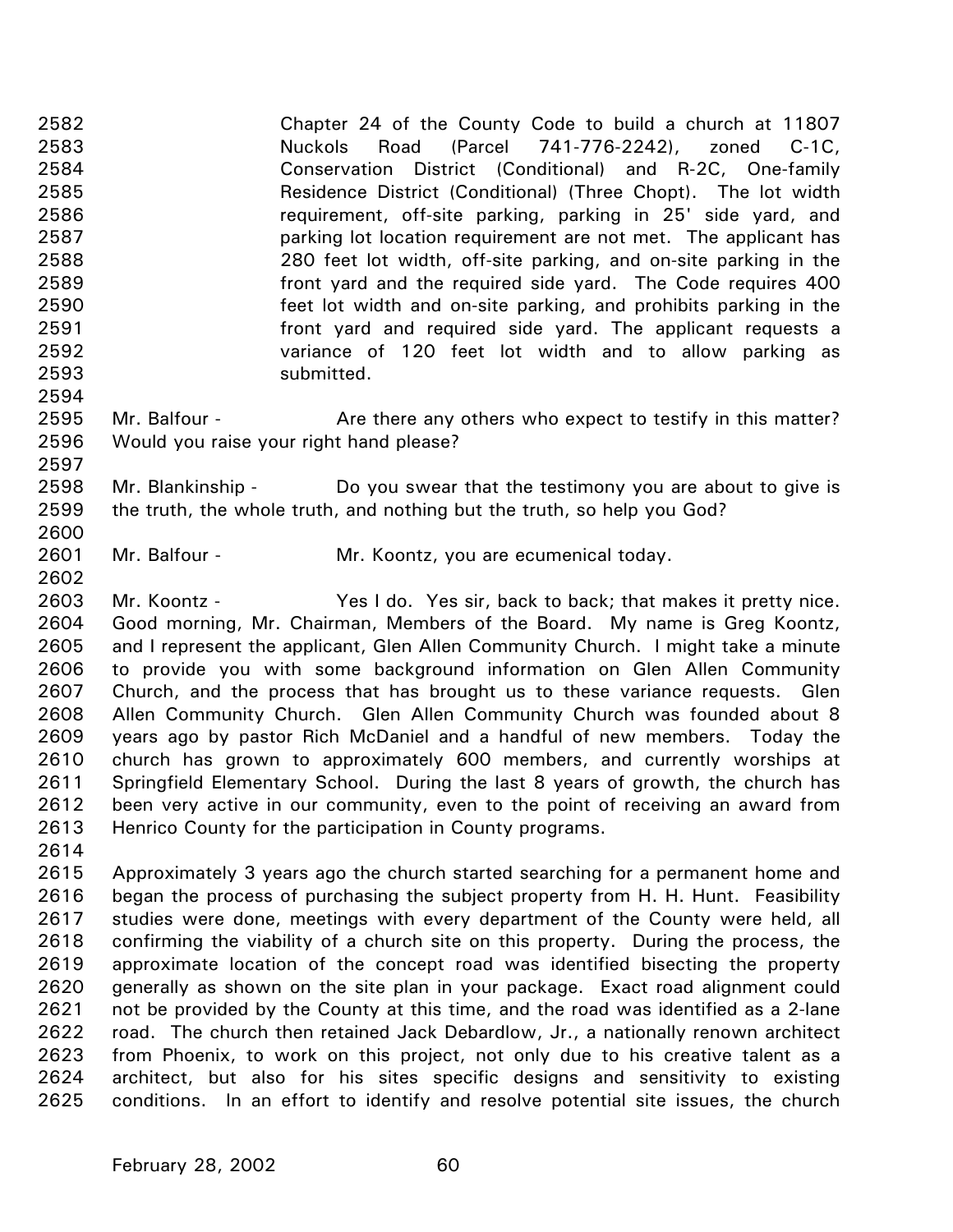Chapter 24 of the County Code to build a church at 11807 Nuckols Road (Parcel 741-776-2242), zoned C-1C, Conservation District (Conditional) and R-2C, One-family Residence District (Conditional) (Three Chopt). The lot width requirement, off-site parking, parking in 25' side yard, and parking lot location requirement are not met. The applicant has 280 feet lot width, off-site parking, and on-site parking in the front yard and the required side yard. The Code requires 400 feet lot width and on-site parking, and prohibits parking in the front yard and required side yard. The applicant requests a variance of 120 feet lot width and to allow parking as submitted.

Mr. Balfour - Are there any others who expect to testify in this matter? Would you raise your right hand please?

Mr. Blankinship - Do you swear that the testimony you are about to give is the truth, the whole truth, and nothing but the truth, so help you God?

Mr. Balfour - Mr. Koontz, you are ecumenical today.

Mr. Koontz - Yes I do. Yes sir, back to back; that makes it pretty nice. Good morning, Mr. Chairman, Members of the Board. My name is Greg Koontz, and I represent the applicant, Glen Allen Community Church. I might take a minute to provide you with some background information on Glen Allen Community Church, and the process that has brought us to these variance requests. Glen Allen Community Church. Glen Allen Community Church was founded about 8 years ago by pastor Rich McDaniel and a handful of new members. Today the church has grown to approximately 600 members, and currently worships at Springfield Elementary School. During the last 8 years of growth, the church has been very active in our community, even to the point of receiving an award from Henrico County for the participation in County programs.

Approximately 3 years ago the church started searching for a permanent home and began the process of purchasing the subject property from H. H. Hunt. Feasibility studies were done, meetings with every department of the County were held, all confirming the viability of a church site on this property. During the process, the approximate location of the concept road was identified bisecting the property generally as shown on the site plan in your package. Exact road alignment could not be provided by the County at this time, and the road was identified as a 2-lane road. The church then retained Jack Debardlow, Jr., a nationally renown architect from Phoenix, to work on this project, not only due to his creative talent as a architect, but also for his sites specific designs and sensitivity to existing conditions. In an effort to identify and resolve potential site issues, the church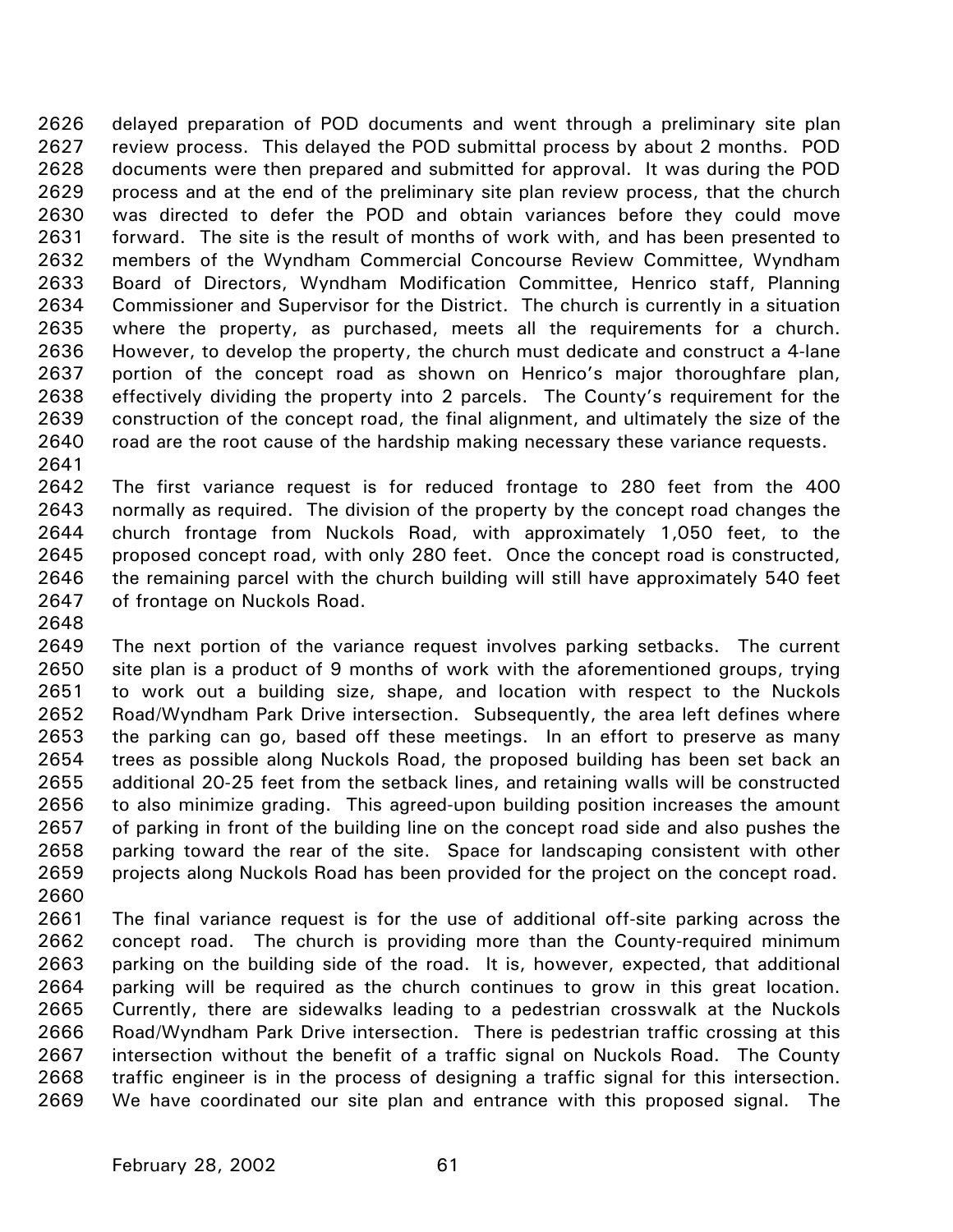delayed preparation of POD documents and went through a preliminary site plan review process. This delayed the POD submittal process by about 2 months. POD documents were then prepared and submitted for approval. It was during the POD process and at the end of the preliminary site plan review process, that the church was directed to defer the POD and obtain variances before they could move forward. The site is the result of months of work with, and has been presented to members of the Wyndham Commercial Concourse Review Committee, Wyndham Board of Directors, Wyndham Modification Committee, Henrico staff, Planning Commissioner and Supervisor for the District. The church is currently in a situation where the property, as purchased, meets all the requirements for a church. However, to develop the property, the church must dedicate and construct a 4-lane portion of the concept road as shown on Henrico's major thoroughfare plan, effectively dividing the property into 2 parcels. The County's requirement for the construction of the concept road, the final alignment, and ultimately the size of the road are the root cause of the hardship making necessary these variance requests.

The first variance request is for reduced frontage to 280 feet from the 400 normally as required. The division of the property by the concept road changes the church frontage from Nuckols Road, with approximately 1,050 feet, to the proposed concept road, with only 280 feet. Once the concept road is constructed, the remaining parcel with the church building will still have approximately 540 feet of frontage on Nuckols Road.

The next portion of the variance request involves parking setbacks. The current site plan is a product of 9 months of work with the aforementioned groups, trying to work out a building size, shape, and location with respect to the Nuckols Road/Wyndham Park Drive intersection. Subsequently, the area left defines where the parking can go, based off these meetings. In an effort to preserve as many trees as possible along Nuckols Road, the proposed building has been set back an additional 20-25 feet from the setback lines, and retaining walls will be constructed to also minimize grading. This agreed-upon building position increases the amount of parking in front of the building line on the concept road side and also pushes the parking toward the rear of the site. Space for landscaping consistent with other projects along Nuckols Road has been provided for the project on the concept road.

The final variance request is for the use of additional off-site parking across the concept road. The church is providing more than the County-required minimum parking on the building side of the road. It is, however, expected, that additional parking will be required as the church continues to grow in this great location. Currently, there are sidewalks leading to a pedestrian crosswalk at the Nuckols Road/Wyndham Park Drive intersection. There is pedestrian traffic crossing at this intersection without the benefit of a traffic signal on Nuckols Road. The County traffic engineer is in the process of designing a traffic signal for this intersection. We have coordinated our site plan and entrance with this proposed signal. The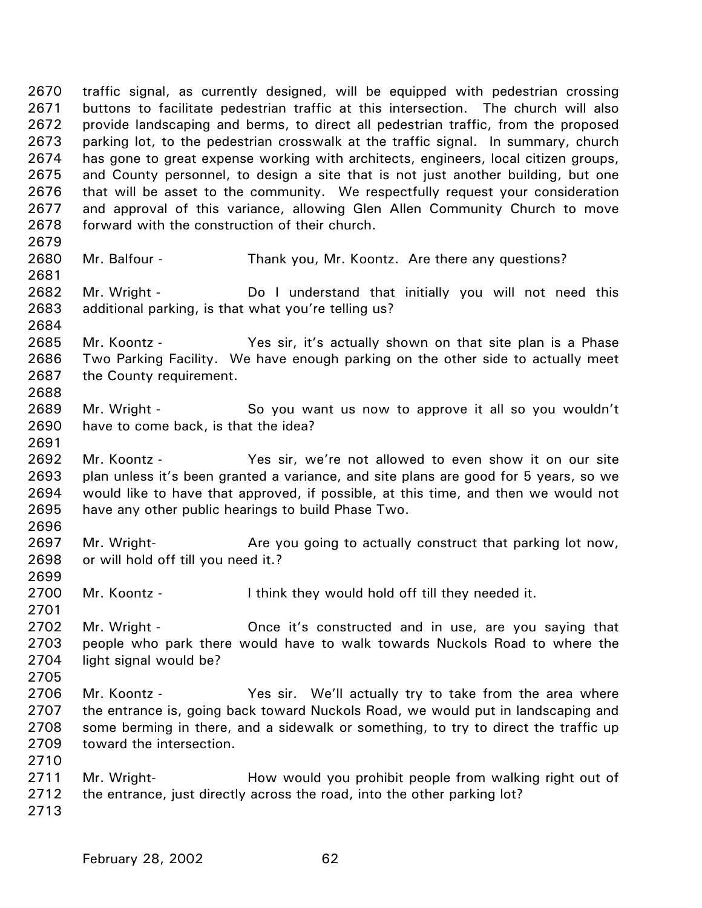traffic signal, as currently designed, will be equipped with pedestrian crossing buttons to facilitate pedestrian traffic at this intersection. The church will also provide landscaping and berms, to direct all pedestrian traffic, from the proposed parking lot, to the pedestrian crosswalk at the traffic signal. In summary, church has gone to great expense working with architects, engineers, local citizen groups, and County personnel, to design a site that is not just another building, but one that will be asset to the community. We respectfully request your consideration and approval of this variance, allowing Glen Allen Community Church to move forward with the construction of their church.

Mr. Balfour - Thank you, Mr. Koontz. Are there any questions?

Mr. Wright - Do I understand that initially you will not need this additional parking, is that what you're telling us?

Mr. Koontz - Yes sir, it's actually shown on that site plan is a Phase Two Parking Facility. We have enough parking on the other side to actually meet the County requirement.

Mr. Wright - So you want us now to approve it all so you wouldn't have to come back, is that the idea?

Mr. Koontz - Yes sir, we're not allowed to even show it on our site plan unless it's been granted a variance, and site plans are good for 5 years, so we would like to have that approved, if possible, at this time, and then we would not have any other public hearings to build Phase Two.

Mr. Wright- Are you going to actually construct that parking lot now, or will hold off till you need it.?

Mr. Koontz - I think they would hold off till they needed it.

Mr. Wright - Once it's constructed and in use, are you saying that people who park there would have to walk towards Nuckols Road to where the light signal would be?

Mr. Koontz - Yes sir. We'll actually try to take from the area where the entrance is, going back toward Nuckols Road, we would put in landscaping and some berming in there, and a sidewalk or something, to try to direct the traffic up toward the intersection.

Mr. Wright- How would you prohibit people from walking right out of the entrance, just directly across the road, into the other parking lot?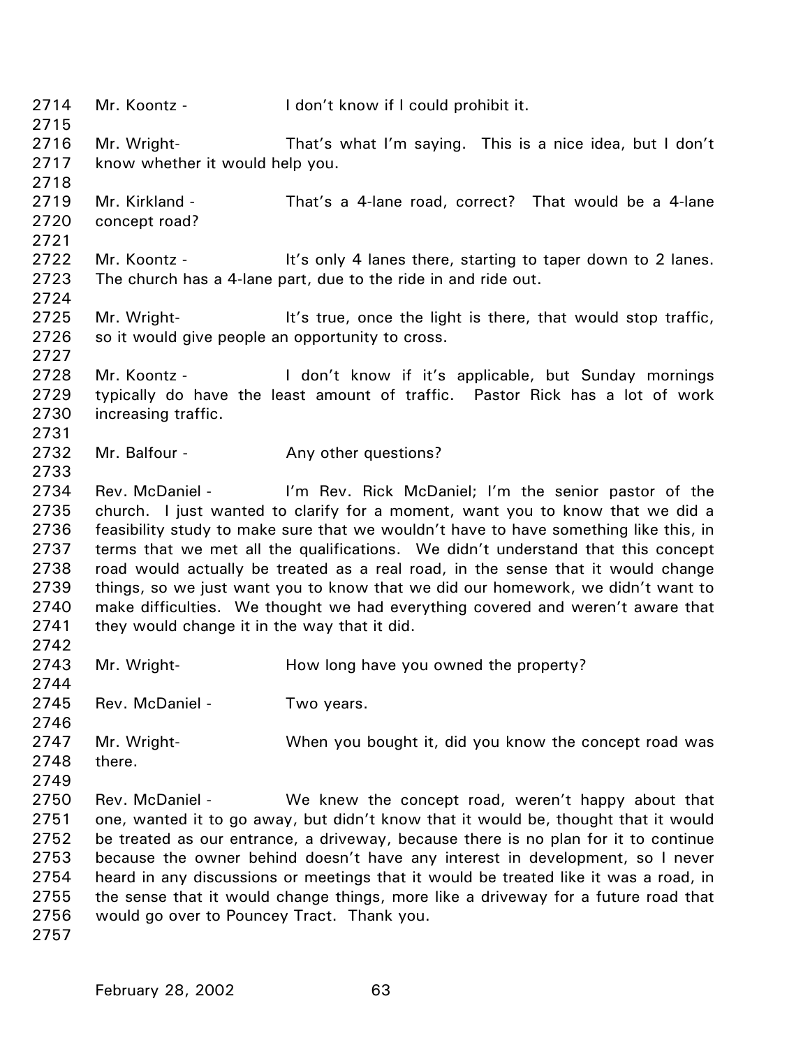2714 Mr. Koontz - I don't know if I could prohibit it.

2716 Mr. Wright- That's what I'm saying. This is a nice idea, but I don't
2717 know whether it would help you.

2719 Mr. Kirkland - That's a 4-lane road, correct? That would be a 4-lane
2720 concept road?

2722 Mr. Koontz - It's only 4 lanes there, starting to taper down to 2 lanes.
2723 The church has a 4-lane part, due to the ride in and ride out.

2725 Mr. Wright- It's true, once the light is there, that would stop traffic,
2726 so it would give people an opportunity to cross.

2728 Mr. Koontz - I don't know if it's applicable, but Sunday mornings
2729 typically do have the least amount of traffic. Pastor Rick has a lot of work
2730 increasing traffic.

2732 Mr. Balfour - Any other questions?

2734 Rev. McDaniel - I'm Rev. Rick McDaniel; I'm the senior pastor of the
2735 church. I just wanted to clarify for a moment, want you to know that we did a
2736 feasibility study to make sure that we wouldn't have to have something like this, in
2737 terms that we met all the qualifications. We didn't understand that this concept
2738 road would actually be treated as a real road, in the sense that it would change
2739 things, so we just want you to know that we did our homework, we didn't want to
2740 make difficulties. We thought we had everything covered and weren't aware that
2741 they would change it in the way that it did.

2743 Mr. Wright- How long have you owned the property?

2745 Rev. McDaniel - Two years.

2747 Mr. Wright- When you bought it, did you know the concept road was
2748 there.

2750 Rev. McDaniel - We knew the concept road, weren't happy about that
2751 one, wanted it to go away, but didn't know that it would be, thought that it would
2752 be treated as our entrance, a driveway, because there is no plan for it to continue
2753 because the owner behind doesn't have any interest in development, so I never
2754 heard in any discussions or meetings that it would be treated like it was a road, in
2755 the sense that it would change things, more like a driveway for a future road that
2756 would go over to Pouncey Tract. Thank you.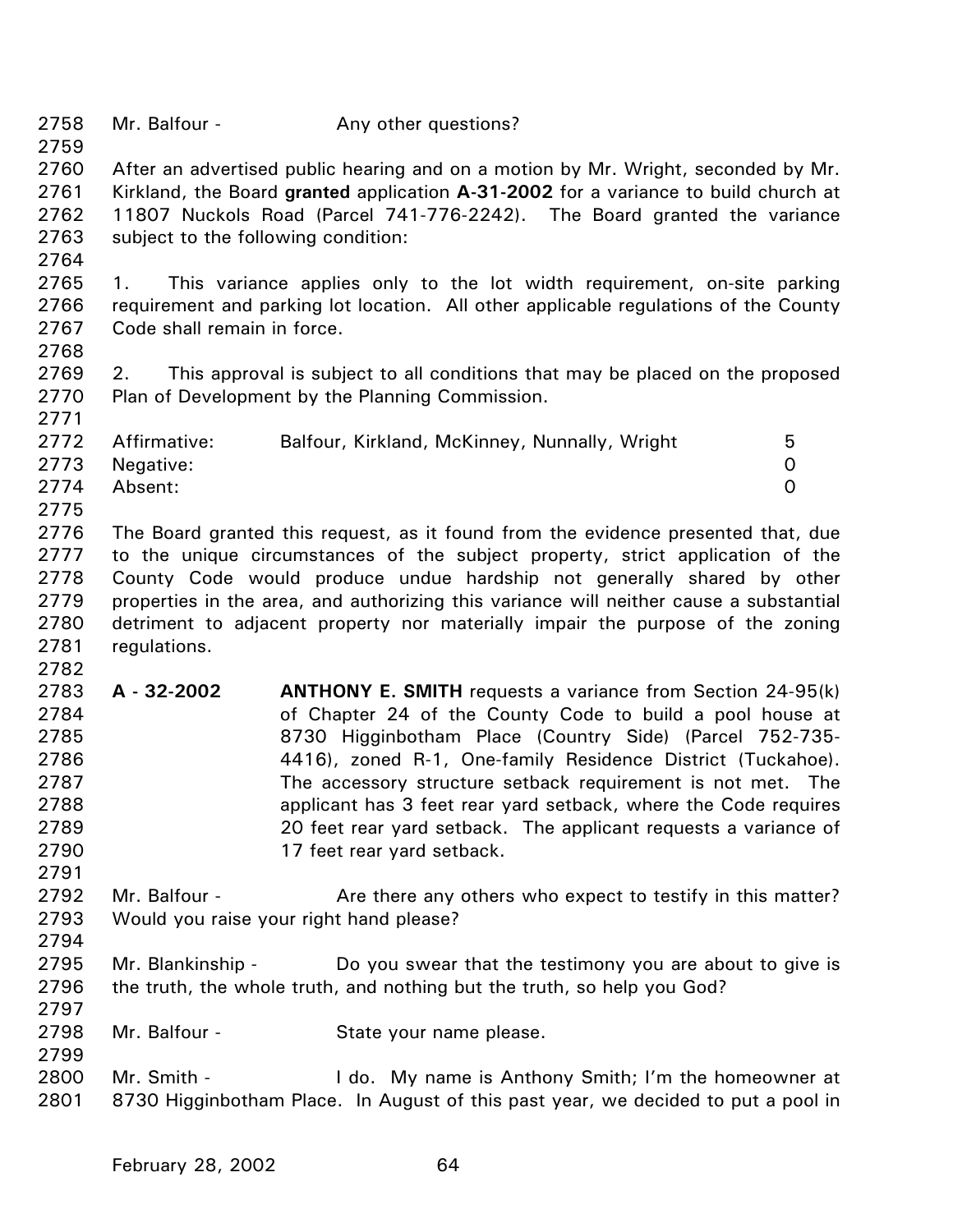Mr. Balfour - Any other questions?

After an advertised public hearing and on a motion by Mr. Wright, seconded by Mr. Kirkland, the Board **granted** application **A-31-2002** for a variance to build church at 11807 Nuckols Road (Parcel 741-776-2242). The Board granted the variance subject to the following condition:

1. This variance applies only to the lot width requirement, on-site parking requirement and parking lot location. All other applicable regulations of the County Code shall remain in force.

2. This approval is subject to all conditions that may be placed on the proposed Plan of Development by the Planning Commission.

| | | |
|---|---|---|
| Affirmative: | Balfour, Kirkland, McKinney, Nunnally, Wright | 5 |
| Negative: | | 0 |
| Absent: | | 0 |

The Board granted this request, as it found from the evidence presented that, due to the unique circumstances of the subject property, strict application of the County Code would produce undue hardship not generally shared by other properties in the area, and authorizing this variance will neither cause a substantial detriment to adjacent property nor materially impair the purpose of the zoning regulations.

**A - 32-2002** **ANTHONY E. SMITH** requests a variance from Section 24-95(k) of Chapter 24 of the County Code to build a pool house at 8730 Higginbotham Place (Country Side) (Parcel 752-735-4416), zoned R-1, One-family Residence District (Tuckahoe). The accessory structure setback requirement is not met. The applicant has 3 feet rear yard setback, where the Code requires 20 feet rear yard setback. The applicant requests a variance of 17 feet rear yard setback.

Mr. Balfour - Are there any others who expect to testify in this matter? Would you raise your right hand please?

Mr. Blankinship - Do you swear that the testimony you are about to give is the truth, the whole truth, and nothing but the truth, so help you God?

Mr. Balfour - State your name please.

Mr. Smith - I do. My name is Anthony Smith; I'm the homeowner at 8730 Higginbotham Place. In August of this past year, we decided to put a pool in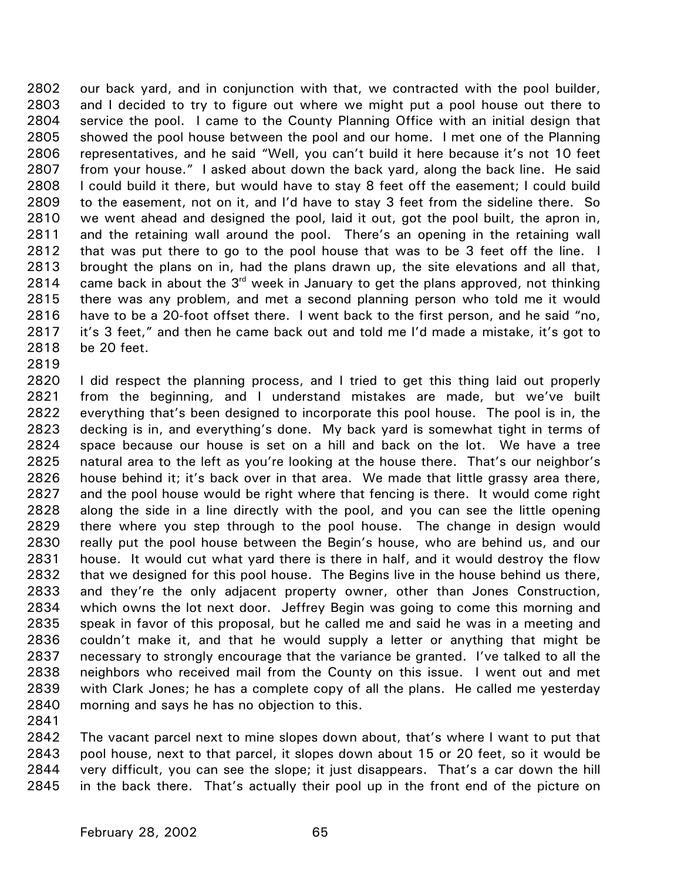our back yard, and in conjunction with that, we contracted with the pool builder, and I decided to try to figure out where we might put a pool house out there to service the pool. I came to the County Planning Office with an initial design that showed the pool house between the pool and our home. I met one of the Planning representatives, and he said "Well, you can't build it here because it's not 10 feet from your house." I asked about down the back yard, along the back line. He said I could build it there, but would have to stay 8 feet off the easement; I could build to the easement, not on it, and I'd have to stay 3 feet from the sideline there. So we went ahead and designed the pool, laid it out, got the pool built, the apron in, and the retaining wall around the pool. There's an opening in the retaining wall that was put there to go to the pool house that was to be 3 feet off the line. I brought the plans on in, had the plans drawn up, the site elevations and all that, came back in about the 3rd week in January to get the plans approved, not thinking there was any problem, and met a second planning person who told me it would have to be a 20-foot offset there. I went back to the first person, and he said "no, it's 3 feet," and then he came back out and told me I'd made a mistake, it's got to be 20 feet.

I did respect the planning process, and I tried to get this thing laid out properly from the beginning, and I understand mistakes are made, but we've built everything that's been designed to incorporate this pool house. The pool is in, the decking is in, and everything's done. My back yard is somewhat tight in terms of space because our house is set on a hill and back on the lot. We have a tree natural area to the left as you're looking at the house there. That's our neighbor's house behind it; it's back over in that area. We made that little grassy area there, and the pool house would be right where that fencing is there. It would come right along the side in a line directly with the pool, and you can see the little opening there where you step through to the pool house. The change in design would really put the pool house between the Begin's house, who are behind us, and our house. It would cut what yard there is there in half, and it would destroy the flow that we designed for this pool house. The Begins live in the house behind us there, and they're the only adjacent property owner, other than Jones Construction, which owns the lot next door. Jeffrey Begin was going to come this morning and speak in favor of this proposal, but he called me and said he was in a meeting and couldn't make it, and that he would supply a letter or anything that might be necessary to strongly encourage that the variance be granted. I've talked to all the neighbors who received mail from the County on this issue. I went out and met with Clark Jones; he has a complete copy of all the plans. He called me yesterday morning and says he has no objection to this.

The vacant parcel next to mine slopes down about, that's where I want to put that pool house, next to that parcel, it slopes down about 15 or 20 feet, so it would be very difficult, you can see the slope; it just disappears. That's a car down the hill in the back there. That's actually their pool up in the front end of the picture on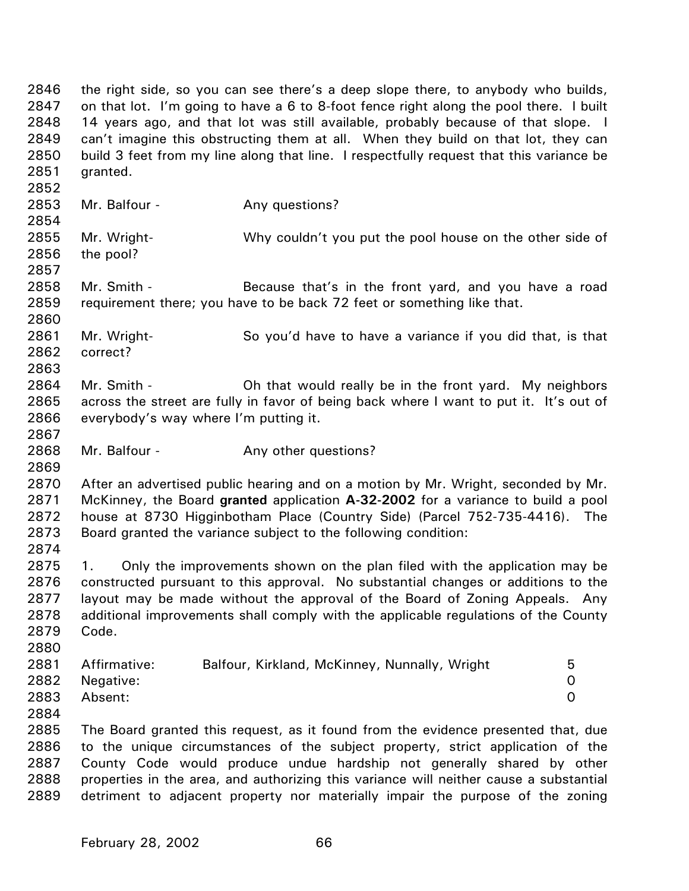the right side, so you can see there's a deep slope there, to anybody who builds, on that lot. I'm going to have a 6 to 8-foot fence right along the pool there. I built 14 years ago, and that lot was still available, probably because of that slope. I can't imagine this obstructing them at all. When they build on that lot, they can build 3 feet from my line along that line. I respectfully request that this variance be granted.

Mr. Balfour - Any questions?

Mr. Wright- Why couldn't you put the pool house on the other side of the pool?

Mr. Smith - Because that's in the front yard, and you have a road requirement there; you have to be back 72 feet or something like that.

Mr. Wright- So you'd have to have a variance if you did that, is that correct?

Mr. Smith - Oh that would really be in the front yard. My neighbors across the street are fully in favor of being back where I want to put it. It's out of everybody's way where I'm putting it.

Mr. Balfour - Any other questions?

After an advertised public hearing and on a motion by Mr. Wright, seconded by Mr. McKinney, the Board **granted** application **A-32-2002** for a variance to build a pool house at 8730 Higginbotham Place (Country Side) (Parcel 752-735-4416). The Board granted the variance subject to the following condition:

1. Only the improvements shown on the plan filed with the application may be constructed pursuant to this approval. No substantial changes or additions to the layout may be made without the approval of the Board of Zoning Appeals. Any additional improvements shall comply with the applicable regulations of the County Code.

| | | |
|---|---|---|
| Affirmative: | Balfour, Kirkland, McKinney, Nunnally, Wright | 5 |
| Negative: | | 0 |
| Absent: | | 0 |

The Board granted this request, as it found from the evidence presented that, due to the unique circumstances of the subject property, strict application of the County Code would produce undue hardship not generally shared by other properties in the area, and authorizing this variance will neither cause a substantial detriment to adjacent property nor materially impair the purpose of the zoning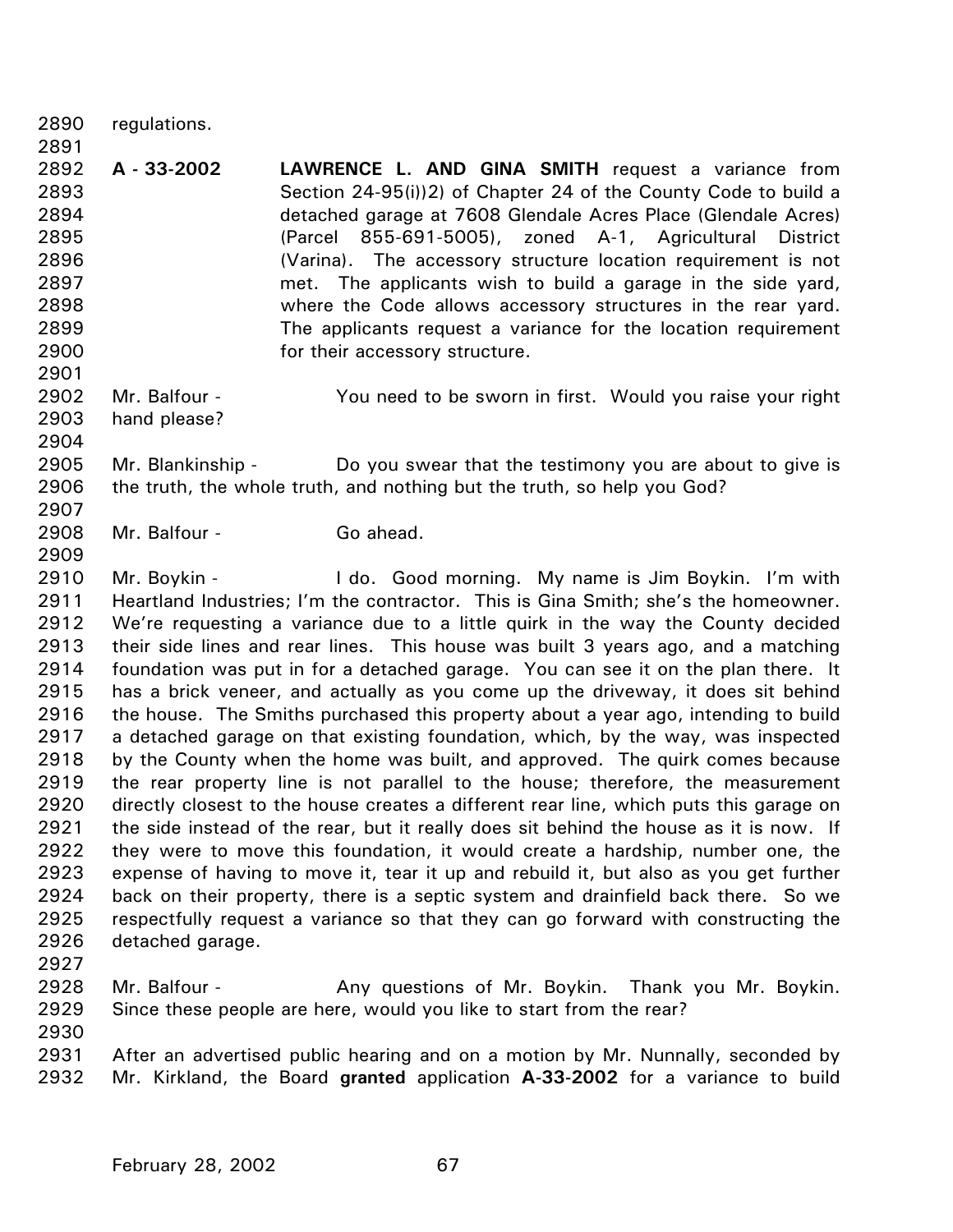regulations.

**A - 33-2002** **LAWRENCE L. AND GINA SMITH** request a variance from Section 24-95(i))2) of Chapter 24 of the County Code to build a detached garage at 7608 Glendale Acres Place (Glendale Acres) (Parcel 855-691-5005), zoned A-1, Agricultural District (Varina). The accessory structure location requirement is not met. The applicants wish to build a garage in the side yard, where the Code allows accessory structures in the rear yard. The applicants request a variance for the location requirement for their accessory structure.

Mr. Balfour - You need to be sworn in first. Would you raise your right hand please?

Mr. Blankinship - Do you swear that the testimony you are about to give is the truth, the whole truth, and nothing but the truth, so help you God?

Mr. Balfour - Go ahead.

Mr. Boykin - I do. Good morning. My name is Jim Boykin. I'm with Heartland Industries; I'm the contractor. This is Gina Smith; she's the homeowner. We're requesting a variance due to a little quirk in the way the County decided their side lines and rear lines. This house was built 3 years ago, and a matching foundation was put in for a detached garage. You can see it on the plan there. It has a brick veneer, and actually as you come up the driveway, it does sit behind the house. The Smiths purchased this property about a year ago, intending to build a detached garage on that existing foundation, which, by the way, was inspected by the County when the home was built, and approved. The quirk comes because the rear property line is not parallel to the house; therefore, the measurement directly closest to the house creates a different rear line, which puts this garage on the side instead of the rear, but it really does sit behind the house as it is now. If they were to move this foundation, it would create a hardship, number one, the expense of having to move it, tear it up and rebuild it, but also as you get further back on their property, there is a septic system and drainfield back there. So we respectfully request a variance so that they can go forward with constructing the detached garage.

Mr. Balfour - Any questions of Mr. Boykin. Thank you Mr. Boykin. Since these people are here, would you like to start from the rear?

After an advertised public hearing and on a motion by Mr. Nunnally, seconded by Mr. Kirkland, the Board **granted** application **A-33-2002** for a variance to build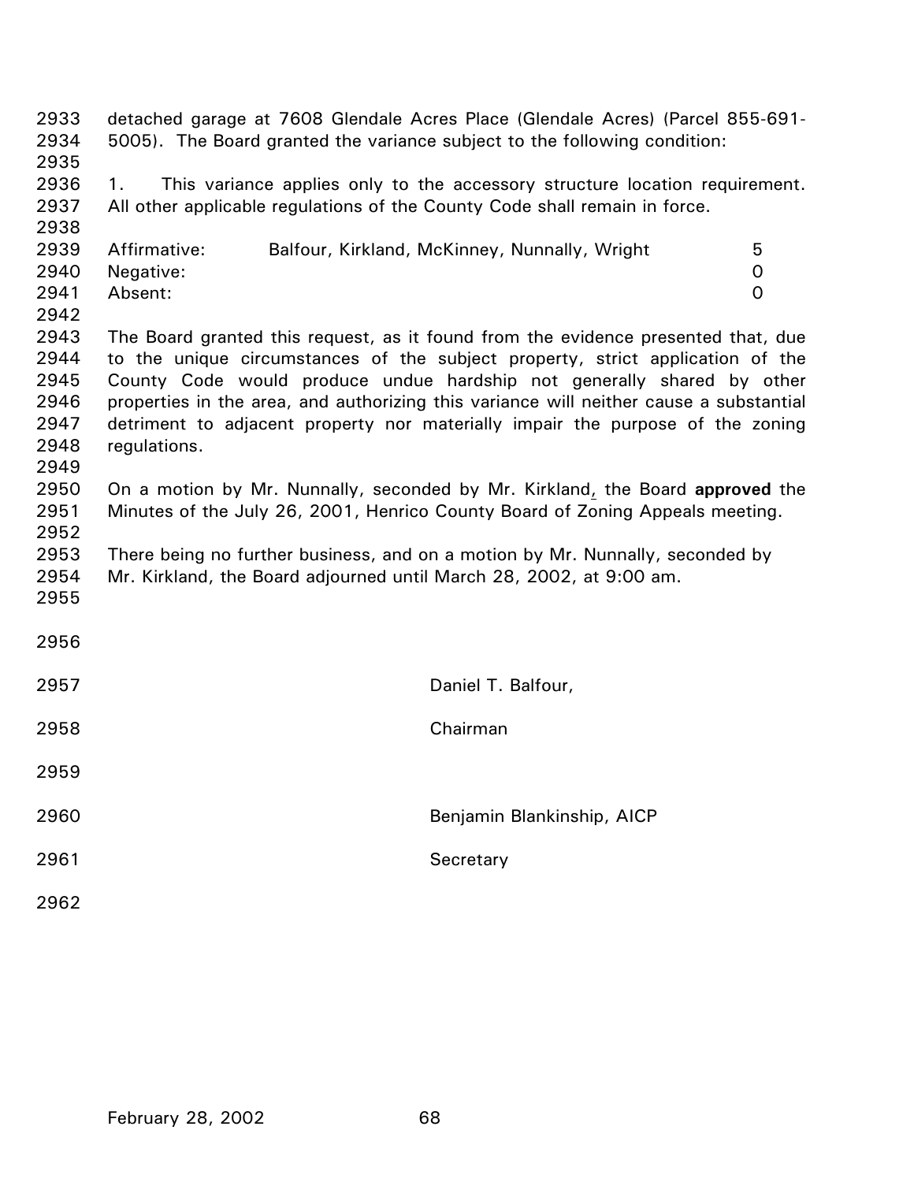detached garage at 7608 Glendale Acres Place (Glendale Acres) (Parcel 855-691-5005). The Board granted the variance subject to the following condition:

1. This variance applies only to the accessory structure location requirement. All other applicable regulations of the County Code shall remain in force.

| | | |
|---|---|---|
| Affirmative: | Balfour, Kirkland, McKinney, Nunnally, Wright | 5 |
| Negative: | | 0 |
| Absent: | | 0 |

The Board granted this request, as it found from the evidence presented that, due to the unique circumstances of the subject property, strict application of the County Code would produce undue hardship not generally shared by other properties in the area, and authorizing this variance will neither cause a substantial detriment to adjacent property nor materially impair the purpose of the zoning regulations.

On a motion by Mr. Nunnally, seconded by Mr. Kirkland, the Board **approved** the Minutes of the July 26, 2001, Henrico County Board of Zoning Appeals meeting.

There being no further business, and on a motion by Mr. Nunnally, seconded by Mr. Kirkland, the Board adjourned until March 28, 2002, at 9:00 am.

Daniel T. Balfour,

Chairman

Benjamin Blankinship, AICP

Secretary